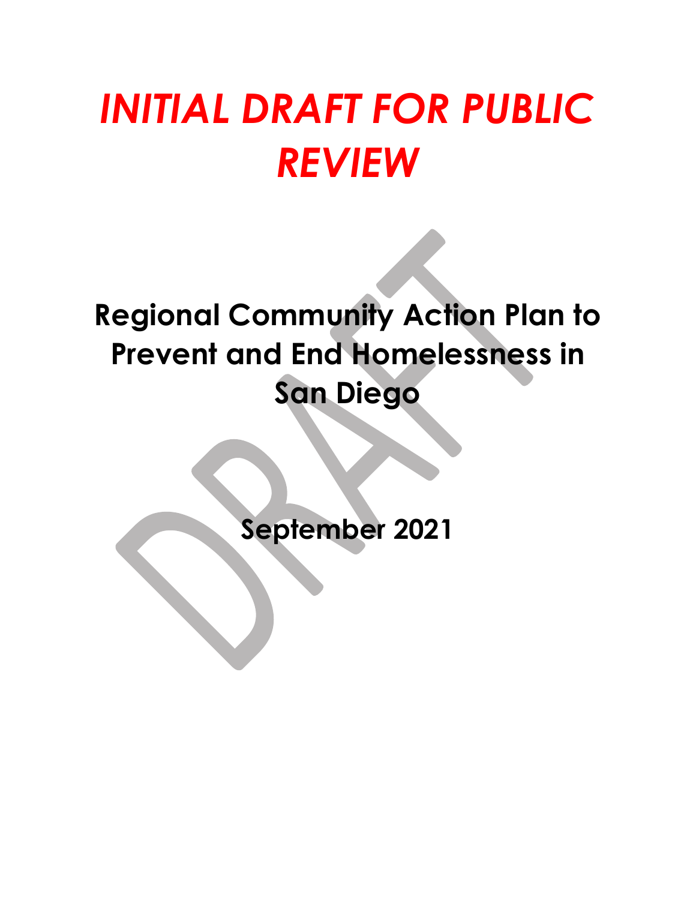# *INITIAL DRAFT FOR PUBLIC REVIEW*

## Regional Community Action Plan to Prevent and End Homelessness in San Diego

**September 2021**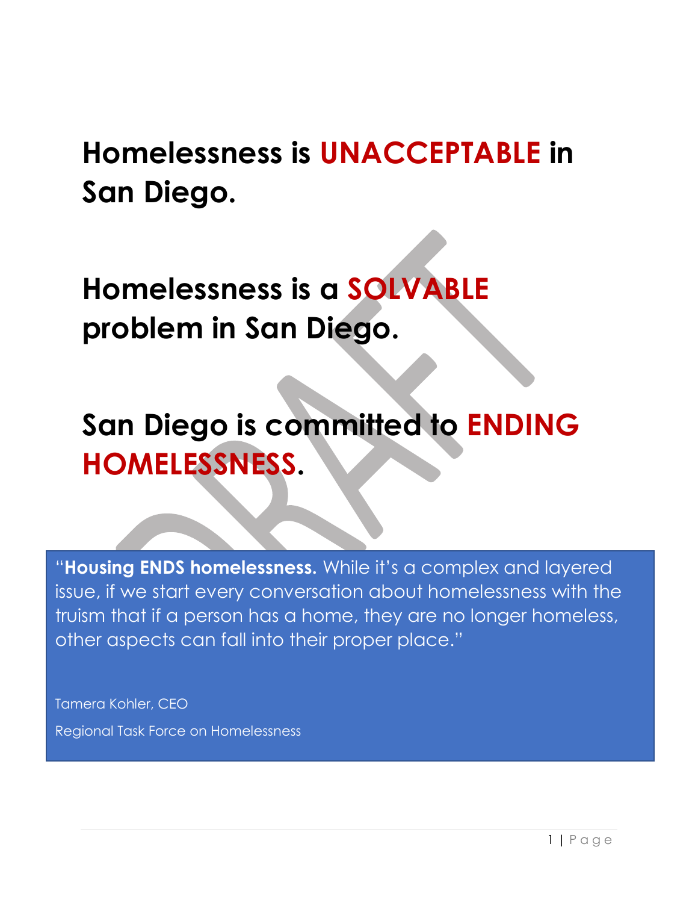# Homelessness is **UNACCEPTABLE** in San Diego.

# Homelessness is a **SOLVABLE** problem in San Diego.

# San Diego is committed to **ENDING HOMELESSNESS**.

> "**Housing ENDS homelessness.** While it's a complex and layered issue, if we start every conversation about homelessness with the truism that if a person has a home, they are no longer homeless, other aspects can fall into their proper place."
>
> Tamera Kohler, CEO
>
> Regional Task Force on Homelessness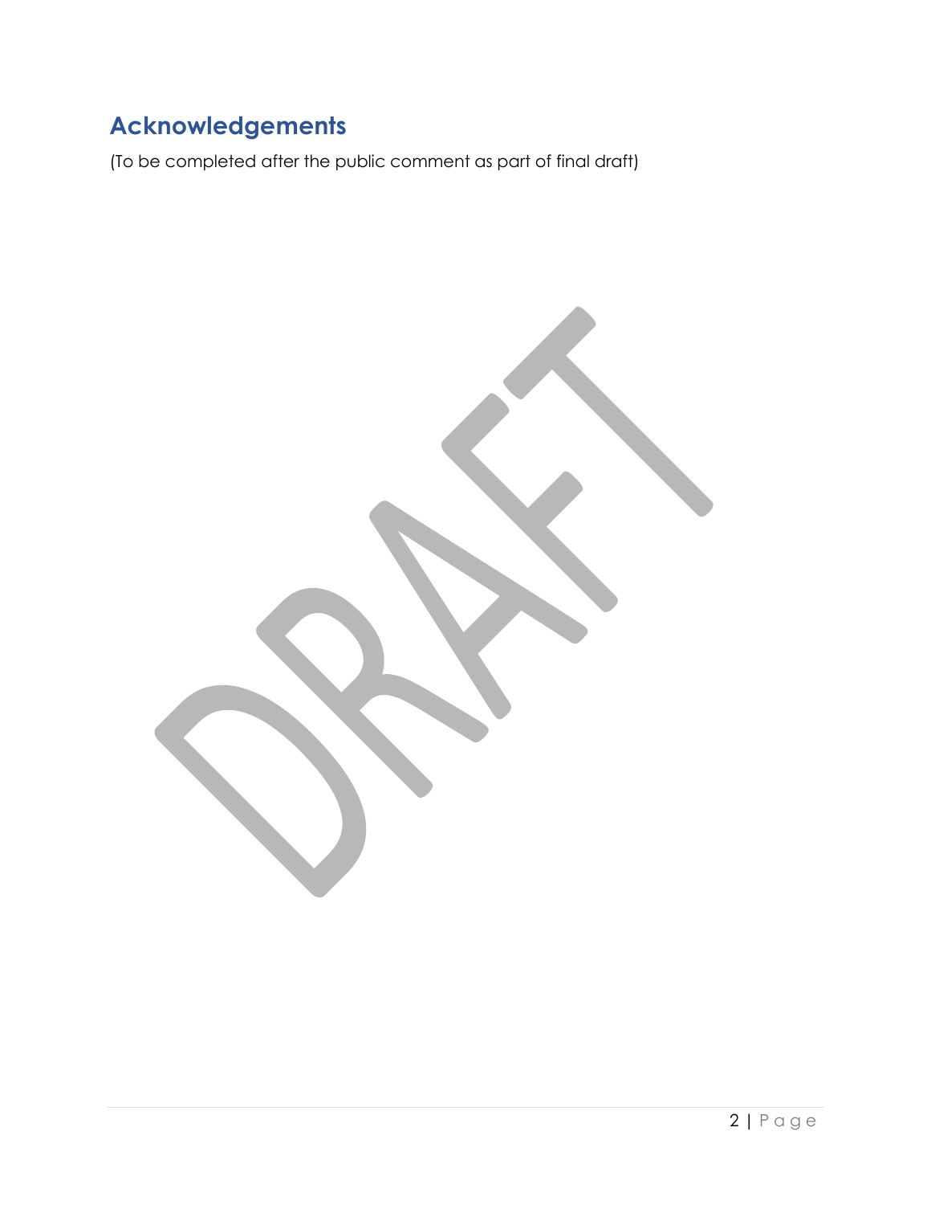## Acknowledgements

(To be completed after the public comment as part of final draft)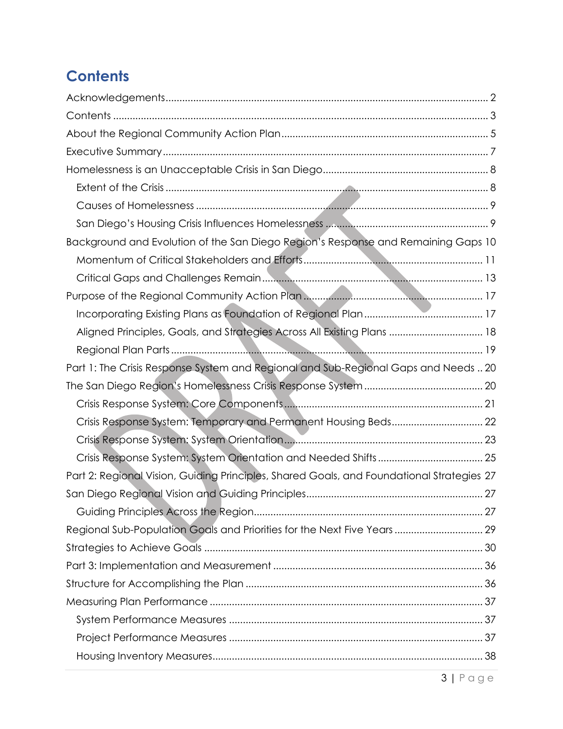## Contents

Acknowledgements .......... 2
Contents .......... 3
About the Regional Community Action Plan .......... 5
Executive Summary .......... 7
Homelessness is an Unacceptable Crisis in San Diego .......... 8
- Extent of the Crisis .......... 8
- Causes of Homelessness .......... 9
- San Diego's Housing Crisis Influences Homelessness .......... 9

Background and Evolution of the San Diego Region's Response and Remaining Gaps 10
- Momentum of Critical Stakeholders and Efforts .......... 11
- Critical Gaps and Challenges Remain .......... 13

Purpose of the Regional Community Action Plan .......... 17
- Incorporating Existing Plans as Foundation of Regional Plan .......... 17
- Aligned Principles, Goals, and Strategies Across All Existing Plans .......... 18
- Regional Plan Parts .......... 19

Part 1: The Crisis Response System and Regional and Sub-Regional Gaps and Needs .. 20
The San Diego Region's Homelessness Crisis Response System .......... 20
- Crisis Response System: Core Components .......... 21
- Crisis Response System: Temporary and Permanent Housing Beds .......... 22
- Crisis Response System: System Orientation .......... 23
- Crisis Response System: System Orientation and Needed Shifts .......... 25

Part 2: Regional Vision, Guiding Principles, Shared Goals, and Foundational Strategies 27
San Diego Regional Vision and Guiding Principles .......... 27
- Guiding Principles Across the Region .......... 27

Regional Sub-Population Goals and Priorities for the Next Five Years .......... 29
Strategies to Achieve Goals .......... 30
Part 3: Implementation and Measurement .......... 36
Structure for Accomplishing the Plan .......... 36
Measuring Plan Performance .......... 37
- System Performance Measures .......... 37
- Project Performance Measures .......... 37
- Housing Inventory Measures .......... 38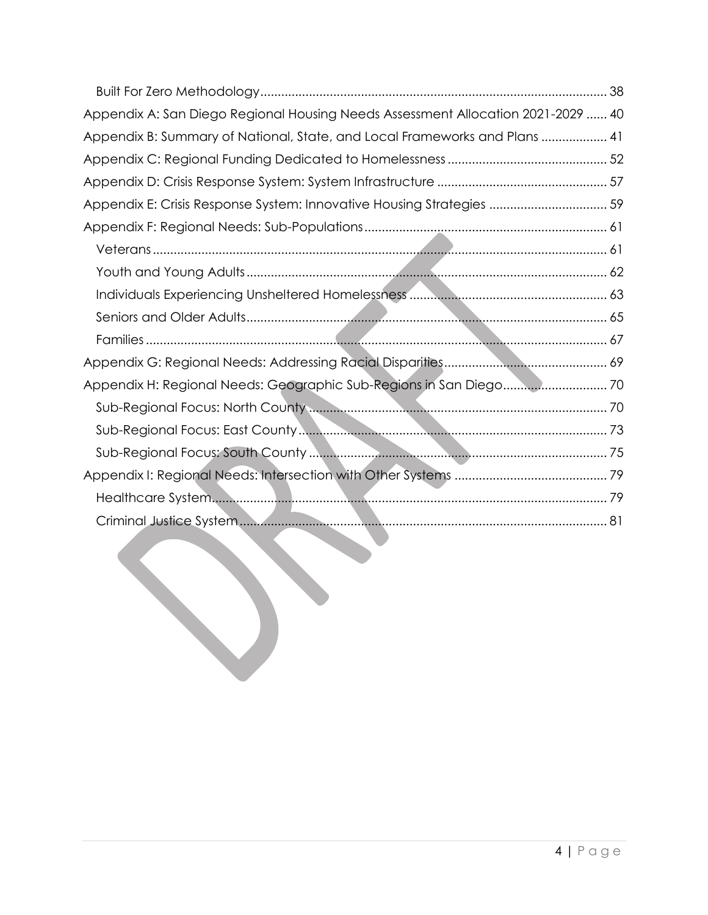- Built For Zero Methodology ... 38
- Appendix A: San Diego Regional Housing Needs Assessment Allocation 2021-2029 ... 40
- Appendix B: Summary of National, State, and Local Frameworks and Plans ... 41
- Appendix C: Regional Funding Dedicated to Homelessness ... 52
- Appendix D: Crisis Response System: System Infrastructure ... 57
- Appendix E: Crisis Response System: Innovative Housing Strategies ... 59
- Appendix F: Regional Needs: Sub-Populations ... 61
  - Veterans ... 61
  - Youth and Young Adults ... 62
  - Individuals Experiencing Unsheltered Homelessness ... 63
  - Seniors and Older Adults ... 65
  - Families ... 67
- Appendix G: Regional Needs: Addressing Racial Disparities ... 69
- Appendix H: Regional Needs: Geographic Sub-Regions in San Diego ... 70
  - Sub-Regional Focus: North County ... 70
  - Sub-Regional Focus: East County ... 73
  - Sub-Regional Focus: South County ... 75
- Appendix I: Regional Needs: Intersection with Other Systems ... 79
  - Healthcare System ... 79
  - Criminal Justice System ... 81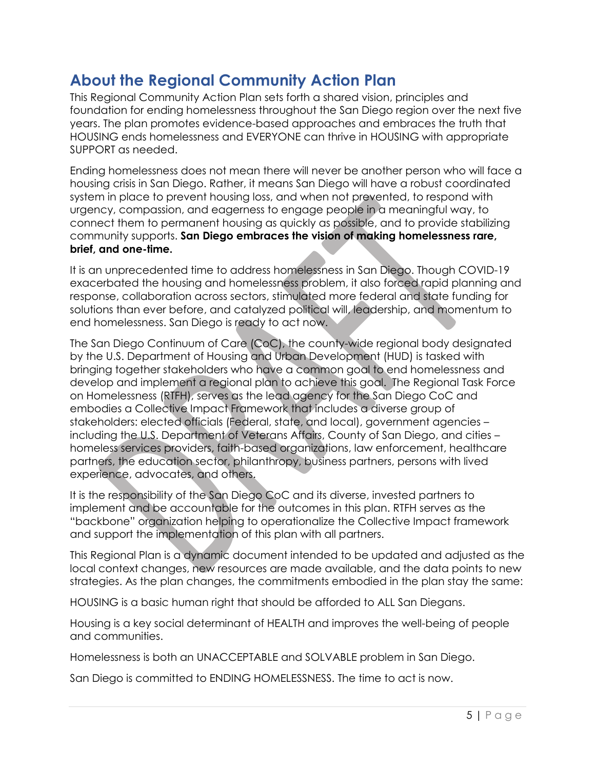## About the Regional Community Action Plan

This Regional Community Action Plan sets forth a shared vision, principles and foundation for ending homelessness throughout the San Diego region over the next five years. The plan promotes evidence-based approaches and embraces the truth that HOUSING ends homelessness and EVERYONE can thrive in HOUSING with appropriate SUPPORT as needed.

Ending homelessness does not mean there will never be another person who will face a housing crisis in San Diego. Rather, it means San Diego will have a robust coordinated system in place to prevent housing loss, and when not prevented, to respond with urgency, compassion, and eagerness to engage people in a meaningful way, to connect them to permanent housing as quickly as possible, and to provide stabilizing community supports. **San Diego embraces the vision of making homelessness rare, brief, and one-time.**

It is an unprecedented time to address homelessness in San Diego. Though COVID-19 exacerbated the housing and homelessness problem, it also forced rapid planning and response, collaboration across sectors, stimulated more federal and state funding for solutions than ever before, and catalyzed political will, leadership, and momentum to end homelessness. San Diego is ready to act now.

The San Diego Continuum of Care (CoC), the county-wide regional body designated by the U.S. Department of Housing and Urban Development (HUD) is tasked with bringing together stakeholders who have a common goal to end homelessness and develop and implement a regional plan to achieve this goal. The Regional Task Force on Homelessness (RTFH), serves as the lead agency for the San Diego CoC and embodies a Collective Impact Framework that includes a diverse group of stakeholders: elected officials (Federal, state, and local), government agencies – including the U.S. Department of Veterans Affairs, County of San Diego, and cities – homeless services providers, faith-based organizations, law enforcement, healthcare partners, the education sector, philanthropy, business partners, persons with lived experience, advocates, and others.

It is the responsibility of the San Diego CoC and its diverse, invested partners to implement and be accountable for the outcomes in this plan. RTFH serves as the "backbone" organization helping to operationalize the Collective Impact framework and support the implementation of this plan with all partners.

This Regional Plan is a dynamic document intended to be updated and adjusted as the local context changes, new resources are made available, and the data points to new strategies. As the plan changes, the commitments embodied in the plan stay the same:

HOUSING is a basic human right that should be afforded to ALL San Diegans.

Housing is a key social determinant of HEALTH and improves the well-being of people and communities.

Homelessness is both an UNACCEPTABLE and SOLVABLE problem in San Diego.

San Diego is committed to ENDING HOMELESSNESS. The time to act is now.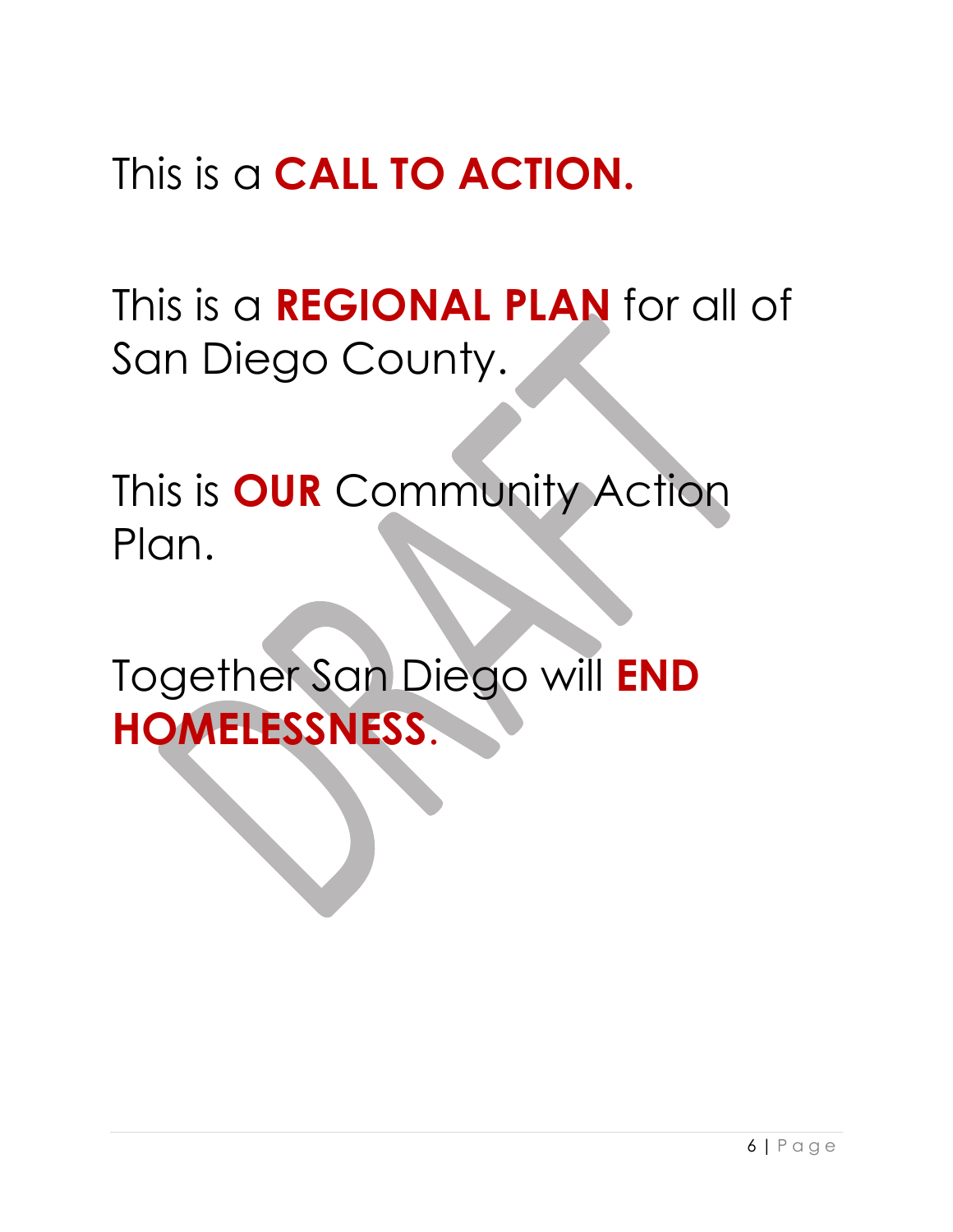This is a **CALL TO ACTION.**

This is a **REGIONAL PLAN** for all of San Diego County.

This is **OUR** Community Action Plan.

Together San Diego will **END HOMELESSNESS**.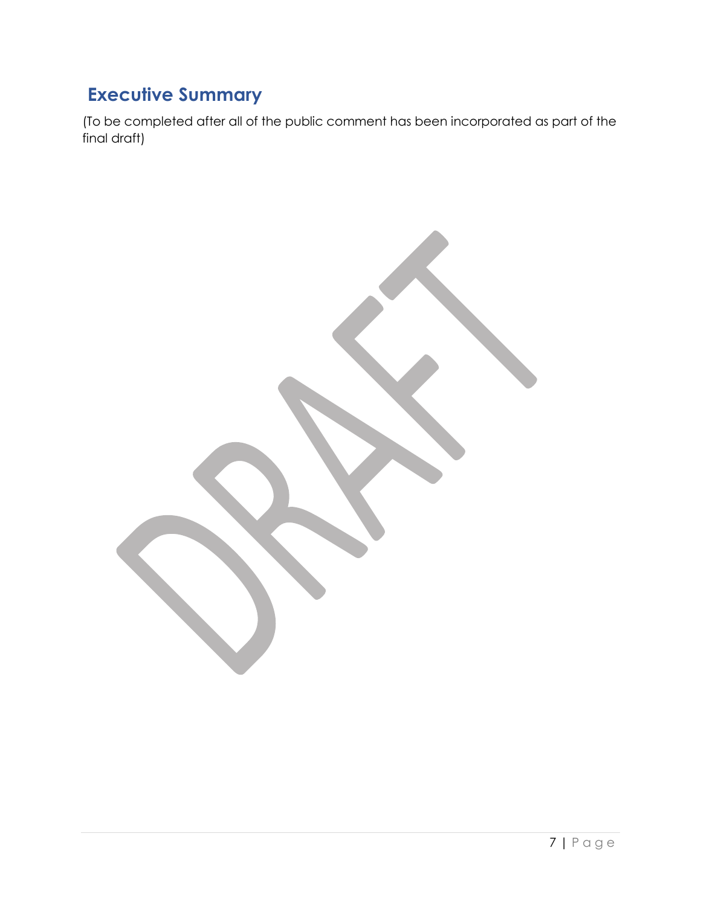## Executive Summary

(To be completed after all of the public comment has been incorporated as part of the final draft)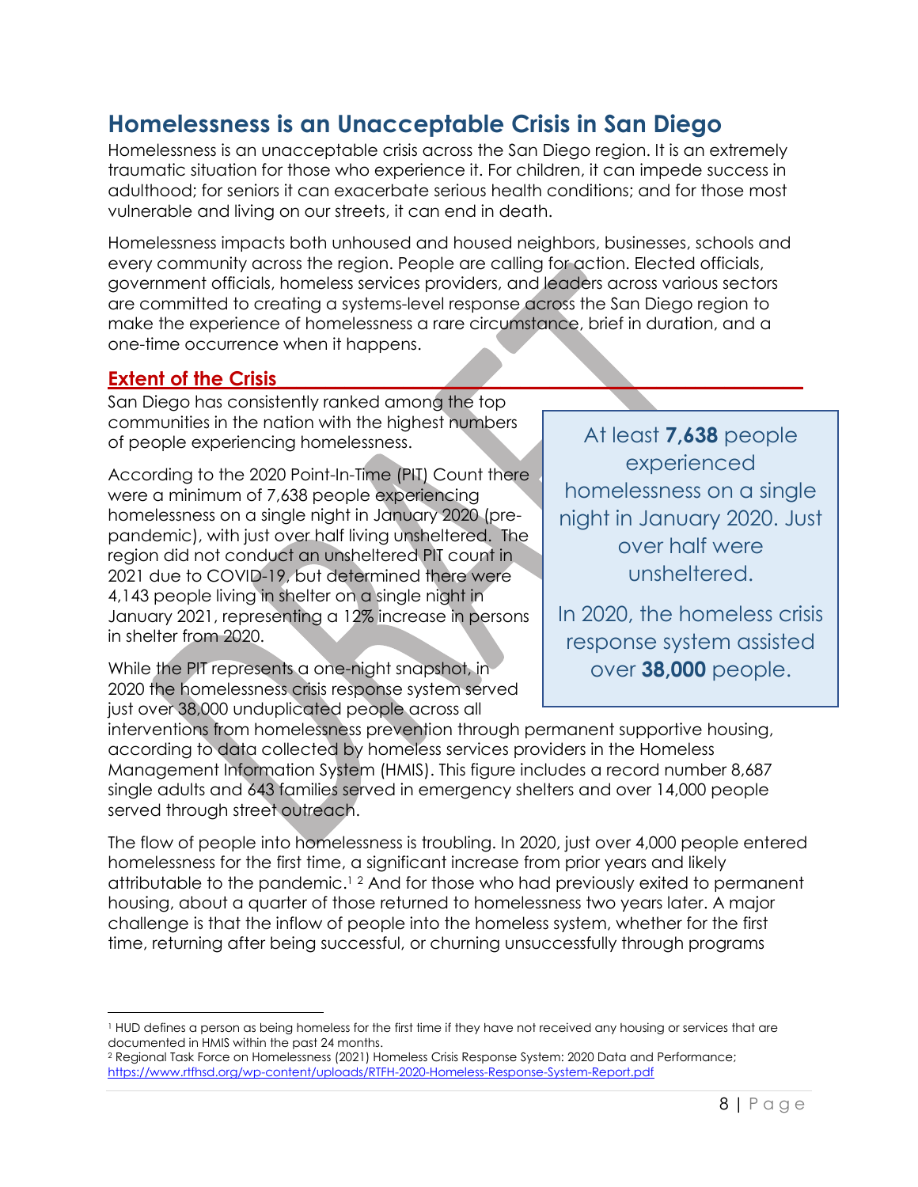# Homelessness is an Unacceptable Crisis in San Diego

Homelessness is an unacceptable crisis across the San Diego region. It is an extremely traumatic situation for those who experience it. For children, it can impede success in adulthood; for seniors it can exacerbate serious health conditions; and for those most vulnerable and living on our streets, it can end in death.

Homelessness impacts both unhoused and housed neighbors, businesses, schools and every community across the region. People are calling for action. Elected officials, government officials, homeless services providers, and leaders across various sectors are committed to creating a systems-level response across the San Diego region to make the experience of homelessness a rare circumstance, brief in duration, and a one-time occurrence when it happens.

## Extent of the Crisis

San Diego has consistently ranked among the top communities in the nation with the highest numbers of people experiencing homelessness.

> At least **7,638** people experienced homelessness on a single night in January 2020. Just over half were unsheltered.
>
> In 2020, the homeless crisis response system assisted over **38,000** people.

According to the 2020 Point-In-Time (PIT) Count there were a minimum of 7,638 people experiencing homelessness on a single night in January 2020 (pre-pandemic), with just over half living unsheltered. The region did not conduct an unsheltered PIT count in 2021 due to COVID-19, but determined there were 4,143 people living in shelter on a single night in January 2021, representing a 12% increase in persons in shelter from 2020.

While the PIT represents a one-night snapshot, in 2020 the homelessness crisis response system served just over 38,000 unduplicated people across all interventions from homelessness prevention through permanent supportive housing, according to data collected by homeless services providers in the Homeless Management Information System (HMIS). This figure includes a record number 8,687 single adults and 643 families served in emergency shelters and over 14,000 people served through street outreach.

The flow of people into homelessness is troubling. In 2020, just over 4,000 people entered homelessness for the first time, a significant increase from prior years and likely attributable to the pandemic.[1] [2] And for those who had previously exited to permanent housing, about a quarter of those returned to homelessness two years later. A major challenge is that the inflow of people into the homeless system, whether for the first time, returning after being successful, or churning unsuccessfully through programs

---

[1] HUD defines a person as being homeless for the first time if they have not received any housing or services that are documented in HMIS within the past 24 months.

[2] Regional Task Force on Homelessness (2021) Homeless Crisis Response System: 2020 Data and Performance; https://www.rtfhsd.org/wp-content/uploads/RTFH-2020-Homeless-Response-System-Report.pdf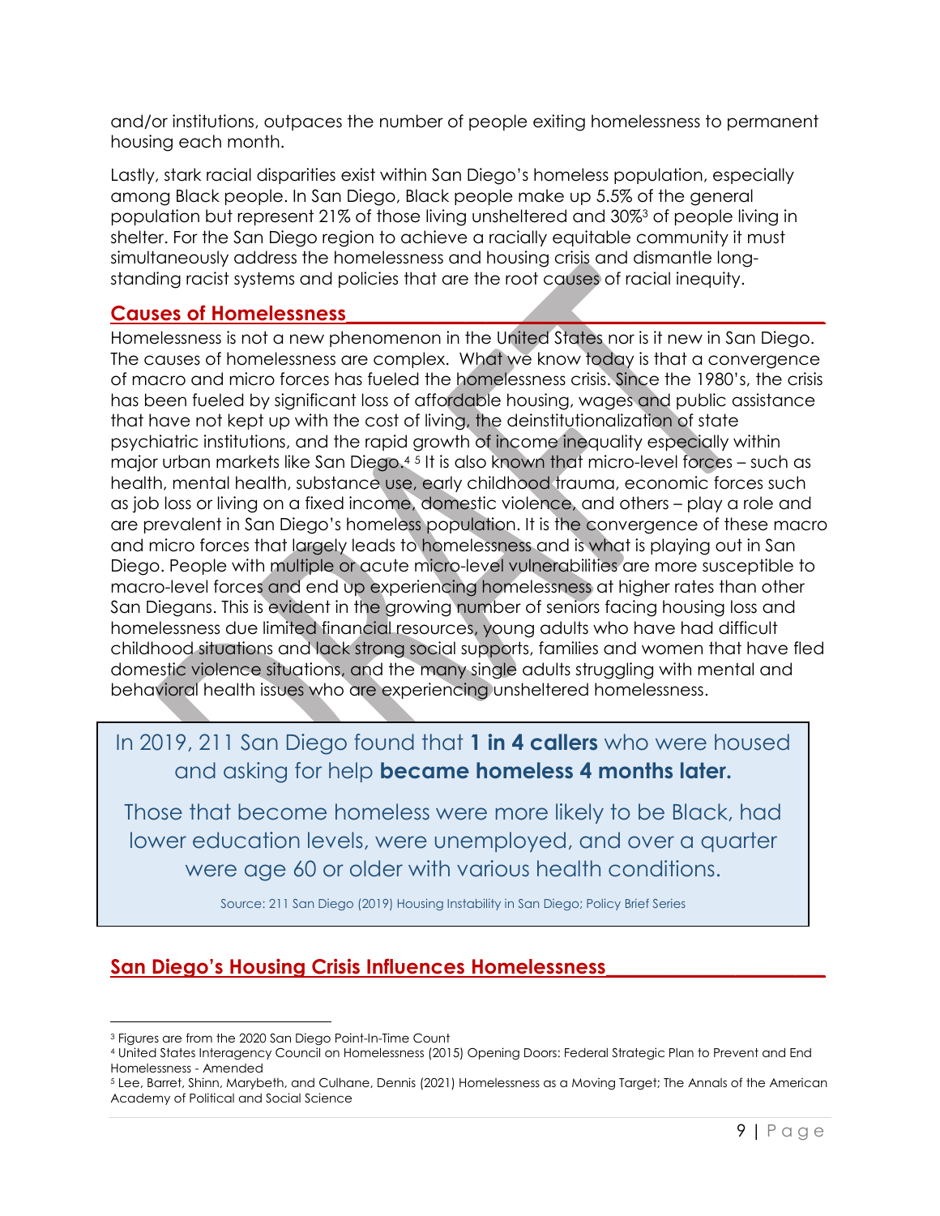and/or institutions, outpaces the number of people exiting homelessness to permanent housing each month.

Lastly, stark racial disparities exist within San Diego's homeless population, especially among Black people. In San Diego, Black people make up 5.5% of the general population but represent 21% of those living unsheltered and 30%[3] of people living in shelter. For the San Diego region to achieve a racially equitable community it must simultaneously address the homelessness and housing crisis and dismantle long-standing racist systems and policies that are the root causes of racial inequity.

## Causes of Homelessness

Homelessness is not a new phenomenon in the United States nor is it new in San Diego. The causes of homelessness are complex. What we know today is that a convergence of macro and micro forces has fueled the homelessness crisis. Since the 1980's, the crisis has been fueled by significant loss of affordable housing, wages and public assistance that have not kept up with the cost of living, the deinstitutionalization of state psychiatric institutions, and the rapid growth of income inequality especially within major urban markets like San Diego.[4] [5] It is also known that micro-level forces – such as health, mental health, substance use, early childhood trauma, economic forces such as job loss or living on a fixed income, domestic violence, and others – play a role and are prevalent in San Diego's homeless population. It is the convergence of these macro and micro forces that largely leads to homelessness and is what is playing out in San Diego. People with multiple or acute micro-level vulnerabilities are more susceptible to macro-level forces and end up experiencing homelessness at higher rates than other San Diegans. This is evident in the growing number of seniors facing housing loss and homelessness due limited financial resources, young adults who have had difficult childhood situations and lack strong social supports, families and women that have fled domestic violence situations, and the many single adults struggling with mental and behavioral health issues who are experiencing unsheltered homelessness.

> In 2019, 211 San Diego found that **1 in 4 callers** who were housed and asking for help **became homeless 4 months later.**
>
> Those that become homeless were more likely to be Black, had lower education levels, were unemployed, and over a quarter were age 60 or older with various health conditions.
>
> Source: 211 San Diego (2019) Housing Instability in San Diego; Policy Brief Series

## San Diego's Housing Crisis Influences Homelessness

[3] Figures are from the 2020 San Diego Point-In-Time Count

[4] United States Interagency Council on Homelessness (2015) Opening Doors: Federal Strategic Plan to Prevent and End Homelessness - Amended

[5] Lee, Barret, Shinn, Marybeth, and Culhane, Dennis (2021) Homelessness as a Moving Target; The Annals of the American Academy of Political and Social Science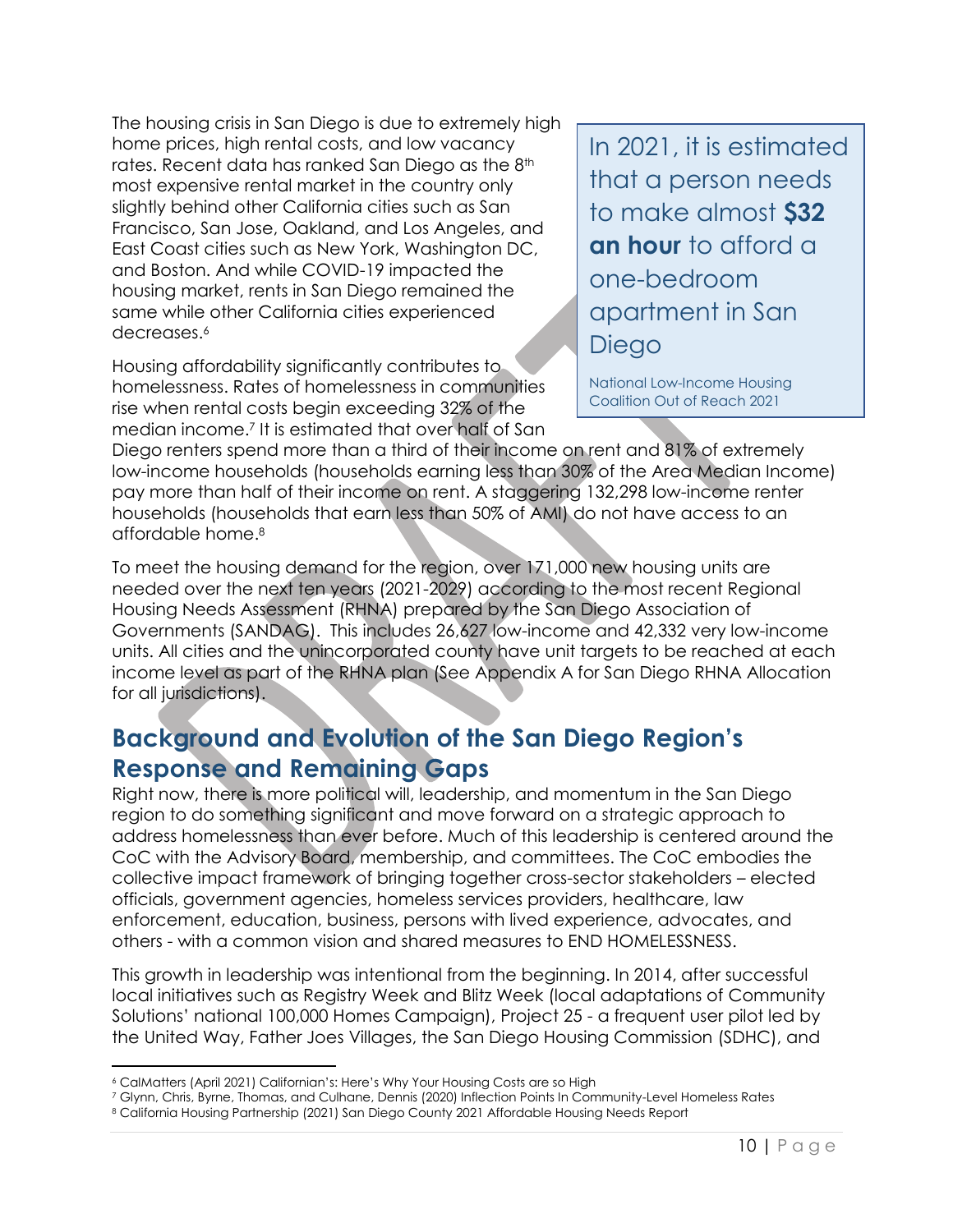The housing crisis in San Diego is due to extremely high home prices, high rental costs, and low vacancy rates. Recent data has ranked San Diego as the 8th most expensive rental market in the country only slightly behind other California cities such as San Francisco, San Jose, Oakland, and Los Angeles, and East Coast cities such as New York, Washington DC, and Boston. And while COVID-19 impacted the housing market, rents in San Diego remained the same while other California cities experienced decreases.[6]

> In 2021, it is estimated that a person needs to make almost **$32 an hour** to afford a one-bedroom apartment in San Diego
>
> National Low-Income Housing Coalition Out of Reach 2021

Housing affordability significantly contributes to homelessness. Rates of homelessness in communities rise when rental costs begin exceeding 32% of the median income.[7] It is estimated that over half of San Diego renters spend more than a third of their income on rent and 81% of extremely low-income households (households earning less than 30% of the Area Median Income) pay more than half of their income on rent. A staggering 132,298 low-income renter households (households that earn less than 50% of AMI) do not have access to an affordable home.[8]

To meet the housing demand for the region, over 171,000 new housing units are needed over the next ten years (2021-2029) according to the most recent Regional Housing Needs Assessment (RHNA) prepared by the San Diego Association of Governments (SANDAG). This includes 26,627 low-income and 42,332 very low-income units. All cities and the unincorporated county have unit targets to be reached at each income level as part of the RHNA plan (See Appendix A for San Diego RHNA Allocation for all jurisdictions).

## Background and Evolution of the San Diego Region's Response and Remaining Gaps

Right now, there is more political will, leadership, and momentum in the San Diego region to do something significant and move forward on a strategic approach to address homelessness than ever before. Much of this leadership is centered around the CoC with the Advisory Board, membership, and committees. The CoC embodies the collective impact framework of bringing together cross-sector stakeholders – elected officials, government agencies, homeless services providers, healthcare, law enforcement, education, business, persons with lived experience, advocates, and others - with a common vision and shared measures to END HOMELESSNESS.

This growth in leadership was intentional from the beginning. In 2014, after successful local initiatives such as Registry Week and Blitz Week (local adaptations of Community Solutions' national 100,000 Homes Campaign), Project 25 - a frequent user pilot led by the United Way, Father Joes Villages, the San Diego Housing Commission (SDHC), and

---

[6] CalMatters (April 2021) Californian's: Here's Why Your Housing Costs are so High

[7] Glynn, Chris, Byrne, Thomas, and Culhane, Dennis (2020) Inflection Points In Community-Level Homeless Rates

[8] California Housing Partnership (2021) San Diego County 2021 Affordable Housing Needs Report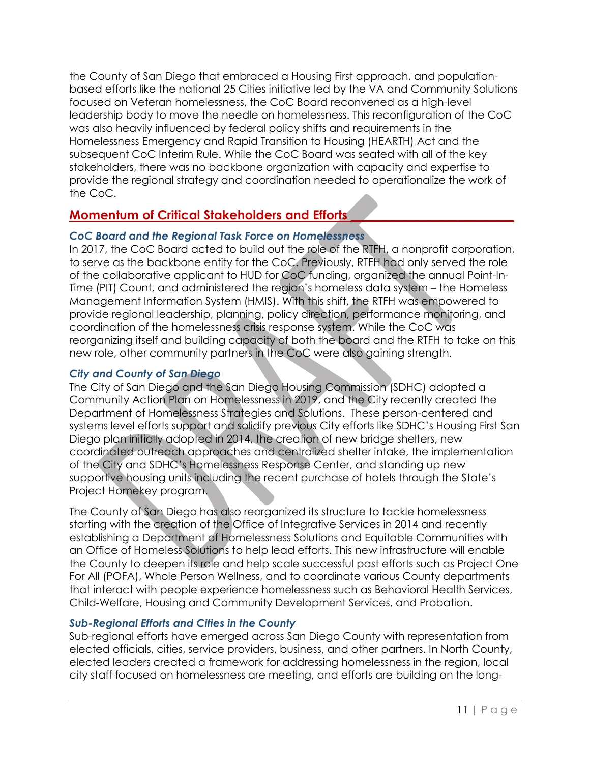the County of San Diego that embraced a Housing First approach, and population-based efforts like the national 25 Cities initiative led by the VA and Community Solutions focused on Veteran homelessness, the CoC Board reconvened as a high-level leadership body to move the needle on homelessness. This reconfiguration of the CoC was also heavily influenced by federal policy shifts and requirements in the Homelessness Emergency and Rapid Transition to Housing (HEARTH) Act and the subsequent CoC Interim Rule. While the CoC Board was seated with all of the key stakeholders, there was no backbone organization with capacity and expertise to provide the regional strategy and coordination needed to operationalize the work of the CoC.

## Momentum of Critical Stakeholders and Efforts

### *CoC Board and the Regional Task Force on Homelessness*

In 2017, the CoC Board acted to build out the role of the RTFH, a nonprofit corporation, to serve as the backbone entity for the CoC. Previously, RTFH had only served the role of the collaborative applicant to HUD for CoC funding, organized the annual Point-In-Time (PIT) Count, and administered the region's homeless data system – the Homeless Management Information System (HMIS). With this shift, the RTFH was empowered to provide regional leadership, planning, policy direction, performance monitoring, and coordination of the homelessness crisis response system. While the CoC was reorganizing itself and building capacity of both the board and the RTFH to take on this new role, other community partners in the CoC were also gaining strength.

### *City and County of San Diego*

The City of San Diego and the San Diego Housing Commission (SDHC) adopted a Community Action Plan on Homelessness in 2019, and the City recently created the Department of Homelessness Strategies and Solutions. These person-centered and systems level efforts support and solidify previous City efforts like SDHC's Housing First San Diego plan initially adopted in 2014, the creation of new bridge shelters, new coordinated outreach approaches and centralized shelter intake, the implementation of the City and SDHC's Homelessness Response Center, and standing up new supportive housing units including the recent purchase of hotels through the State's Project Homekey program.

The County of San Diego has also reorganized its structure to tackle homelessness starting with the creation of the Office of Integrative Services in 2014 and recently establishing a Department of Homelessness Solutions and Equitable Communities with an Office of Homeless Solutions to help lead efforts. This new infrastructure will enable the County to deepen its role and help scale successful past efforts such as Project One For All (POFA), Whole Person Wellness, and to coordinate various County departments that interact with people experience homelessness such as Behavioral Health Services, Child-Welfare, Housing and Community Development Services, and Probation.

### *Sub-Regional Efforts and Cities in the County*

Sub-regional efforts have emerged across San Diego County with representation from elected officials, cities, service providers, business, and other partners. In North County, elected leaders created a framework for addressing homelessness in the region, local city staff focused on homelessness are meeting, and efforts are building on the long-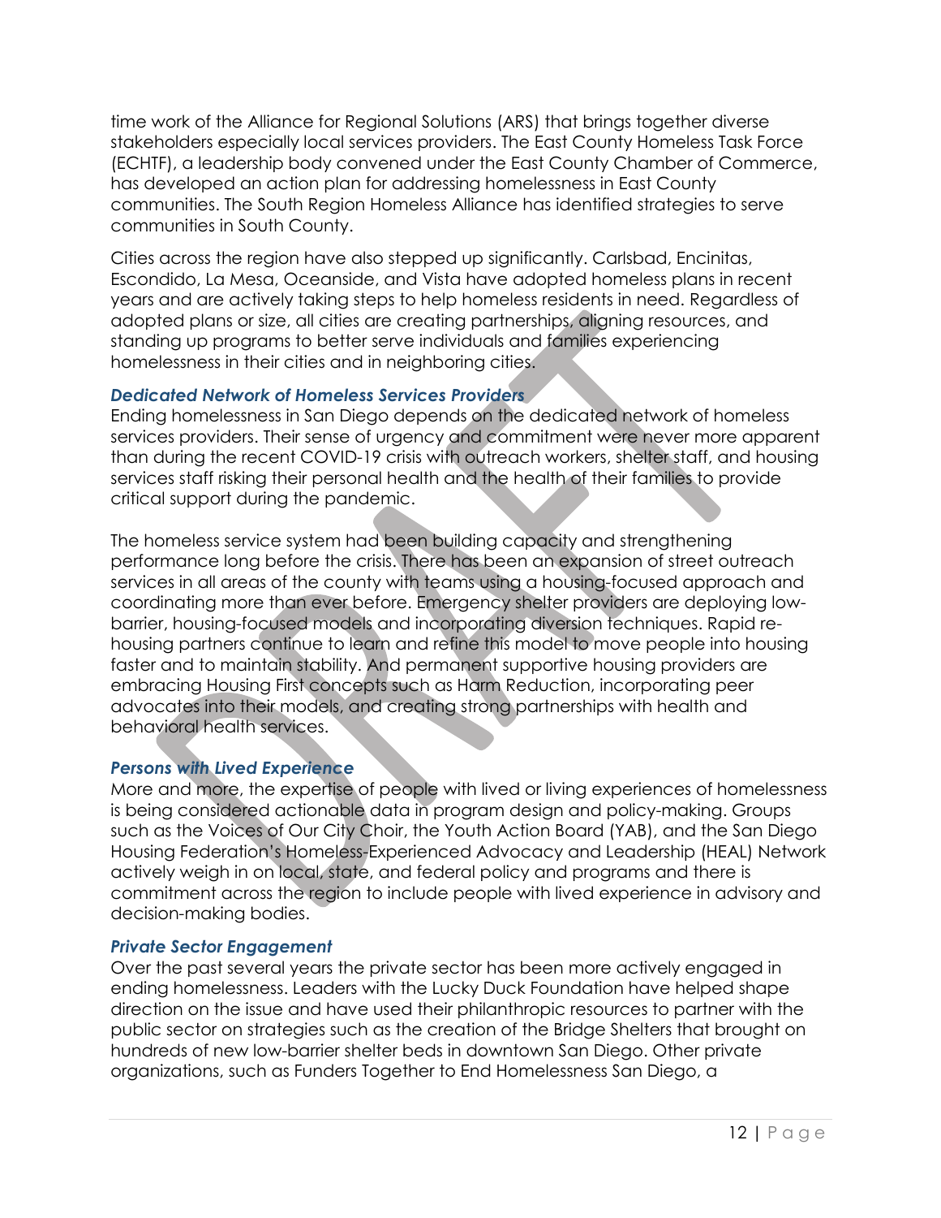time work of the Alliance for Regional Solutions (ARS) that brings together diverse stakeholders especially local services providers. The East County Homeless Task Force (ECHTF), a leadership body convened under the East County Chamber of Commerce, has developed an action plan for addressing homelessness in East County communities. The South Region Homeless Alliance has identified strategies to serve communities in South County.

Cities across the region have also stepped up significantly. Carlsbad, Encinitas, Escondido, La Mesa, Oceanside, and Vista have adopted homeless plans in recent years and are actively taking steps to help homeless residents in need. Regardless of adopted plans or size, all cities are creating partnerships, aligning resources, and standing up programs to better serve individuals and families experiencing homelessness in their cities and in neighboring cities.

### *Dedicated Network of Homeless Services Providers*

Ending homelessness in San Diego depends on the dedicated network of homeless services providers. Their sense of urgency and commitment were never more apparent than during the recent COVID-19 crisis with outreach workers, shelter staff, and housing services staff risking their personal health and the health of their families to provide critical support during the pandemic.

The homeless service system had been building capacity and strengthening performance long before the crisis. There has been an expansion of street outreach services in all areas of the county with teams using a housing-focused approach and coordinating more than ever before. Emergency shelter providers are deploying low-barrier, housing-focused models and incorporating diversion techniques. Rapid re-housing partners continue to learn and refine this model to move people into housing faster and to maintain stability. And permanent supportive housing providers are embracing Housing First concepts such as Harm Reduction, incorporating peer advocates into their models, and creating strong partnerships with health and behavioral health services.

### *Persons with Lived Experience*

More and more, the expertise of people with lived or living experiences of homelessness is being considered actionable data in program design and policy-making. Groups such as the Voices of Our City Choir, the Youth Action Board (YAB), and the San Diego Housing Federation's Homeless-Experienced Advocacy and Leadership (HEAL) Network actively weigh in on local, state, and federal policy and programs and there is commitment across the region to include people with lived experience in advisory and decision-making bodies.

### *Private Sector Engagement*

Over the past several years the private sector has been more actively engaged in ending homelessness. Leaders with the Lucky Duck Foundation have helped shape direction on the issue and have used their philanthropic resources to partner with the public sector on strategies such as the creation of the Bridge Shelters that brought on hundreds of new low-barrier shelter beds in downtown San Diego. Other private organizations, such as Funders Together to End Homelessness San Diego, a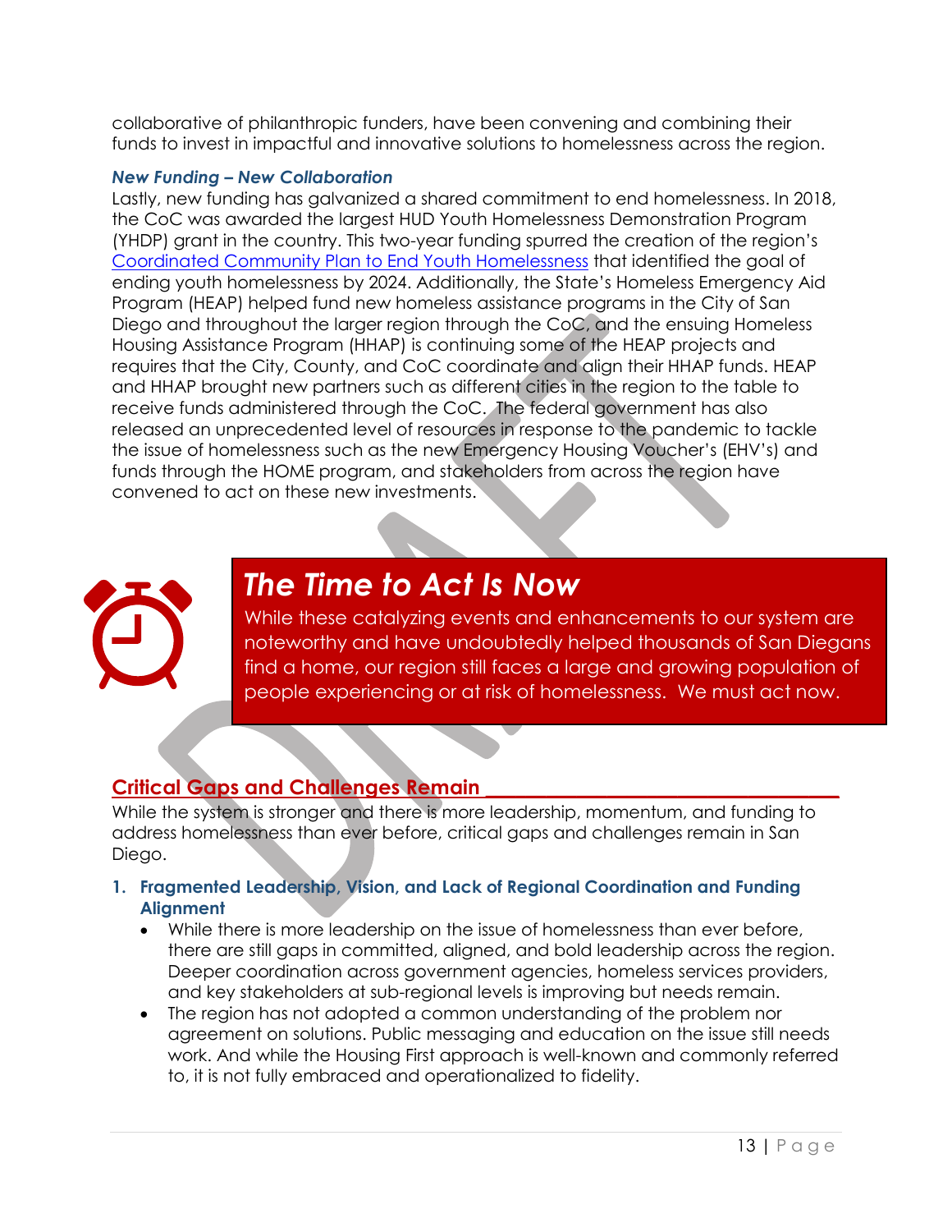collaborative of philanthropic funders, have been convening and combining their funds to invest in impactful and innovative solutions to homelessness across the region.

***New Funding – New Collaboration***

Lastly, new funding has galvanized a shared commitment to end homelessness. In 2018, the CoC was awarded the largest HUD Youth Homelessness Demonstration Program (YHDP) grant in the country. This two-year funding spurred the creation of the region's Coordinated Community Plan to End Youth Homelessness that identified the goal of ending youth homelessness by 2024. Additionally, the State's Homeless Emergency Aid Program (HEAP) helped fund new homeless assistance programs in the City of San Diego and throughout the larger region through the CoC, and the ensuing Homeless Housing Assistance Program (HHAP) is continuing some of the HEAP projects and requires that the City, County, and CoC coordinate and align their HHAP funds. HEAP and HHAP brought new partners such as different cities in the region to the table to receive funds administered through the CoC. The federal government has also released an unprecedented level of resources in response to the pandemic to tackle the issue of homelessness such as the new Emergency Housing Voucher's (EHV's) and funds through the HOME program, and stakeholders from across the region have convened to act on these new investments.

## *The Time to Act Is Now*

While these catalyzing events and enhancements to our system are noteworthy and have undoubtedly helped thousands of San Diegans find a home, our region still faces a large and growing population of people experiencing or at risk of homelessness. We must act now.

## Critical Gaps and Challenges Remain

While the system is stronger and there is more leadership, momentum, and funding to address homelessness than ever before, critical gaps and challenges remain in San Diego.

1. **Fragmented Leadership, Vision, and Lack of Regional Coordination and Funding Alignment**
   - While there is more leadership on the issue of homelessness than ever before, there are still gaps in committed, aligned, and bold leadership across the region. Deeper coordination across government agencies, homeless services providers, and key stakeholders at sub-regional levels is improving but needs remain.
   - The region has not adopted a common understanding of the problem nor agreement on solutions. Public messaging and education on the issue still needs work. And while the Housing First approach is well-known and commonly referred to, it is not fully embraced and operationalized to fidelity.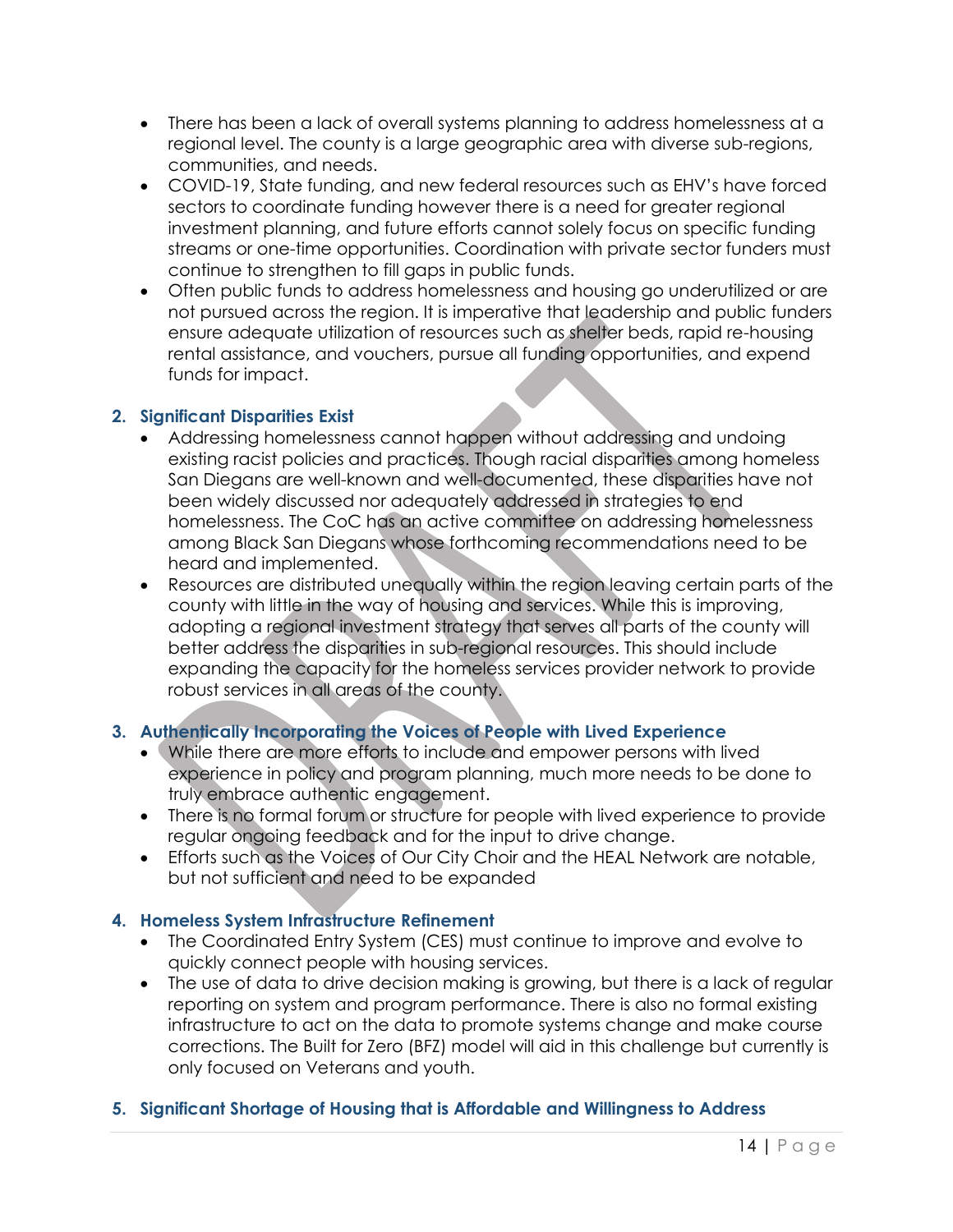- There has been a lack of overall systems planning to address homelessness at a regional level. The county is a large geographic area with diverse sub-regions, communities, and needs.
- COVID-19, State funding, and new federal resources such as EHV's have forced sectors to coordinate funding however there is a need for greater regional investment planning, and future efforts cannot solely focus on specific funding streams or one-time opportunities. Coordination with private sector funders must continue to strengthen to fill gaps in public funds.
- Often public funds to address homelessness and housing go underutilized or are not pursued across the region. It is imperative that leadership and public funders ensure adequate utilization of resources such as shelter beds, rapid re-housing rental assistance, and vouchers, pursue all funding opportunities, and expend funds for impact.

**2. Significant Disparities Exist**

- Addressing homelessness cannot happen without addressing and undoing existing racist policies and practices. Though racial disparities among homeless San Diegans are well-known and well-documented, these disparities have not been widely discussed nor adequately addressed in strategies to end homelessness. The CoC has an active committee on addressing homelessness among Black San Diegans whose forthcoming recommendations need to be heard and implemented.
- Resources are distributed unequally within the region leaving certain parts of the county with little in the way of housing and services. While this is improving, adopting a regional investment strategy that serves all parts of the county will better address the disparities in sub-regional resources. This should include expanding the capacity for the homeless services provider network to provide robust services in all areas of the county.

**3. Authentically Incorporating the Voices of People with Lived Experience**

- While there are more efforts to include and empower persons with lived experience in policy and program planning, much more needs to be done to truly embrace authentic engagement.
- There is no formal forum or structure for people with lived experience to provide regular ongoing feedback and for the input to drive change.
- Efforts such as the Voices of Our City Choir and the HEAL Network are notable, but not sufficient and need to be expanded

**4. Homeless System Infrastructure Refinement**

- The Coordinated Entry System (CES) must continue to improve and evolve to quickly connect people with housing services.
- The use of data to drive decision making is growing, but there is a lack of regular reporting on system and program performance. There is also no formal existing infrastructure to act on the data to promote systems change and make course corrections. The Built for Zero (BFZ) model will aid in this challenge but currently is only focused on Veterans and youth.

**5. Significant Shortage of Housing that is Affordable and Willingness to Address**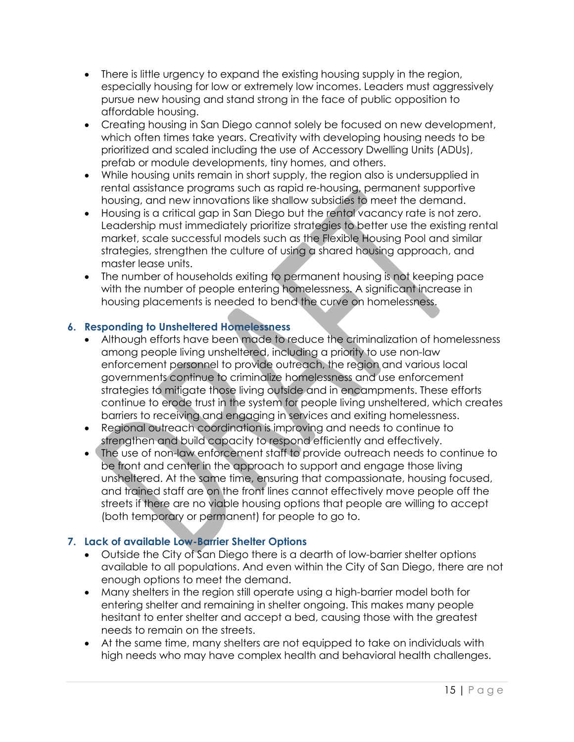- There is little urgency to expand the existing housing supply in the region, especially housing for low or extremely low incomes. Leaders must aggressively pursue new housing and stand strong in the face of public opposition to affordable housing.
- Creating housing in San Diego cannot solely be focused on new development, which often times take years. Creativity with developing housing needs to be prioritized and scaled including the use of Accessory Dwelling Units (ADUs), prefab or module developments, tiny homes, and others.
- While housing units remain in short supply, the region also is undersupplied in rental assistance programs such as rapid re-housing, permanent supportive housing, and new innovations like shallow subsidies to meet the demand.
- Housing is a critical gap in San Diego but the rental vacancy rate is not zero. Leadership must immediately prioritize strategies to better use the existing rental market, scale successful models such as the Flexible Housing Pool and similar strategies, strengthen the culture of using a shared housing approach, and master lease units.
- The number of households exiting to permanent housing is not keeping pace with the number of people entering homelessness. A significant increase in housing placements is needed to bend the curve on homelessness.

### 6. Responding to Unsheltered Homelessness

- Although efforts have been made to reduce the criminalization of homelessness among people living unsheltered, including a priority to use non-law enforcement personnel to provide outreach, the region and various local governments continue to criminalize homelessness and use enforcement strategies to mitigate those living outside and in encampments. These efforts continue to erode trust in the system for people living unsheltered, which creates barriers to receiving and engaging in services and exiting homelessness.
- Regional outreach coordination is improving and needs to continue to strengthen and build capacity to respond efficiently and effectively.
- The use of non-law enforcement staff to provide outreach needs to continue to be front and center in the approach to support and engage those living unsheltered. At the same time, ensuring that compassionate, housing focused, and trained staff are on the front lines cannot effectively move people off the streets if there are no viable housing options that people are willing to accept (both temporary or permanent) for people to go to.

### 7. Lack of available Low-Barrier Shelter Options

- Outside the City of San Diego there is a dearth of low-barrier shelter options available to all populations. And even within the City of San Diego, there are not enough options to meet the demand.
- Many shelters in the region still operate using a high-barrier model both for entering shelter and remaining in shelter ongoing. This makes many people hesitant to enter shelter and accept a bed, causing those with the greatest needs to remain on the streets.
- At the same time, many shelters are not equipped to take on individuals with high needs who may have complex health and behavioral health challenges.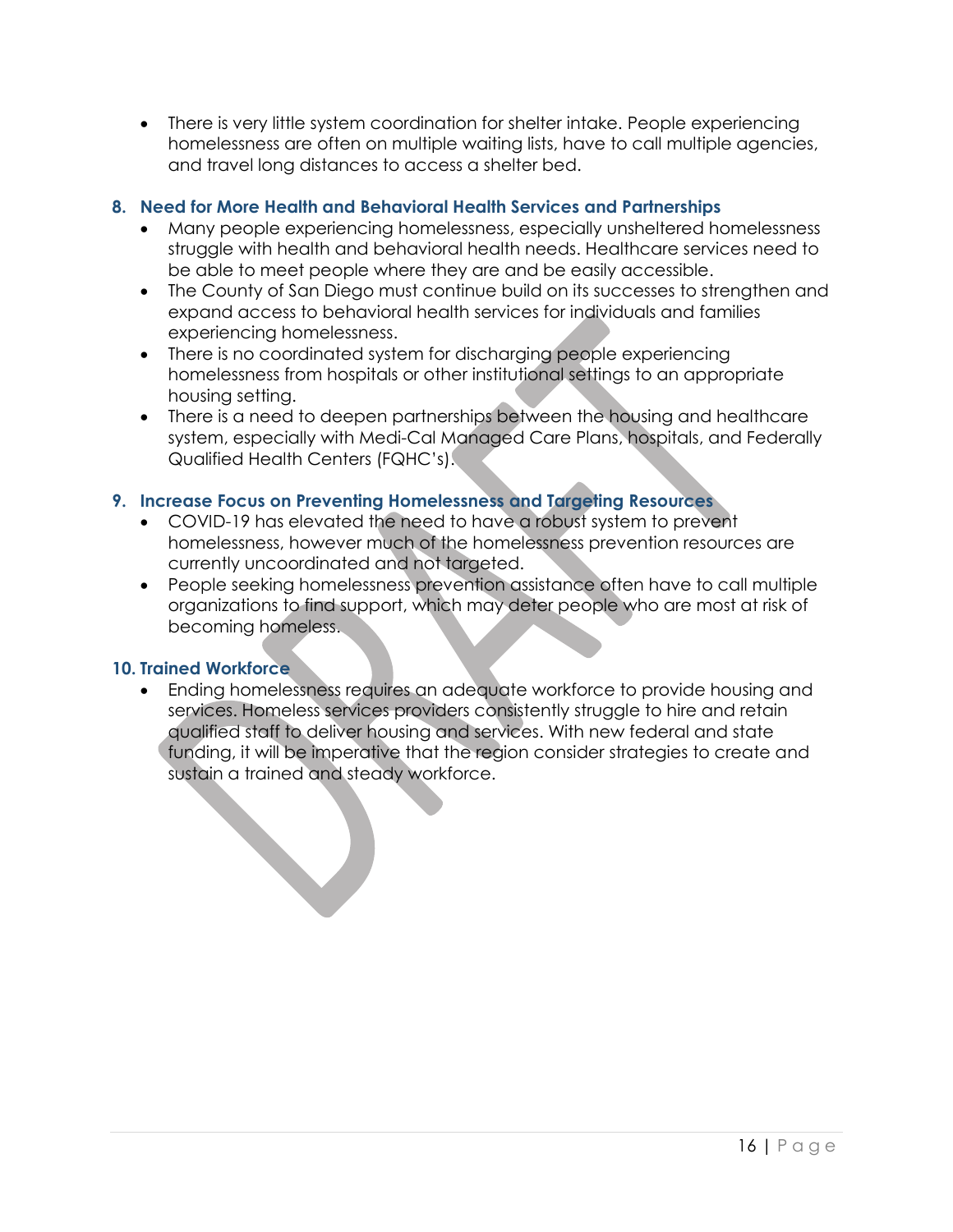- There is very little system coordination for shelter intake. People experiencing homelessness are often on multiple waiting lists, have to call multiple agencies, and travel long distances to access a shelter bed.

### 8. Need for More Health and Behavioral Health Services and Partnerships

- Many people experiencing homelessness, especially unsheltered homelessness struggle with health and behavioral health needs. Healthcare services need to be able to meet people where they are and be easily accessible.
- The County of San Diego must continue build on its successes to strengthen and expand access to behavioral health services for individuals and families experiencing homelessness.
- There is no coordinated system for discharging people experiencing homelessness from hospitals or other institutional settings to an appropriate housing setting.
- There is a need to deepen partnerships between the housing and healthcare system, especially with Medi-Cal Managed Care Plans, hospitals, and Federally Qualified Health Centers (FQHC's).

### 9. Increase Focus on Preventing Homelessness and Targeting Resources

- COVID-19 has elevated the need to have a robust system to prevent homelessness, however much of the homelessness prevention resources are currently uncoordinated and not targeted.
- People seeking homelessness prevention assistance often have to call multiple organizations to find support, which may deter people who are most at risk of becoming homeless.

### 10. Trained Workforce

- Ending homelessness requires an adequate workforce to provide housing and services. Homeless services providers consistently struggle to hire and retain qualified staff to deliver housing and services. With new federal and state funding, it will be imperative that the region consider strategies to create and sustain a trained and steady workforce.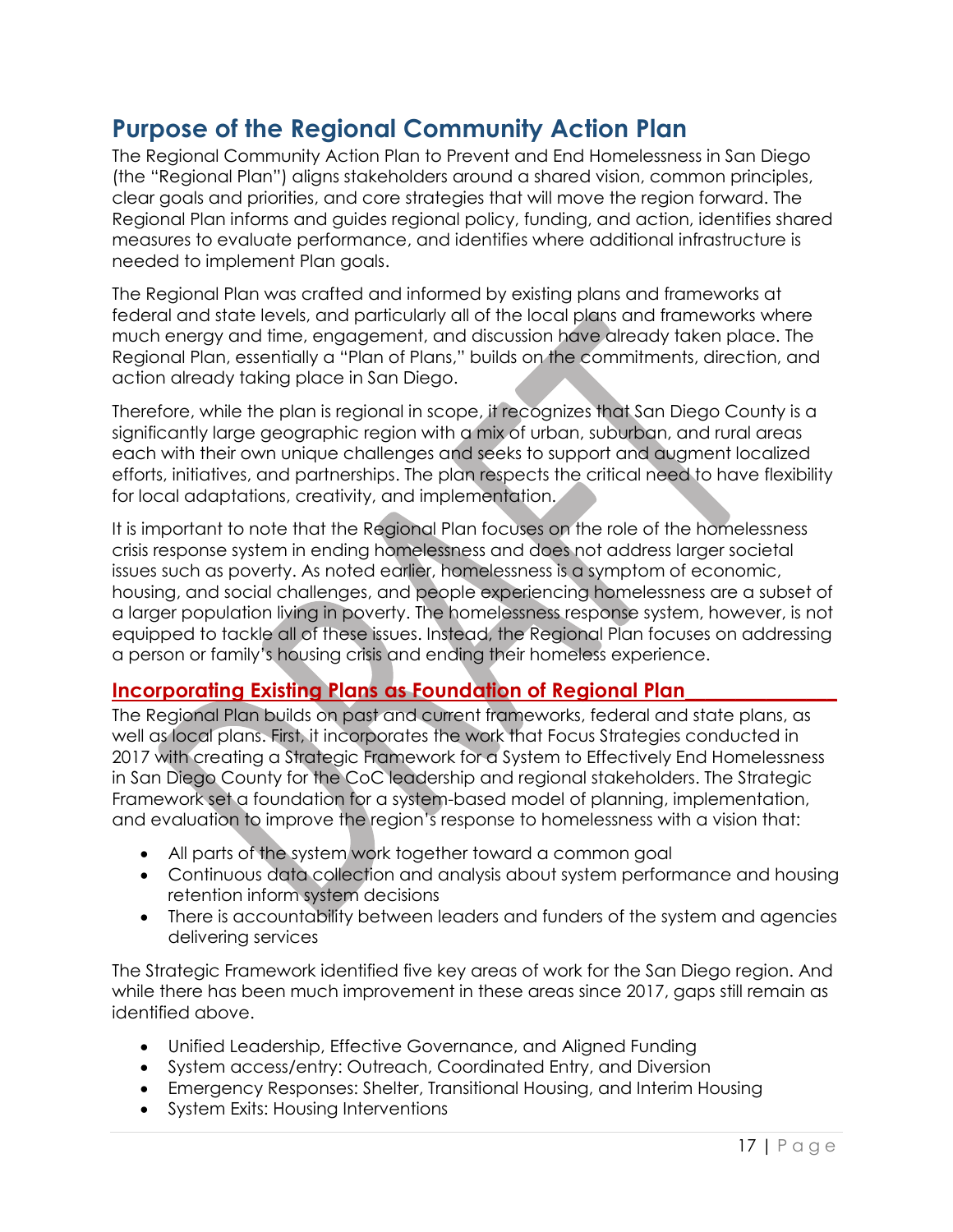## Purpose of the Regional Community Action Plan

The Regional Community Action Plan to Prevent and End Homelessness in San Diego (the "Regional Plan") aligns stakeholders around a shared vision, common principles, clear goals and priorities, and core strategies that will move the region forward. The Regional Plan informs and guides regional policy, funding, and action, identifies shared measures to evaluate performance, and identifies where additional infrastructure is needed to implement Plan goals.

The Regional Plan was crafted and informed by existing plans and frameworks at federal and state levels, and particularly all of the local plans and frameworks where much energy and time, engagement, and discussion have already taken place. The Regional Plan, essentially a "Plan of Plans," builds on the commitments, direction, and action already taking place in San Diego.

Therefore, while the plan is regional in scope, it recognizes that San Diego County is a significantly large geographic region with a mix of urban, suburban, and rural areas each with their own unique challenges and seeks to support and augment localized efforts, initiatives, and partnerships. The plan respects the critical need to have flexibility for local adaptations, creativity, and implementation.

It is important to note that the Regional Plan focuses on the role of the homelessness crisis response system in ending homelessness and does not address larger societal issues such as poverty. As noted earlier, homelessness is a symptom of economic, housing, and social challenges, and people experiencing homelessness are a subset of a larger population living in poverty. The homelessness response system, however, is not equipped to tackle all of these issues. Instead, the Regional Plan focuses on addressing a person or family's housing crisis and ending their homeless experience.

### Incorporating Existing Plans as Foundation of Regional Plan

The Regional Plan builds on past and current frameworks, federal and state plans, as well as local plans. First, it incorporates the work that Focus Strategies conducted in 2017 with creating a Strategic Framework for a System to Effectively End Homelessness in San Diego County for the CoC leadership and regional stakeholders. The Strategic Framework set a foundation for a system-based model of planning, implementation, and evaluation to improve the region's response to homelessness with a vision that:

- All parts of the system work together toward a common goal
- Continuous data collection and analysis about system performance and housing retention inform system decisions
- There is accountability between leaders and funders of the system and agencies delivering services

The Strategic Framework identified five key areas of work for the San Diego region. And while there has been much improvement in these areas since 2017, gaps still remain as identified above.

- Unified Leadership, Effective Governance, and Aligned Funding
- System access/entry: Outreach, Coordinated Entry, and Diversion
- Emergency Responses: Shelter, Transitional Housing, and Interim Housing
- System Exits: Housing Interventions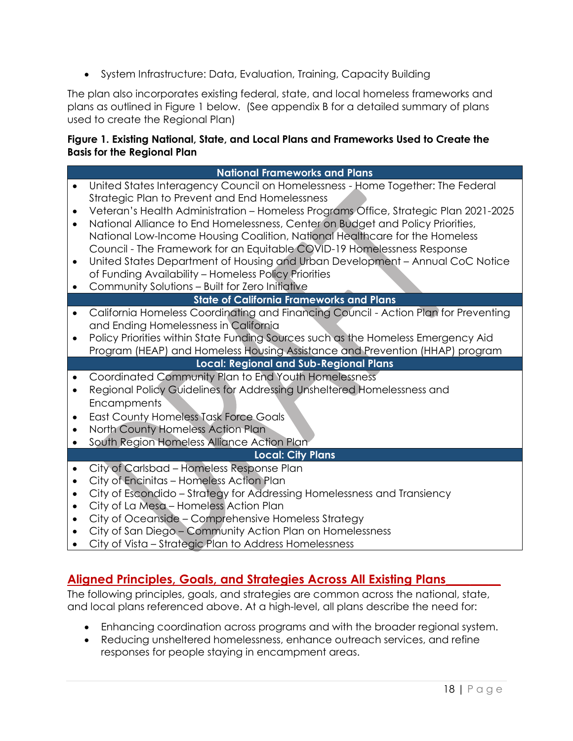- System Infrastructure: Data, Evaluation, Training, Capacity Building

The plan also incorporates existing federal, state, and local homeless frameworks and plans as outlined in Figure 1 below. (See appendix B for a detailed summary of plans used to create the Regional Plan)

**Figure 1. Existing National, State, and Local Plans and Frameworks Used to Create the Basis for the Regional Plan**

| National Frameworks and Plans |
| --- |
| • United States Interagency Council on Homelessness - Home Together: The Federal Strategic Plan to Prevent and End Homelessness<br>• Veteran's Health Administration – Homeless Programs Office, Strategic Plan 2021-2025<br>• National Alliance to End Homelessness, Center on Budget and Policy Priorities, National Low-Income Housing Coalition, National Healthcare for the Homeless Council - The Framework for an Equitable COVID-19 Homelessness Response<br>• United States Department of Housing and Urban Development – Annual CoC Notice of Funding Availability – Homeless Policy Priorities<br>• Community Solutions – Built for Zero Initiative |
| **State of California Frameworks and Plans** |
| • California Homeless Coordinating and Financing Council - Action Plan for Preventing and Ending Homelessness in California<br>• Policy Priorities within State Funding Sources such as the Homeless Emergency Aid Program (HEAP) and Homeless Housing Assistance and Prevention (HHAP) program |
| **Local: Regional and Sub-Regional Plans** |
| • Coordinated Community Plan to End Youth Homelessness<br>• Regional Policy Guidelines for Addressing Unsheltered Homelessness and Encampments<br>• East County Homeless Task Force Goals<br>• North County Homeless Action Plan<br>• South Region Homeless Alliance Action Plan |
| **Local: City Plans** |
| • City of Carlsbad – Homeless Response Plan<br>• City of Encinitas – Homeless Action Plan<br>• City of Escondido – Strategy for Addressing Homelessness and Transiency<br>• City of La Mesa – Homeless Action Plan<br>• City of Oceanside – Comprehensive Homeless Strategy<br>• City of San Diego – Community Action Plan on Homelessness<br>• City of Vista – Strategic Plan to Address Homelessness |

## Aligned Principles, Goals, and Strategies Across All Existing Plans

The following principles, goals, and strategies are common across the national, state, and local plans referenced above. At a high-level, all plans describe the need for:

- Enhancing coordination across programs and with the broader regional system.
- Reducing unsheltered homelessness, enhance outreach services, and refine responses for people staying in encampment areas.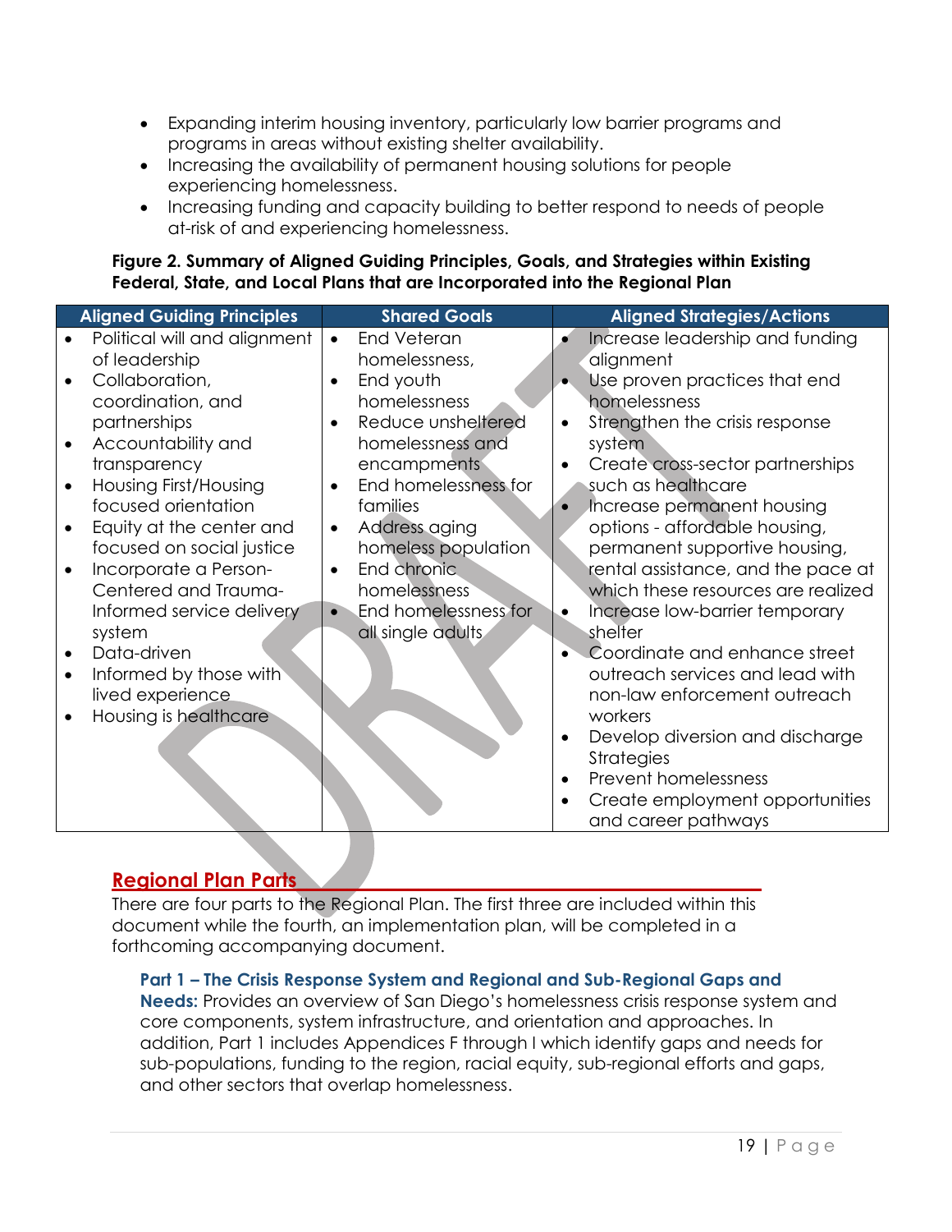- Expanding interim housing inventory, particularly low barrier programs and programs in areas without existing shelter availability.
- Increasing the availability of permanent housing solutions for people experiencing homelessness.
- Increasing funding and capacity building to better respond to needs of people at-risk of and experiencing homelessness.

**Figure 2. Summary of Aligned Guiding Principles, Goals, and Strategies within Existing Federal, State, and Local Plans that are Incorporated into the Regional Plan**

| Aligned Guiding Principles | Shared Goals | Aligned Strategies/Actions |
|---|---|---|
| • Political will and alignment of leadership<br>• Collaboration, coordination, and partnerships<br>• Accountability and transparency<br>• Housing First/Housing focused orientation<br>• Equity at the center and focused on social justice<br>• Incorporate a Person-Centered and Trauma-Informed service delivery system<br>• Data-driven<br>• Informed by those with lived experience<br>• Housing is healthcare | • End Veteran homelessness,<br>• End youth homelessness<br>• Reduce unsheltered homelessness and encampments<br>• End homelessness for families<br>• Address aging homeless population<br>• End chronic homelessness<br>• End homelessness for all single adults | • Increase leadership and funding alignment<br>• Use proven practices that end homelessness<br>• Strengthen the crisis response system<br>• Create cross-sector partnerships such as healthcare<br>• Increase permanent housing options - affordable housing, permanent supportive housing, rental assistance, and the pace at which these resources are realized<br>• Increase low-barrier temporary shelter<br>• Coordinate and enhance street outreach services and lead with non-law enforcement outreach workers<br>• Develop diversion and discharge Strategies<br>• Prevent homelessness<br>• Create employment opportunities and career pathways |

## Regional Plan Parts

There are four parts to the Regional Plan. The first three are included within this document while the fourth, an implementation plan, will be completed in a forthcoming accompanying document.

**Part 1 – The Crisis Response System and Regional and Sub-Regional Gaps and Needs:** Provides an overview of San Diego's homelessness crisis response system and core components, system infrastructure, and orientation and approaches. In addition, Part 1 includes Appendices F through I which identify gaps and needs for sub-populations, funding to the region, racial equity, sub-regional efforts and gaps, and other sectors that overlap homelessness.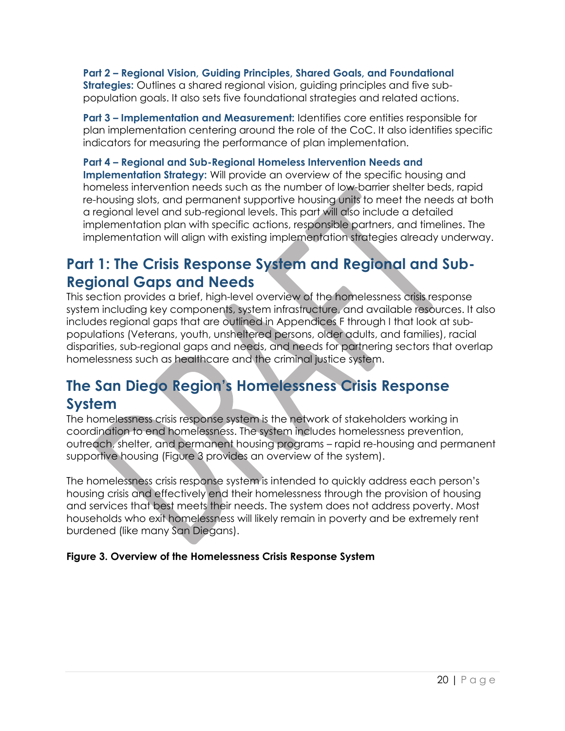**Part 2 – Regional Vision, Guiding Principles, Shared Goals, and Foundational Strategies:** Outlines a shared regional vision, guiding principles and five sub-population goals. It also sets five foundational strategies and related actions.

**Part 3 – Implementation and Measurement:** Identifies core entities responsible for plan implementation centering around the role of the CoC. It also identifies specific indicators for measuring the performance of plan implementation.

**Part 4 – Regional and Sub-Regional Homeless Intervention Needs and Implementation Strategy:** Will provide an overview of the specific housing and homeless intervention needs such as the number of low-barrier shelter beds, rapid re-housing slots, and permanent supportive housing units to meet the needs at both a regional level and sub-regional levels. This part will also include a detailed implementation plan with specific actions, responsible partners, and timelines. The implementation will align with existing implementation strategies already underway.

# Part 1: The Crisis Response System and Regional and Sub-Regional Gaps and Needs

This section provides a brief, high-level overview of the homelessness crisis response system including key components, system infrastructure, and available resources. It also includes regional gaps that are outlined in Appendices F through I that look at sub-populations (Veterans, youth, unsheltered persons, older adults, and families), racial disparities, sub-regional gaps and needs, and needs for partnering sectors that overlap homelessness such as healthcare and the criminal justice system.

# The San Diego Region's Homelessness Crisis Response System

The homelessness crisis response system is the network of stakeholders working in coordination to end homelessness. The system includes homelessness prevention, outreach, shelter, and permanent housing programs – rapid re-housing and permanent supportive housing (Figure 3 provides an overview of the system).

The homelessness crisis response system is intended to quickly address each person's housing crisis and effectively end their homelessness through the provision of housing and services that best meets their needs. The system does not address poverty. Most households who exit homelessness will likely remain in poverty and be extremely rent burdened (like many San Diegans).

**Figure 3. Overview of the Homelessness Crisis Response System**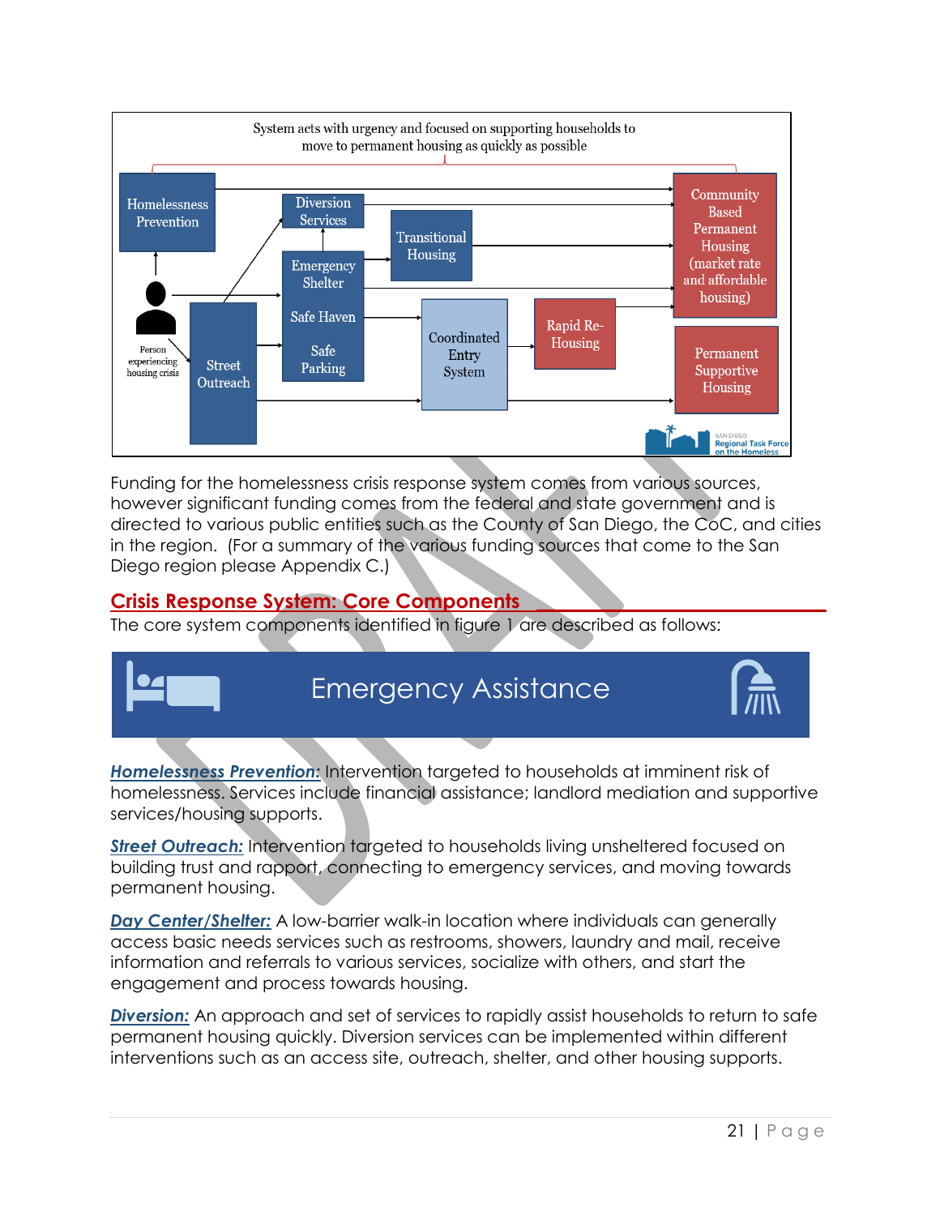Funding for the homelessness crisis response system comes from various sources, however significant funding comes from the federal and state government and is directed to various public entities such as the County of San Diego, the CoC, and cities in the region. (For a summary of the various funding sources that come to the San Diego region please Appendix C.)

## Crisis Response System: Core Components

The core system components identified in figure 1 are described as follows:

### Emergency Assistance

***Homelessness Prevention:*** Intervention targeted to households at imminent risk of homelessness. Services include financial assistance; landlord mediation and supportive services/housing supports.

***Street Outreach:*** Intervention targeted to households living unsheltered focused on building trust and rapport, connecting to emergency services, and moving towards permanent housing.

***Day Center/Shelter:*** A low-barrier walk-in location where individuals can generally access basic needs services such as restrooms, showers, laundry and mail, receive information and referrals to various services, socialize with others, and start the engagement and process towards housing.

***Diversion:*** An approach and set of services to rapidly assist households to return to safe permanent housing quickly. Diversion services can be implemented within different interventions such as an access site, outreach, shelter, and other housing supports.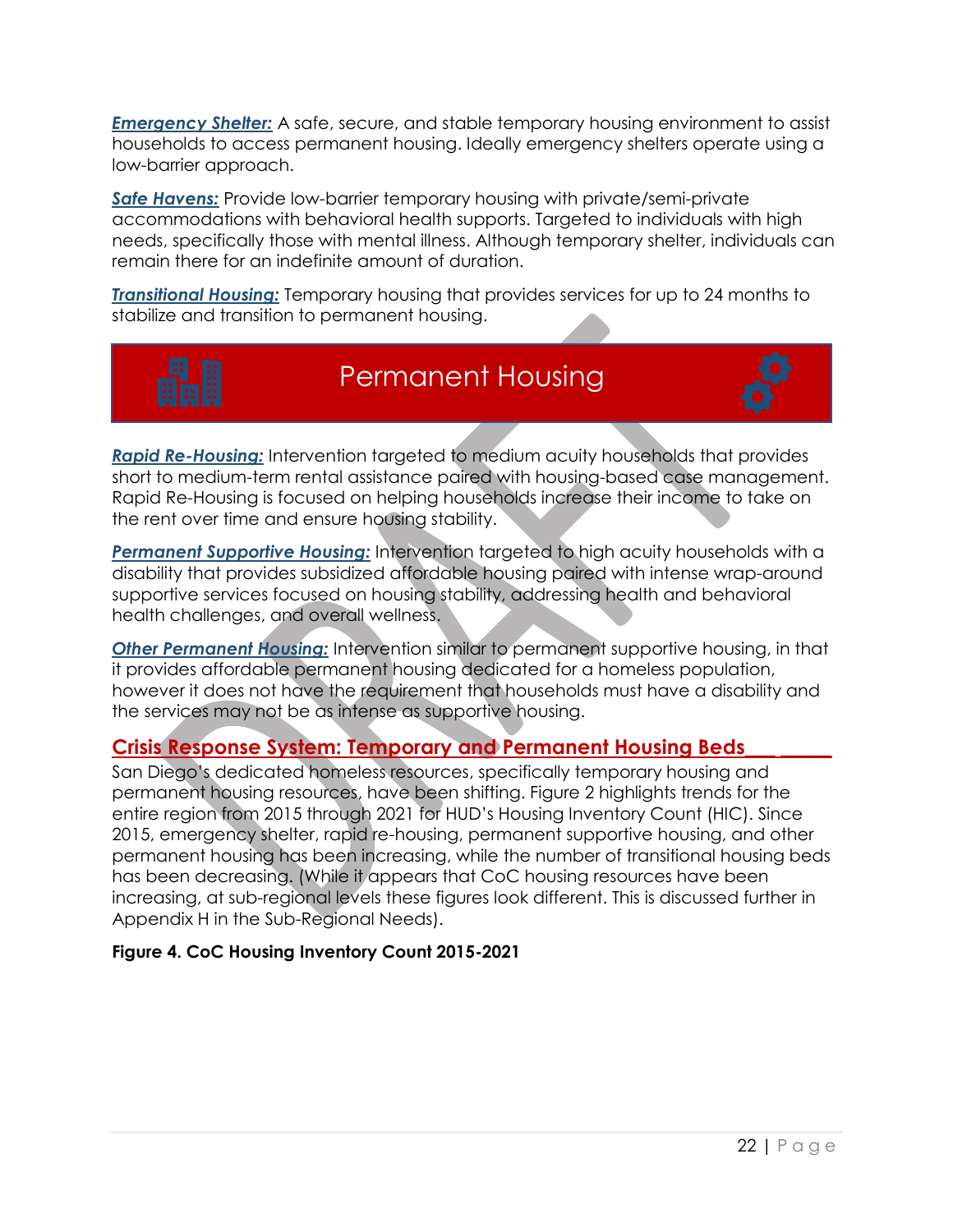***Emergency Shelter:*** A safe, secure, and stable temporary housing environment to assist households to access permanent housing. Ideally emergency shelters operate using a low-barrier approach.

***Safe Havens:*** Provide low-barrier temporary housing with private/semi-private accommodations with behavioral health supports. Targeted to individuals with high needs, specifically those with mental illness. Although temporary shelter, individuals can remain there for an indefinite amount of duration.

***Transitional Housing:*** Temporary housing that provides services for up to 24 months to stabilize and transition to permanent housing.

## Permanent Housing

***Rapid Re-Housing:*** Intervention targeted to medium acuity households that provides short to medium-term rental assistance paired with housing-based case management. Rapid Re-Housing is focused on helping households increase their income to take on the rent over time and ensure housing stability.

***Permanent Supportive Housing:*** Intervention targeted to high acuity households with a disability that provides subsidized affordable housing paired with intense wrap-around supportive services focused on housing stability, addressing health and behavioral health challenges, and overall wellness.

***Other Permanent Housing:*** Intervention similar to permanent supportive housing, in that it provides affordable permanent housing dedicated for a homeless population, however it does not have the requirement that households must have a disability and the services may not be as intense as supportive housing.

## Crisis Response System: Temporary and Permanent Housing Beds

San Diego's dedicated homeless resources, specifically temporary housing and permanent housing resources, have been shifting. Figure 2 highlights trends for the entire region from 2015 through 2021 for HUD's Housing Inventory Count (HIC). Since 2015, emergency shelter, rapid re-housing, permanent supportive housing, and other permanent housing has been increasing, while the number of transitional housing beds has been decreasing. (While it appears that CoC housing resources have been increasing, at sub-regional levels these figures look different. This is discussed further in Appendix H in the Sub-Regional Needs).

**Figure 4. CoC Housing Inventory Count 2015-2021**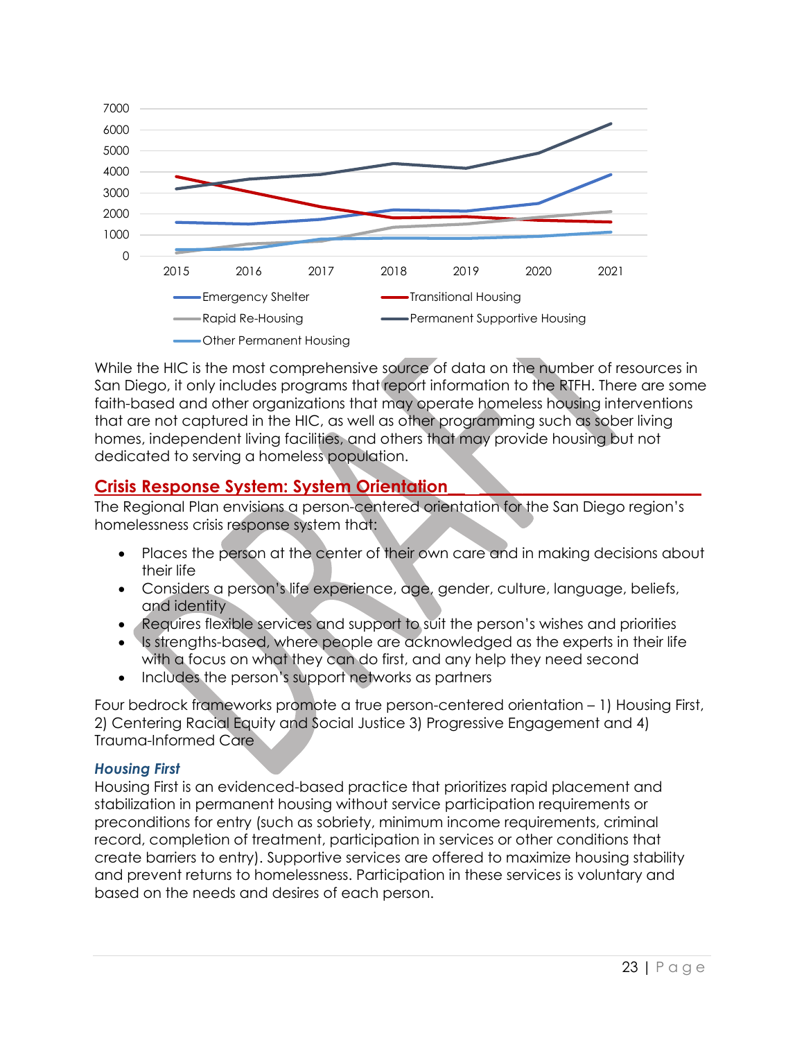While the HIC is the most comprehensive source of data on the number of resources in San Diego, it only includes programs that report information to the RTFH. There are some faith-based and other organizations that may operate homeless housing interventions that are not captured in the HIC, as well as other programming such as sober living homes, independent living facilities, and others that may provide housing but not dedicated to serving a homeless population.

## Crisis Response System: System Orientation

The Regional Plan envisions a person-centered orientation for the San Diego region's homelessness crisis response system that:

- Places the person at the center of their own care and in making decisions about their life
- Considers a person's life experience, age, gender, culture, language, beliefs, and identity
- Requires flexible services and support to suit the person's wishes and priorities
- Is strengths-based, where people are acknowledged as the experts in their life with a focus on what they can do first, and any help they need second
- Includes the person's support networks as partners

Four bedrock frameworks promote a true person-centered orientation – 1) Housing First, 2) Centering Racial Equity and Social Justice 3) Progressive Engagement and 4) Trauma-Informed Care

### *Housing First*

Housing First is an evidenced-based practice that prioritizes rapid placement and stabilization in permanent housing without service participation requirements or preconditions for entry (such as sobriety, minimum income requirements, criminal record, completion of treatment, participation in services or other conditions that create barriers to entry). Supportive services are offered to maximize housing stability and prevent returns to homelessness. Participation in these services is voluntary and based on the needs and desires of each person.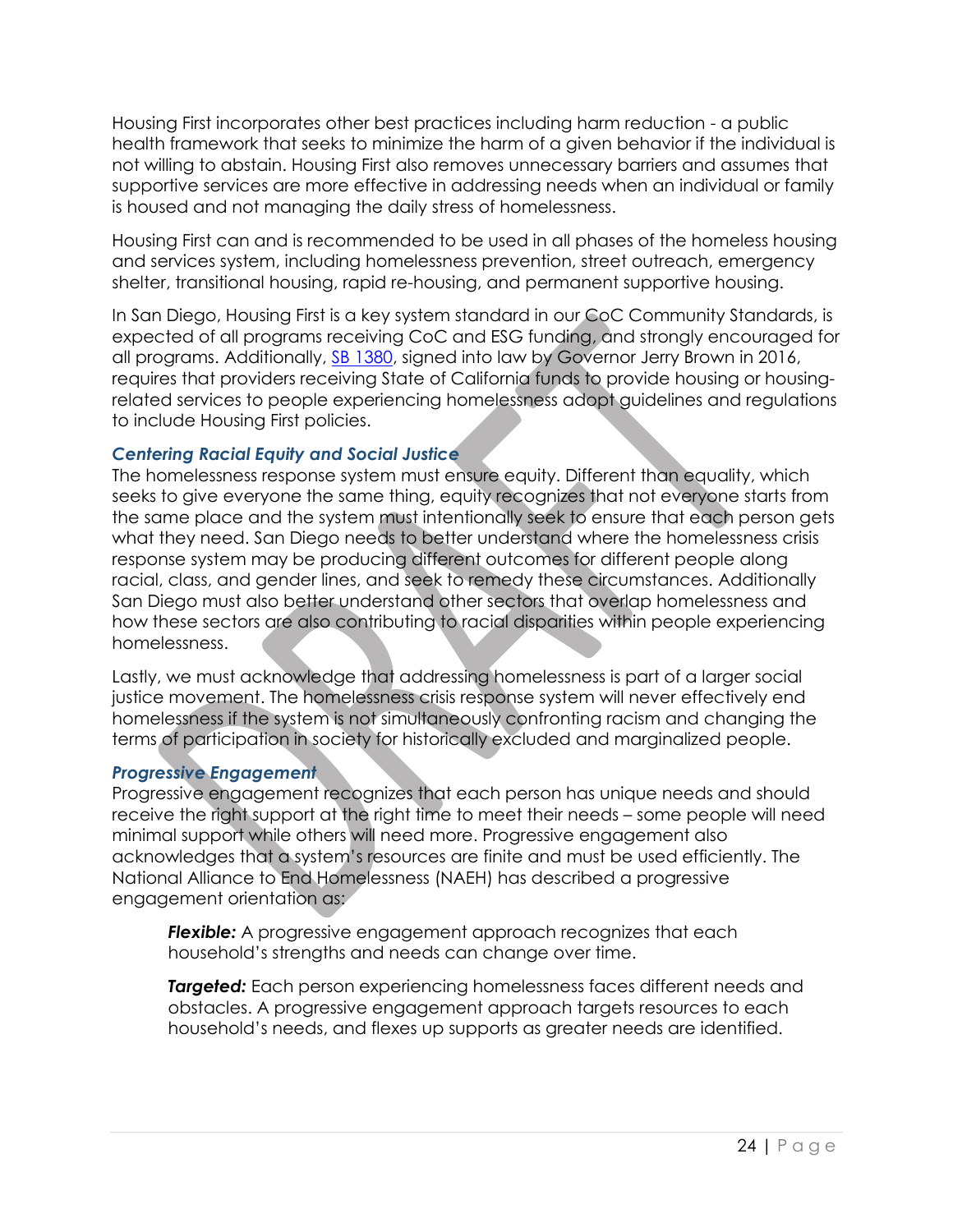Housing First incorporates other best practices including harm reduction - a public health framework that seeks to minimize the harm of a given behavior if the individual is not willing to abstain. Housing First also removes unnecessary barriers and assumes that supportive services are more effective in addressing needs when an individual or family is housed and not managing the daily stress of homelessness.

Housing First can and is recommended to be used in all phases of the homeless housing and services system, including homelessness prevention, street outreach, emergency shelter, transitional housing, rapid re-housing, and permanent supportive housing.

In San Diego, Housing First is a key system standard in our CoC Community Standards, is expected of all programs receiving CoC and ESG funding, and strongly encouraged for all programs. Additionally, SB 1380, signed into law by Governor Jerry Brown in 2016, requires that providers receiving State of California funds to provide housing or housing-related services to people experiencing homelessness adopt guidelines and regulations to include Housing First policies.

### *Centering Racial Equity and Social Justice*

The homelessness response system must ensure equity. Different than equality, which seeks to give everyone the same thing, equity recognizes that not everyone starts from the same place and the system must intentionally seek to ensure that each person gets what they need. San Diego needs to better understand where the homelessness crisis response system may be producing different outcomes for different people along racial, class, and gender lines, and seek to remedy these circumstances. Additionally San Diego must also better understand other sectors that overlap homelessness and how these sectors are also contributing to racial disparities within people experiencing homelessness.

Lastly, we must acknowledge that addressing homelessness is part of a larger social justice movement. The homelessness crisis response system will never effectively end homelessness if the system is not simultaneously confronting racism and changing the terms of participation in society for historically excluded and marginalized people.

### *Progressive Engagement*

Progressive engagement recognizes that each person has unique needs and should receive the right support at the right time to meet their needs – some people will need minimal support while others will need more. Progressive engagement also acknowledges that a system's resources are finite and must be used efficiently. The National Alliance to End Homelessness (NAEH) has described a progressive engagement orientation as:

> ***Flexible:*** A progressive engagement approach recognizes that each household's strengths and needs can change over time.
>
> ***Targeted:*** Each person experiencing homelessness faces different needs and obstacles. A progressive engagement approach targets resources to each household's needs, and flexes up supports as greater needs are identified.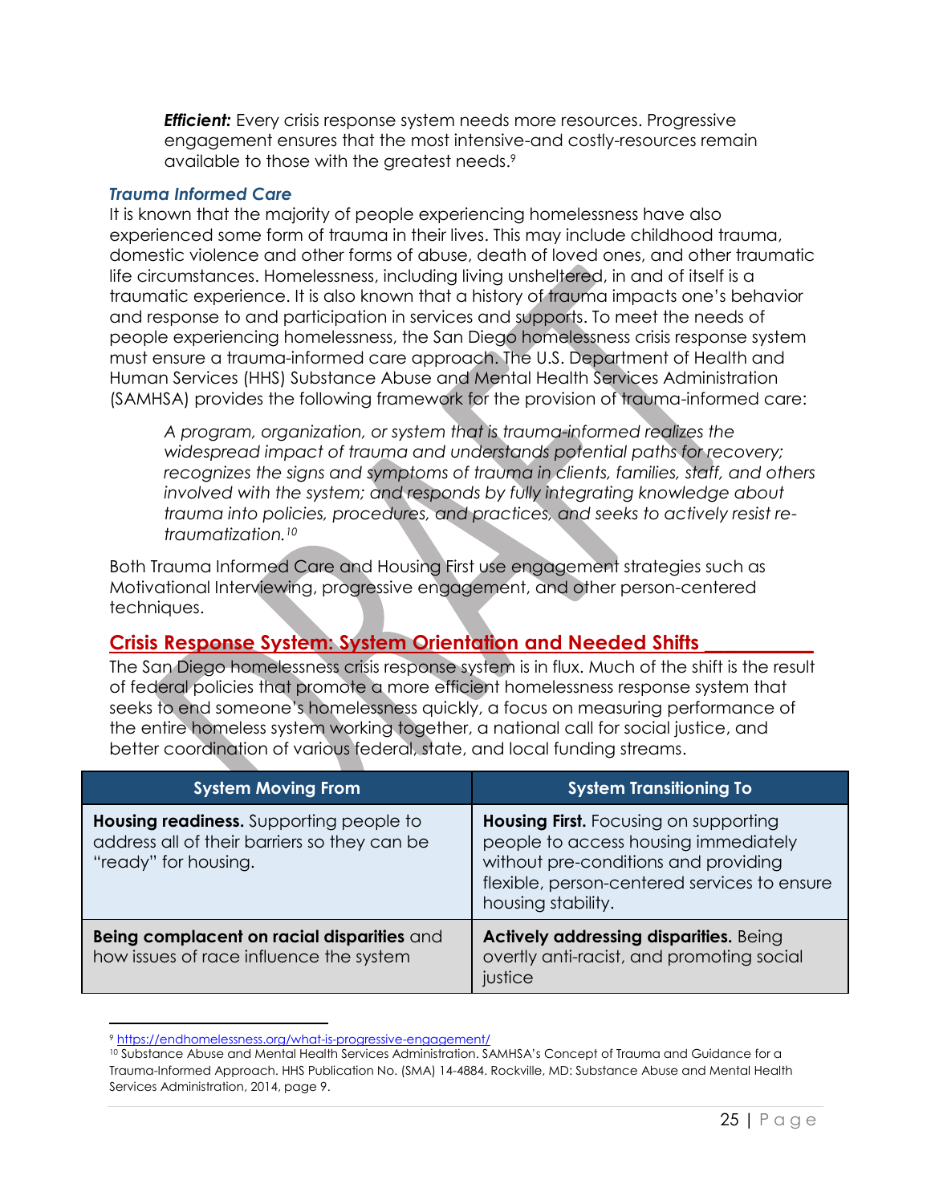***Efficient:*** Every crisis response system needs more resources. Progressive engagement ensures that the most intensive-and costly-resources remain available to those with the greatest needs.[9]

### *Trauma Informed Care*

It is known that the majority of people experiencing homelessness have also experienced some form of trauma in their lives. This may include childhood trauma, domestic violence and other forms of abuse, death of loved ones, and other traumatic life circumstances. Homelessness, including living unsheltered, in and of itself is a traumatic experience. It is also known that a history of trauma impacts one's behavior and response to and participation in services and supports. To meet the needs of people experiencing homelessness, the San Diego homelessness crisis response system must ensure a trauma-informed care approach. The U.S. Department of Health and Human Services (HHS) Substance Abuse and Mental Health Services Administration (SAMHSA) provides the following framework for the provision of trauma-informed care:

> *A program, organization, or system that is trauma-informed realizes the widespread impact of trauma and understands potential paths for recovery; recognizes the signs and symptoms of trauma in clients, families, staff, and others involved with the system; and responds by fully integrating knowledge about trauma into policies, procedures, and practices, and seeks to actively resist re-traumatization.*[10]

Both Trauma Informed Care and Housing First use engagement strategies such as Motivational Interviewing, progressive engagement, and other person-centered techniques.

## Crisis Response System: System Orientation and Needed Shifts

The San Diego homelessness crisis response system is in flux. Much of the shift is the result of federal policies that promote a more efficient homelessness response system that seeks to end someone's homelessness quickly, a focus on measuring performance of the entire homeless system working together, a national call for social justice, and better coordination of various federal, state, and local funding streams.

| System Moving From | System Transitioning To |
|---|---|
| **Housing readiness.** Supporting people to address all of their barriers so they can be "ready" for housing. | **Housing First.** Focusing on supporting people to access housing immediately without pre-conditions and providing flexible, person-centered services to ensure housing stability. |
| **Being complacent on racial disparities** and how issues of race influence the system | **Actively addressing disparities.** Being overtly anti-racist, and promoting social justice |

---

[9] https://endhomelessness.org/what-is-progressive-engagement/

[10] Substance Abuse and Mental Health Services Administration. SAMHSA's Concept of Trauma and Guidance for a Trauma-Informed Approach. HHS Publication No. (SMA) 14-4884. Rockville, MD: Substance Abuse and Mental Health Services Administration, 2014, page 9.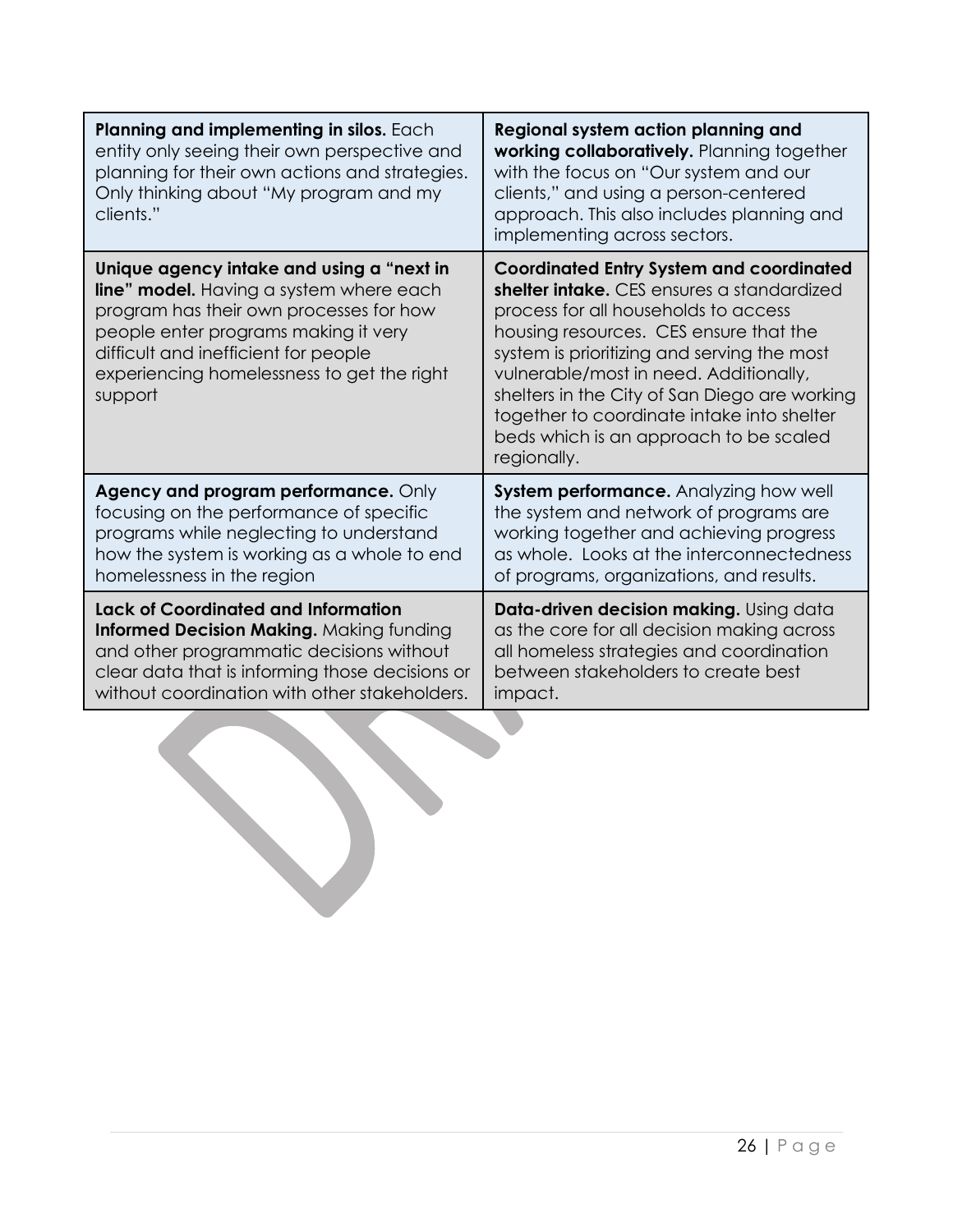| | |
|---|---|
| **Planning and implementing in silos.** Each entity only seeing their own perspective and planning for their own actions and strategies. Only thinking about "My program and my clients." | **Regional system action planning and working collaboratively.** Planning together with the focus on "Our system and our clients," and using a person-centered approach. This also includes planning and implementing across sectors. |
| **Unique agency intake and using a "next in line" model.** Having a system where each program has their own processes for how people enter programs making it very difficult and inefficient for people experiencing homelessness to get the right support | **Coordinated Entry System and coordinated shelter intake.** CES ensures a standardized process for all households to access housing resources. CES ensure that the system is prioritizing and serving the most vulnerable/most in need. Additionally, shelters in the City of San Diego are working together to coordinate intake into shelter beds which is an approach to be scaled regionally. |
| **Agency and program performance.** Only focusing on the performance of specific programs while neglecting to understand how the system is working as a whole to end homelessness in the region | **System performance.** Analyzing how well the system and network of programs are working together and achieving progress as whole. Looks at the interconnectedness of programs, organizations, and results. |
| **Lack of Coordinated and Information Informed Decision Making.** Making funding and other programmatic decisions without clear data that is informing those decisions or without coordination with other stakeholders. | **Data-driven decision making.** Using data as the core for all decision making across all homeless strategies and coordination between stakeholders to create best impact. |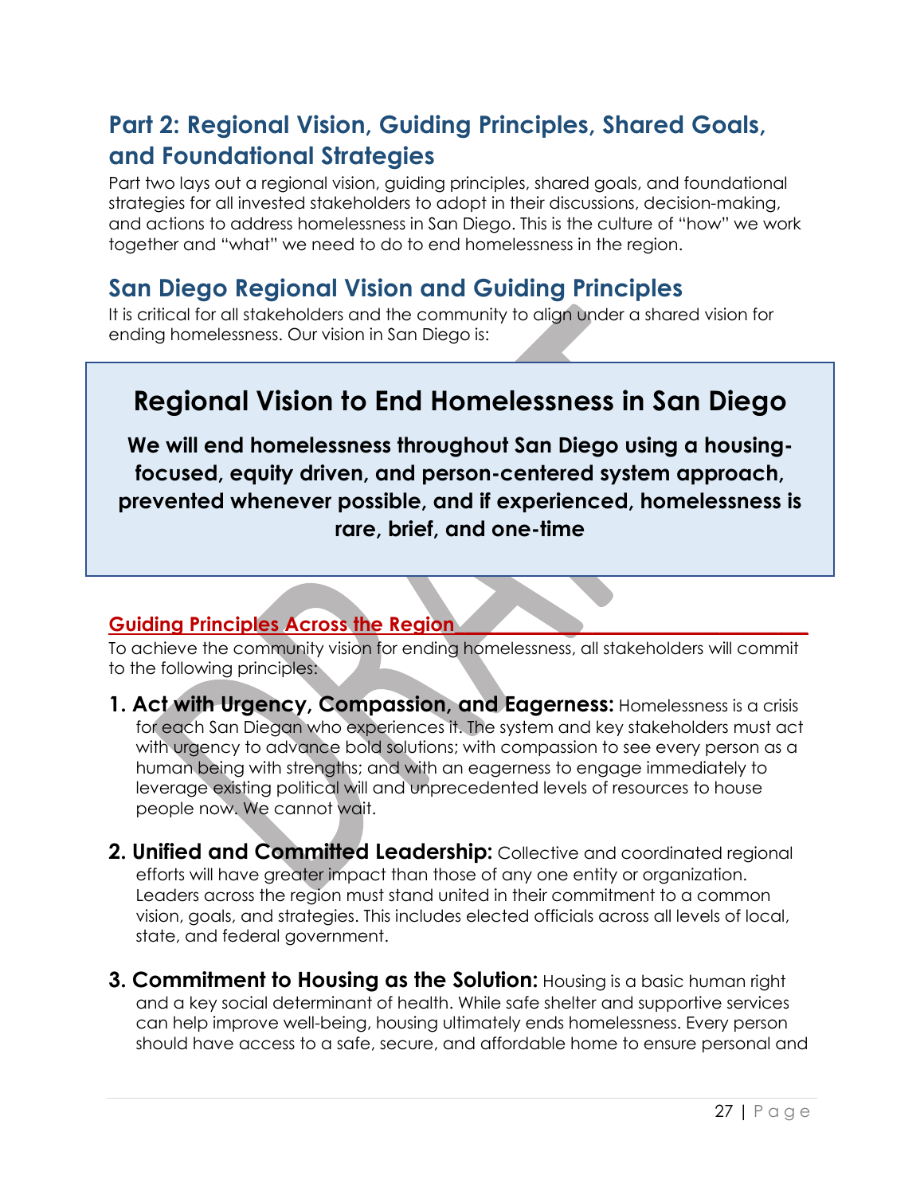## Part 2: Regional Vision, Guiding Principles, Shared Goals, and Foundational Strategies

Part two lays out a regional vision, guiding principles, shared goals, and foundational strategies for all invested stakeholders to adopt in their discussions, decision-making, and actions to address homelessness in San Diego. This is the culture of "how" we work together and "what" we need to do to end homelessness in the region.

## San Diego Regional Vision and Guiding Principles

It is critical for all stakeholders and the community to align under a shared vision for ending homelessness. Our vision in San Diego is:

> ### Regional Vision to End Homelessness in San Diego
>
> **We will end homelessness throughout San Diego using a housing-focused, equity driven, and person-centered system approach, prevented whenever possible, and if experienced, homelessness is rare, brief, and one-time**

### Guiding Principles Across the Region

To achieve the community vision for ending homelessness, all stakeholders will commit to the following principles:

1. **Act with Urgency, Compassion, and Eagerness:** Homelessness is a crisis for each San Diegan who experiences it. The system and key stakeholders must act with urgency to advance bold solutions; with compassion to see every person as a human being with strengths; and with an eagerness to engage immediately to leverage existing political will and unprecedented levels of resources to house people now. We cannot wait.

2. **Unified and Committed Leadership:** Collective and coordinated regional efforts will have greater impact than those of any one entity or organization. Leaders across the region must stand united in their commitment to a common vision, goals, and strategies. This includes elected officials across all levels of local, state, and federal government.

3. **Commitment to Housing as the Solution:** Housing is a basic human right and a key social determinant of health. While safe shelter and supportive services can help improve well-being, housing ultimately ends homelessness. Every person should have access to a safe, secure, and affordable home to ensure personal and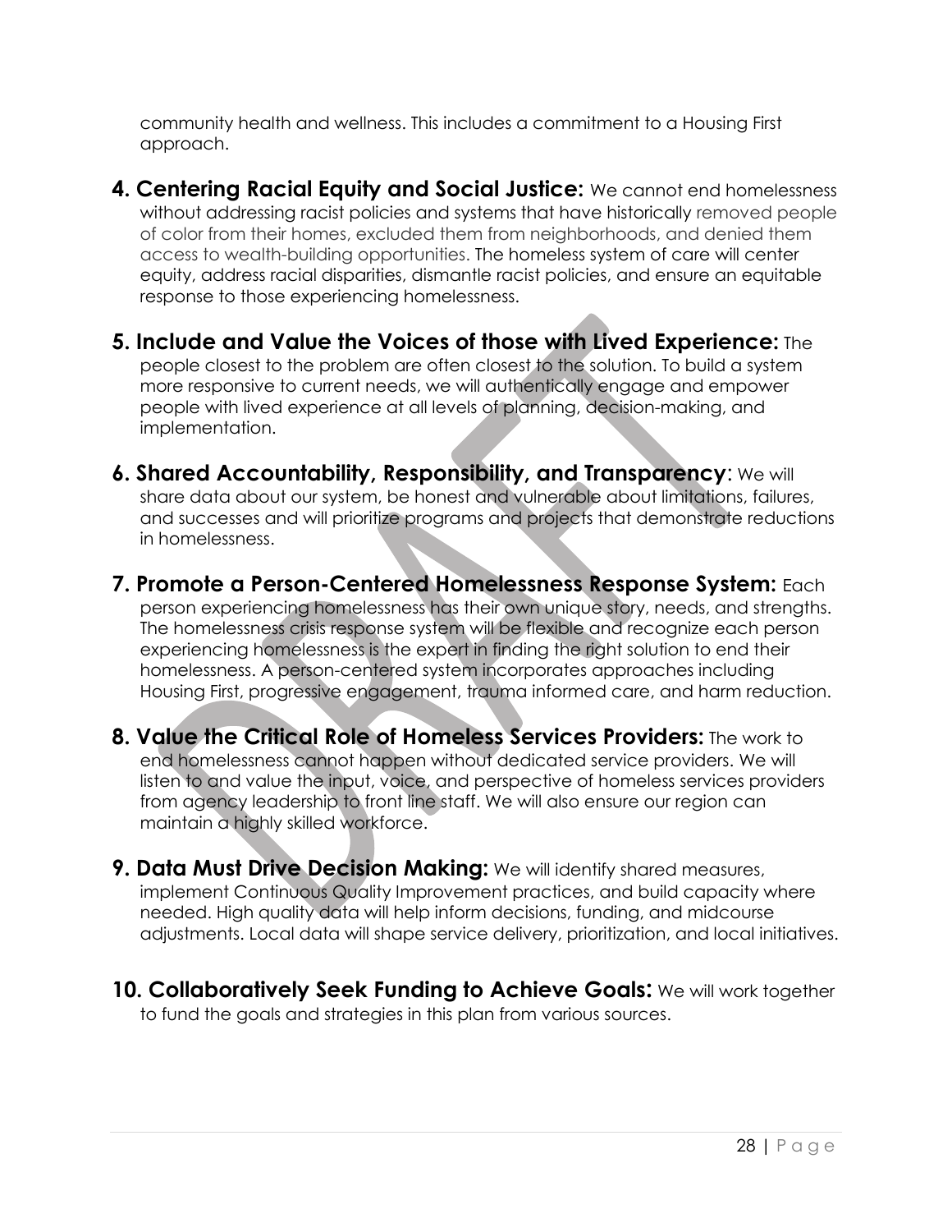community health and wellness. This includes a commitment to a Housing First approach.

**4. Centering Racial Equity and Social Justice:** We cannot end homelessness without addressing racist policies and systems that have historically removed people of color from their homes, excluded them from neighborhoods, and denied them access to wealth-building opportunities. The homeless system of care will center equity, address racial disparities, dismantle racist policies, and ensure an equitable response to those experiencing homelessness.

**5. Include and Value the Voices of those with Lived Experience:** The people closest to the problem are often closest to the solution. To build a system more responsive to current needs, we will authentically engage and empower people with lived experience at all levels of planning, decision-making, and implementation.

**6. Shared Accountability, Responsibility, and Transparency**: We will share data about our system, be honest and vulnerable about limitations, failures, and successes and will prioritize programs and projects that demonstrate reductions in homelessness.

**7. Promote a Person-Centered Homelessness Response System:** Each person experiencing homelessness has their own unique story, needs, and strengths. The homelessness crisis response system will be flexible and recognize each person experiencing homelessness is the expert in finding the right solution to end their homelessness. A person-centered system incorporates approaches including Housing First, progressive engagement, trauma informed care, and harm reduction.

**8. Value the Critical Role of Homeless Services Providers:** The work to end homelessness cannot happen without dedicated service providers. We will listen to and value the input, voice, and perspective of homeless services providers from agency leadership to front line staff. We will also ensure our region can maintain a highly skilled workforce.

**9. Data Must Drive Decision Making:** We will identify shared measures, implement Continuous Quality Improvement practices, and build capacity where needed. High quality data will help inform decisions, funding, and midcourse adjustments. Local data will shape service delivery, prioritization, and local initiatives.

**10. Collaboratively Seek Funding to Achieve Goals:** We will work together to fund the goals and strategies in this plan from various sources.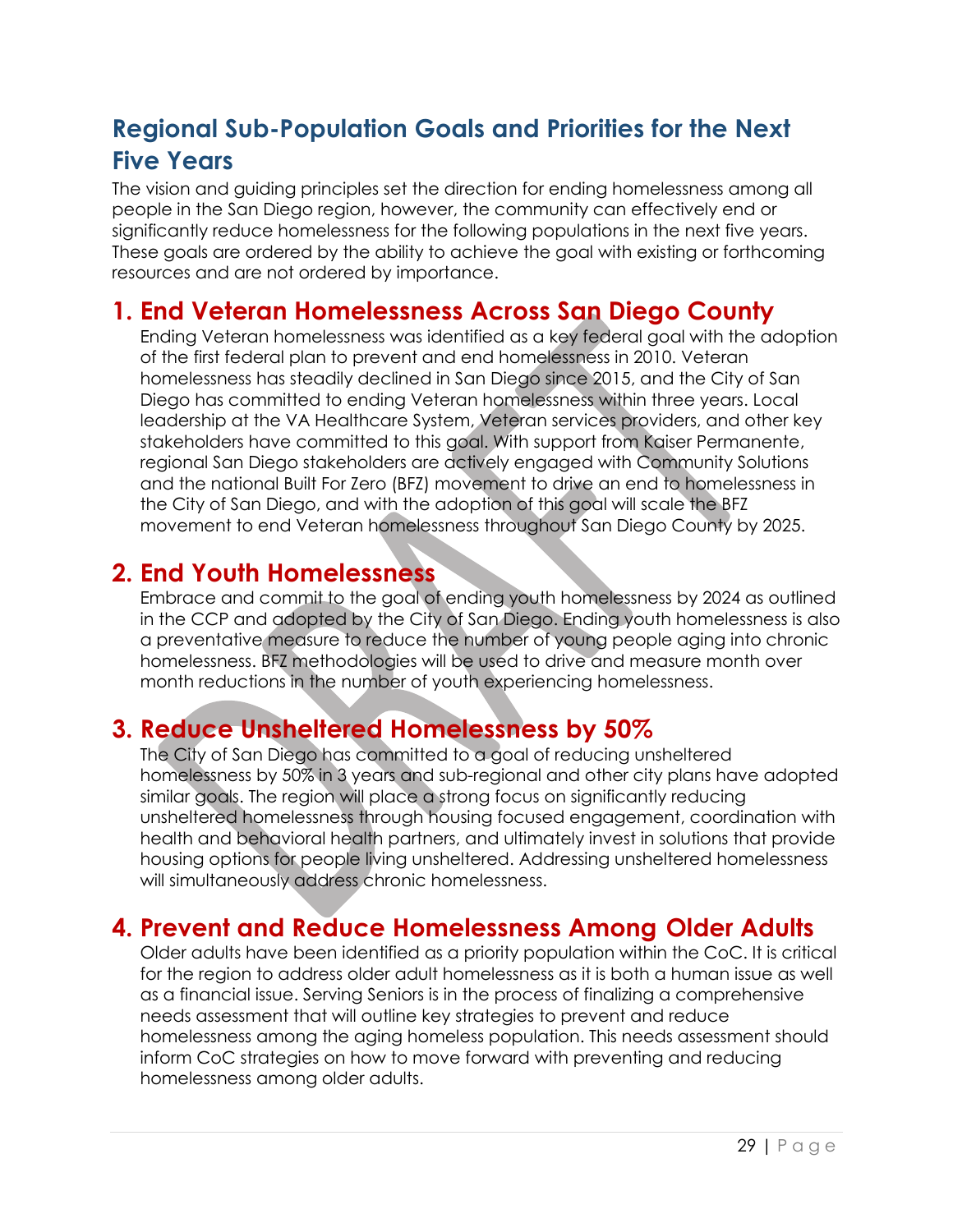## Regional Sub-Population Goals and Priorities for the Next Five Years

The vision and guiding principles set the direction for ending homelessness among all people in the San Diego region, however, the community can effectively end or significantly reduce homelessness for the following populations in the next five years. These goals are ordered by the ability to achieve the goal with existing or forthcoming resources and are not ordered by importance.

### 1. End Veteran Homelessness Across San Diego County

Ending Veteran homelessness was identified as a key federal goal with the adoption of the first federal plan to prevent and end homelessness in 2010. Veteran homelessness has steadily declined in San Diego since 2015, and the City of San Diego has committed to ending Veteran homelessness within three years. Local leadership at the VA Healthcare System, Veteran services providers, and other key stakeholders have committed to this goal. With support from Kaiser Permanente, regional San Diego stakeholders are actively engaged with Community Solutions and the national Built For Zero (BFZ) movement to drive an end to homelessness in the City of San Diego, and with the adoption of this goal will scale the BFZ movement to end Veteran homelessness throughout San Diego County by 2025.

### 2. End Youth Homelessness

Embrace and commit to the goal of ending youth homelessness by 2024 as outlined in the CCP and adopted by the City of San Diego. Ending youth homelessness is also a preventative measure to reduce the number of young people aging into chronic homelessness. BFZ methodologies will be used to drive and measure month over month reductions in the number of youth experiencing homelessness.

### 3. Reduce Unsheltered Homelessness by 50%

The City of San Diego has committed to a goal of reducing unsheltered homelessness by 50% in 3 years and sub-regional and other city plans have adopted similar goals. The region will place a strong focus on significantly reducing unsheltered homelessness through housing focused engagement, coordination with health and behavioral health partners, and ultimately invest in solutions that provide housing options for people living unsheltered. Addressing unsheltered homelessness will simultaneously address chronic homelessness.

### 4. Prevent and Reduce Homelessness Among Older Adults

Older adults have been identified as a priority population within the CoC. It is critical for the region to address older adult homelessness as it is both a human issue as well as a financial issue. Serving Seniors is in the process of finalizing a comprehensive needs assessment that will outline key strategies to prevent and reduce homelessness among the aging homeless population. This needs assessment should inform CoC strategies on how to move forward with preventing and reducing homelessness among older adults.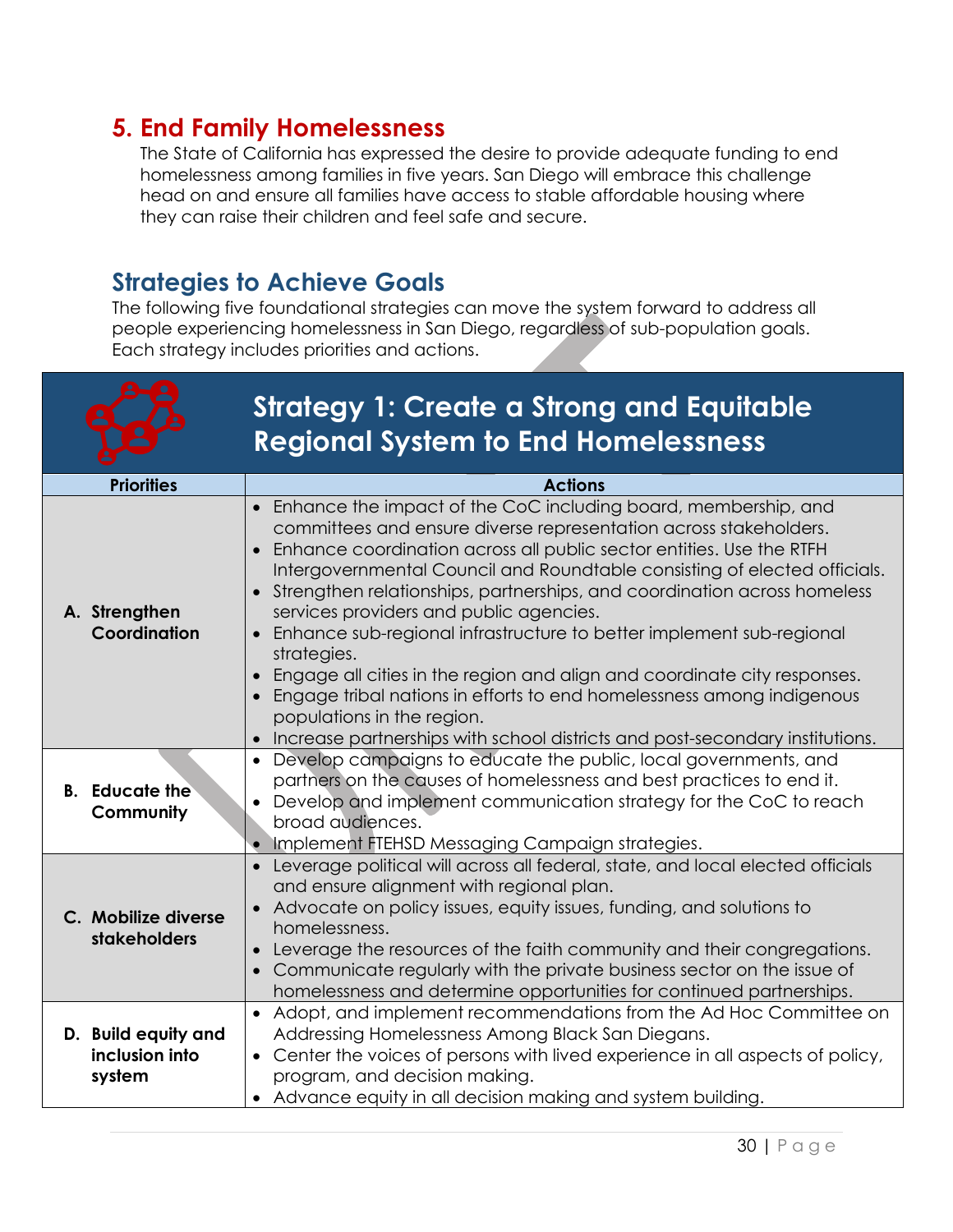## 5. End Family Homelessness

The State of California has expressed the desire to provide adequate funding to end homelessness among families in five years. San Diego will embrace this challenge head on and ensure all families have access to stable affordable housing where they can raise their children and feel safe and secure.

## Strategies to Achieve Goals

The following five foundational strategies can move the system forward to address all people experiencing homelessness in San Diego, regardless of sub-population goals. Each strategy includes priorities and actions.

### Strategy 1: Create a Strong and Equitable Regional System to End Homelessness

| Priorities | Actions |
|---|---|
| **A. Strengthen Coordination** | • Enhance the impact of the CoC including board, membership, and committees and ensure diverse representation across stakeholders.<br>• Enhance coordination across all public sector entities. Use the RTFH Intergovernmental Council and Roundtable consisting of elected officials.<br>• Strengthen relationships, partnerships, and coordination across homeless services providers and public agencies.<br>• Enhance sub-regional infrastructure to better implement sub-regional strategies.<br>• Engage all cities in the region and align and coordinate city responses.<br>• Engage tribal nations in efforts to end homelessness among indigenous populations in the region.<br>• Increase partnerships with school districts and post-secondary institutions. |
| **B. Educate the Community** | • Develop campaigns to educate the public, local governments, and partners on the causes of homelessness and best practices to end it.<br>• Develop and implement communication strategy for the CoC to reach broad audiences.<br>• Implement FTEHSD Messaging Campaign strategies. |
| **C. Mobilize diverse stakeholders** | • Leverage political will across all federal, state, and local elected officials and ensure alignment with regional plan.<br>• Advocate on policy issues, equity issues, funding, and solutions to homelessness.<br>• Leverage the resources of the faith community and their congregations.<br>• Communicate regularly with the private business sector on the issue of homelessness and determine opportunities for continued partnerships. |
| **D. Build equity and inclusion into system** | • Adopt, and implement recommendations from the Ad Hoc Committee on Addressing Homelessness Among Black San Diegans.<br>• Center the voices of persons with lived experience in all aspects of policy, program, and decision making.<br>• Advance equity in all decision making and system building. |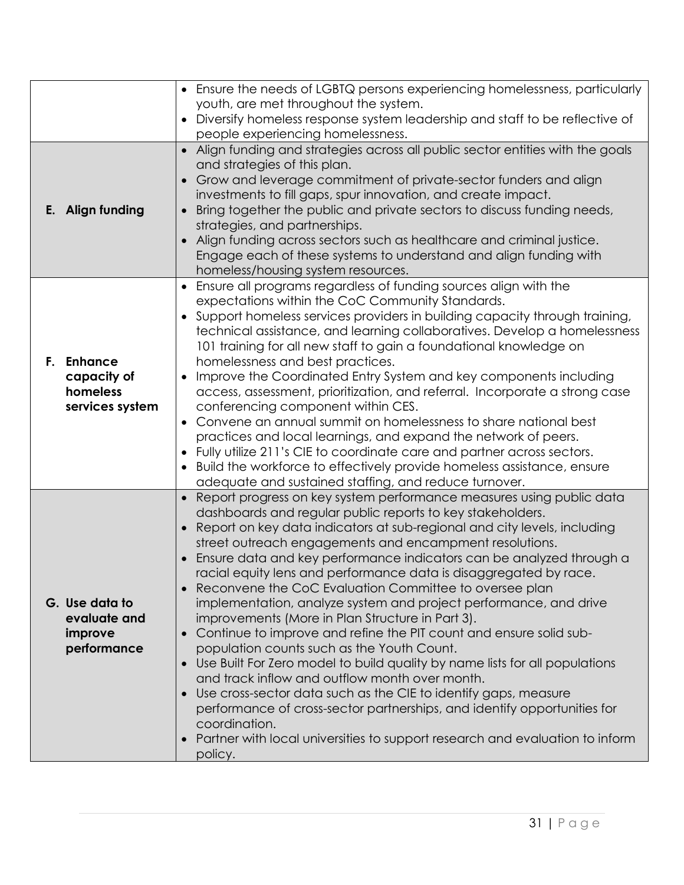| | |
|---|---|
| | • Ensure the needs of LGBTQ persons experiencing homelessness, particularly youth, are met throughout the system.<br>• Diversify homeless response system leadership and staff to be reflective of people experiencing homelessness. |
| **E. Align funding** | • Align funding and strategies across all public sector entities with the goals and strategies of this plan.<br>• Grow and leverage commitment of private-sector funders and align investments to fill gaps, spur innovation, and create impact.<br>• Bring together the public and private sectors to discuss funding needs, strategies, and partnerships.<br>• Align funding across sectors such as healthcare and criminal justice. Engage each of these systems to understand and align funding with homeless/housing system resources. |
| **F. Enhance capacity of homeless services system** | • Ensure all programs regardless of funding sources align with the expectations within the CoC Community Standards.<br>• Support homeless services providers in building capacity through training, technical assistance, and learning collaboratives. Develop a homelessness 101 training for all new staff to gain a foundational knowledge on homelessness and best practices.<br>• Improve the Coordinated Entry System and key components including access, assessment, prioritization, and referral. Incorporate a strong case conferencing component within CES.<br>• Convene an annual summit on homelessness to share national best practices and local learnings, and expand the network of peers.<br>• Fully utilize 211's CIE to coordinate care and partner across sectors.<br>• Build the workforce to effectively provide homeless assistance, ensure adequate and sustained staffing, and reduce turnover. |
| **G. Use data to evaluate and improve performance** | • Report progress on key system performance measures using public data dashboards and regular public reports to key stakeholders.<br>• Report on key data indicators at sub-regional and city levels, including street outreach engagements and encampment resolutions.<br>• Ensure data and key performance indicators can be analyzed through a racial equity lens and performance data is disaggregated by race.<br>• Reconvene the CoC Evaluation Committee to oversee plan implementation, analyze system and project performance, and drive improvements (More in Plan Structure in Part 3).<br>• Continue to improve and refine the PIT count and ensure solid sub-population counts such as the Youth Count.<br>• Use Built For Zero model to build quality by name lists for all populations and track inflow and outflow month over month.<br>• Use cross-sector data such as the CIE to identify gaps, measure performance of cross-sector partnerships, and identify opportunities for coordination.<br>• Partner with local universities to support research and evaluation to inform policy. |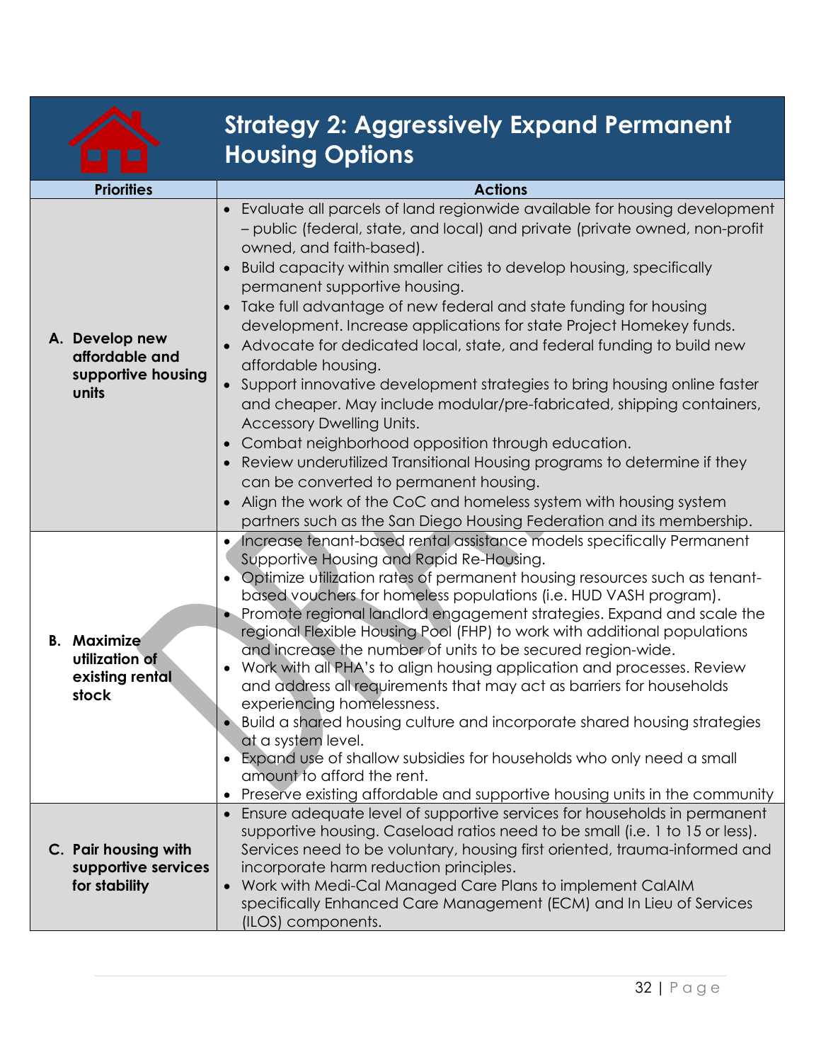# Strategy 2: Aggressively Expand Permanent Housing Options

| Priorities | Actions |
|---|---|
| **A. Develop new affordable and supportive housing units** | • Evaluate all parcels of land regionwide available for housing development – public (federal, state, and local) and private (private owned, non-profit owned, and faith-based).<br>• Build capacity within smaller cities to develop housing, specifically permanent supportive housing.<br>• Take full advantage of new federal and state funding for housing development. Increase applications for state Project Homekey funds.<br>• Advocate for dedicated local, state, and federal funding to build new affordable housing.<br>• Support innovative development strategies to bring housing online faster and cheaper. May include modular/pre-fabricated, shipping containers, Accessory Dwelling Units.<br>• Combat neighborhood opposition through education.<br>• Review underutilized Transitional Housing programs to determine if they can be converted to permanent housing.<br>• Align the work of the CoC and homeless system with housing system partners such as the San Diego Housing Federation and its membership. |
| **B. Maximize utilization of existing rental stock** | • Increase tenant-based rental assistance models specifically Permanent Supportive Housing and Rapid Re-Housing.<br>• Optimize utilization rates of permanent housing resources such as tenant-based vouchers for homeless populations (i.e. HUD VASH program).<br>• Promote regional landlord engagement strategies. Expand and scale the regional Flexible Housing Pool (FHP) to work with additional populations and increase the number of units to be secured region-wide.<br>• Work with all PHA's to align housing application and processes. Review and address all requirements that may act as barriers for households experiencing homelessness.<br>• Build a shared housing culture and incorporate shared housing strategies at a system level.<br>• Expand use of shallow subsidies for households who only need a small amount to afford the rent.<br>• Preserve existing affordable and supportive housing units in the community |
| **C. Pair housing with supportive services for stability** | • Ensure adequate level of supportive services for households in permanent supportive housing. Caseload ratios need to be small (i.e. 1 to 15 or less). Services need to be voluntary, housing first oriented, trauma-informed and incorporate harm reduction principles.<br>• Work with Medi-Cal Managed Care Plans to implement CalAIM specifically Enhanced Care Management (ECM) and In Lieu of Services (ILOS) components. |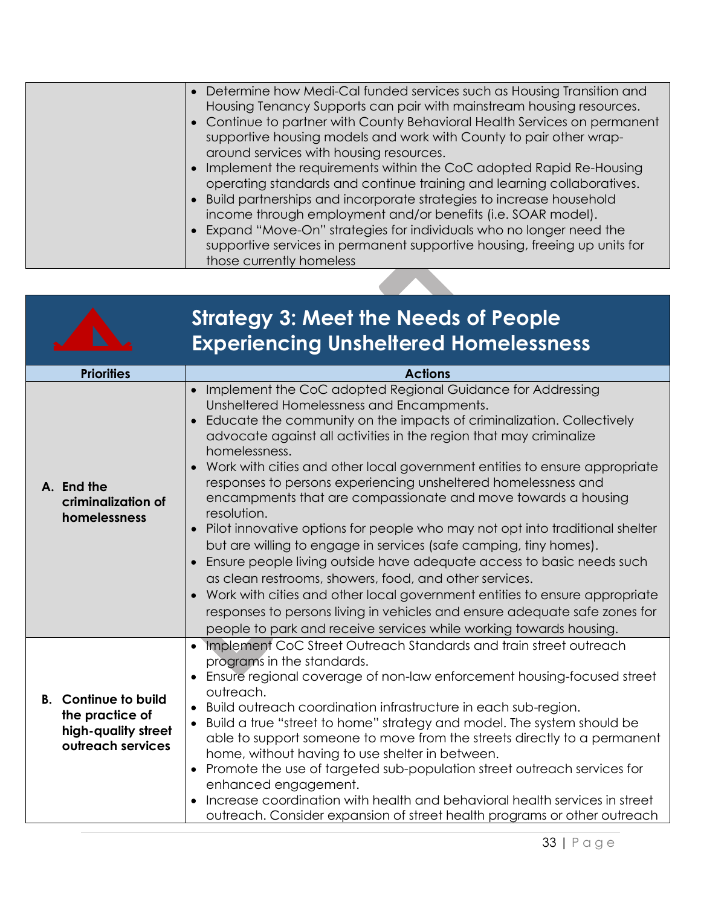| | |
|---|---|
| | • Determine how Medi-Cal funded services such as Housing Transition and Housing Tenancy Supports can pair with mainstream housing resources.<br>• Continue to partner with County Behavioral Health Services on permanent supportive housing models and work with County to pair other wrap-around services with housing resources.<br>• Implement the requirements within the CoC adopted Rapid Re-Housing operating standards and continue training and learning collaboratives.<br>• Build partnerships and incorporate strategies to increase household income through employment and/or benefits (i.e. SOAR model).<br>• Expand "Move-On" strategies for individuals who no longer need the supportive services in permanent supportive housing, freeing up units for those currently homeless |

## Strategy 3: Meet the Needs of People Experiencing Unsheltered Homelessness

| Priorities | Actions |
|---|---|
| **A. End the criminalization of homelessness** | • Implement the CoC adopted Regional Guidance for Addressing Unsheltered Homelessness and Encampments.<br>• Educate the community on the impacts of criminalization. Collectively advocate against all activities in the region that may criminalize homelessness.<br>• Work with cities and other local government entities to ensure appropriate responses to persons experiencing unsheltered homelessness and encampments that are compassionate and move towards a housing resolution.<br>• Pilot innovative options for people who may not opt into traditional shelter but are willing to engage in services (safe camping, tiny homes).<br>• Ensure people living outside have adequate access to basic needs such as clean restrooms, showers, food, and other services.<br>• Work with cities and other local government entities to ensure appropriate responses to persons living in vehicles and ensure adequate safe zones for people to park and receive services while working towards housing. |
| **B. Continue to build the practice of high-quality street outreach services** | • Implement CoC Street Outreach Standards and train street outreach programs in the standards.<br>• Ensure regional coverage of non-law enforcement housing-focused street outreach.<br>• Build outreach coordination infrastructure in each sub-region.<br>• Build a true "street to home" strategy and model. The system should be able to support someone to move from the streets directly to a permanent home, without having to use shelter in between.<br>• Promote the use of targeted sub-population street outreach services for enhanced engagement.<br>• Increase coordination with health and behavioral health services in street outreach. Consider expansion of street health programs or other outreach |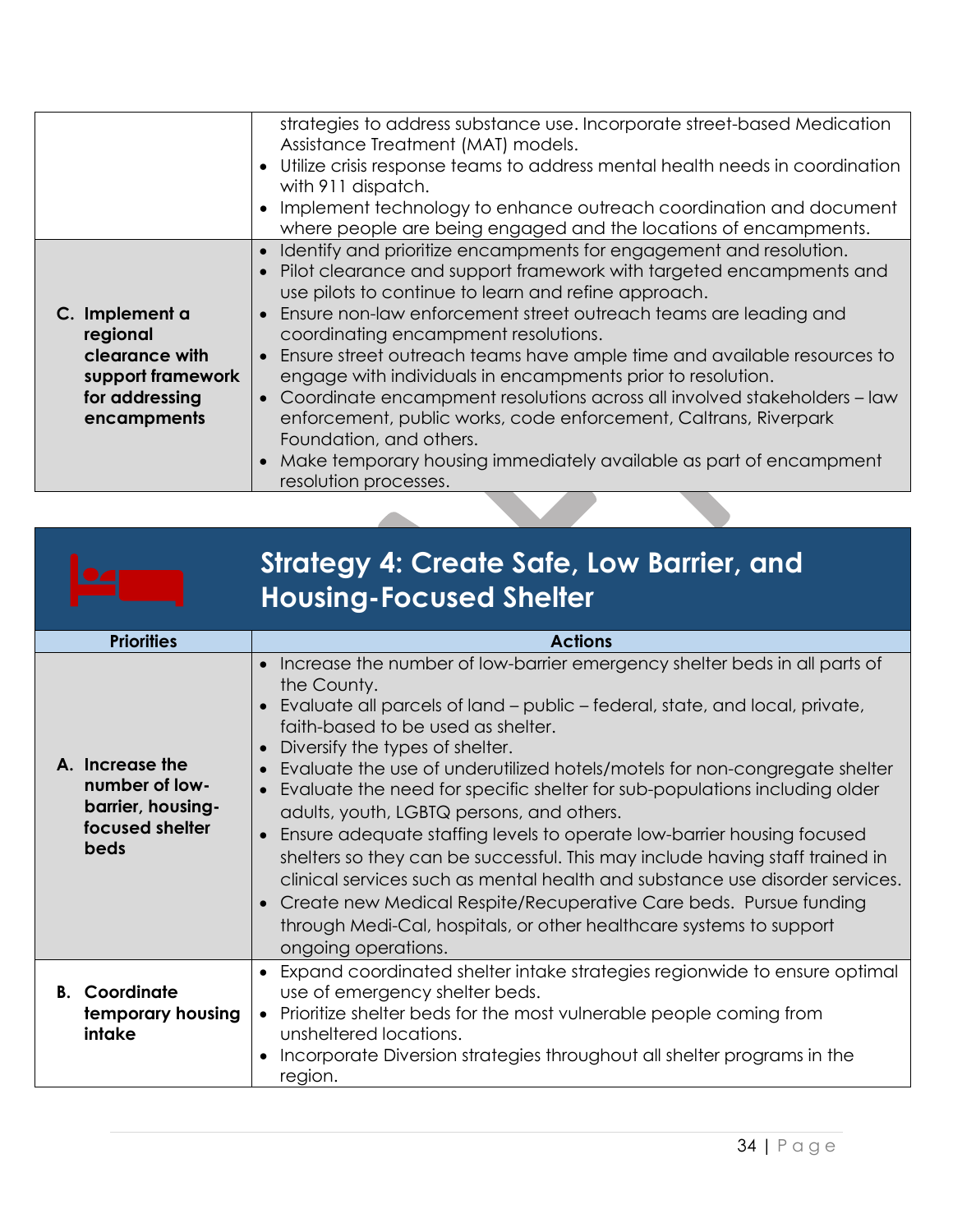| | |
|---|---|
| | strategies to address substance use. Incorporate street-based Medication Assistance Treatment (MAT) models.<br>• Utilize crisis response teams to address mental health needs in coordination with 911 dispatch.<br>• Implement technology to enhance outreach coordination and document where people are being engaged and the locations of encampments. |
| **C. Implement a regional clearance with support framework for addressing encampments** | • Identify and prioritize encampments for engagement and resolution.<br>• Pilot clearance and support framework with targeted encampments and use pilots to continue to learn and refine approach.<br>• Ensure non-law enforcement street outreach teams are leading and coordinating encampment resolutions.<br>• Ensure street outreach teams have ample time and available resources to engage with individuals in encampments prior to resolution.<br>• Coordinate encampment resolutions across all involved stakeholders – law enforcement, public works, code enforcement, Caltrans, Riverpark Foundation, and others.<br>• Make temporary housing immediately available as part of encampment resolution processes. |

## Strategy 4: Create Safe, Low Barrier, and Housing-Focused Shelter

| Priorities | Actions |
|---|---|
| **A. Increase the number of low-barrier, housing-focused shelter beds** | • Increase the number of low-barrier emergency shelter beds in all parts of the County.<br>• Evaluate all parcels of land – public – federal, state, and local, private, faith-based to be used as shelter.<br>• Diversify the types of shelter.<br>• Evaluate the use of underutilized hotels/motels for non-congregate shelter<br>• Evaluate the need for specific shelter for sub-populations including older adults, youth, LGBTQ persons, and others.<br>• Ensure adequate staffing levels to operate low-barrier housing focused shelters so they can be successful. This may include having staff trained in clinical services such as mental health and substance use disorder services.<br>• Create new Medical Respite/Recuperative Care beds. Pursue funding through Medi-Cal, hospitals, or other healthcare systems to support ongoing operations. |
| **B. Coordinate temporary housing intake** | • Expand coordinated shelter intake strategies regionwide to ensure optimal use of emergency shelter beds.<br>• Prioritize shelter beds for the most vulnerable people coming from unsheltered locations.<br>• Incorporate Diversion strategies throughout all shelter programs in the region. |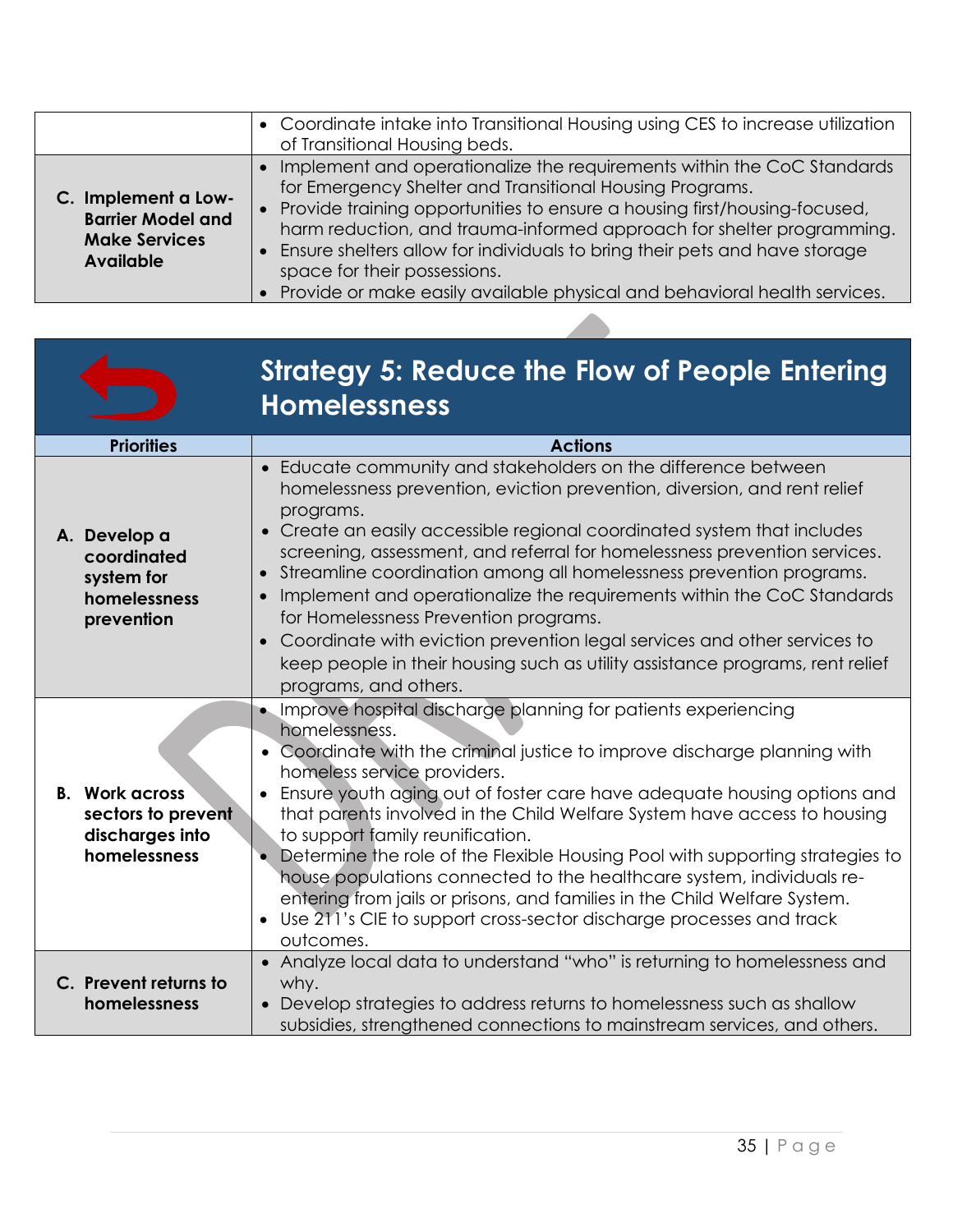| | |
|---|---|
| | • Coordinate intake into Transitional Housing using CES to increase utilization of Transitional Housing beds. |
| **C. Implement a Low-Barrier Model and Make Services Available** | • Implement and operationalize the requirements within the CoC Standards for Emergency Shelter and Transitional Housing Programs.<br>• Provide training opportunities to ensure a housing first/housing-focused, harm reduction, and trauma-informed approach for shelter programming.<br>• Ensure shelters allow for individuals to bring their pets and have storage space for their possessions.<br>• Provide or make easily available physical and behavioral health services. |

## Strategy 5: Reduce the Flow of People Entering Homelessness

| Priorities | Actions |
|---|---|
| **A. Develop a coordinated system for homelessness prevention** | • Educate community and stakeholders on the difference between homelessness prevention, eviction prevention, diversion, and rent relief programs.<br>• Create an easily accessible regional coordinated system that includes screening, assessment, and referral for homelessness prevention services.<br>• Streamline coordination among all homelessness prevention programs.<br>• Implement and operationalize the requirements within the CoC Standards for Homelessness Prevention programs.<br>• Coordinate with eviction prevention legal services and other services to keep people in their housing such as utility assistance programs, rent relief programs, and others. |
| **B. Work across sectors to prevent discharges into homelessness** | • Improve hospital discharge planning for patients experiencing homelessness.<br>• Coordinate with the criminal justice to improve discharge planning with homeless service providers.<br>• Ensure youth aging out of foster care have adequate housing options and that parents involved in the Child Welfare System have access to housing to support family reunification.<br>• Determine the role of the Flexible Housing Pool with supporting strategies to house populations connected to the healthcare system, individuals re-entering from jails or prisons, and families in the Child Welfare System.<br>• Use 211's CIE to support cross-sector discharge processes and track outcomes. |
| **C. Prevent returns to homelessness** | • Analyze local data to understand "who" is returning to homelessness and why.<br>• Develop strategies to address returns to homelessness such as shallow subsidies, strengthened connections to mainstream services, and others. |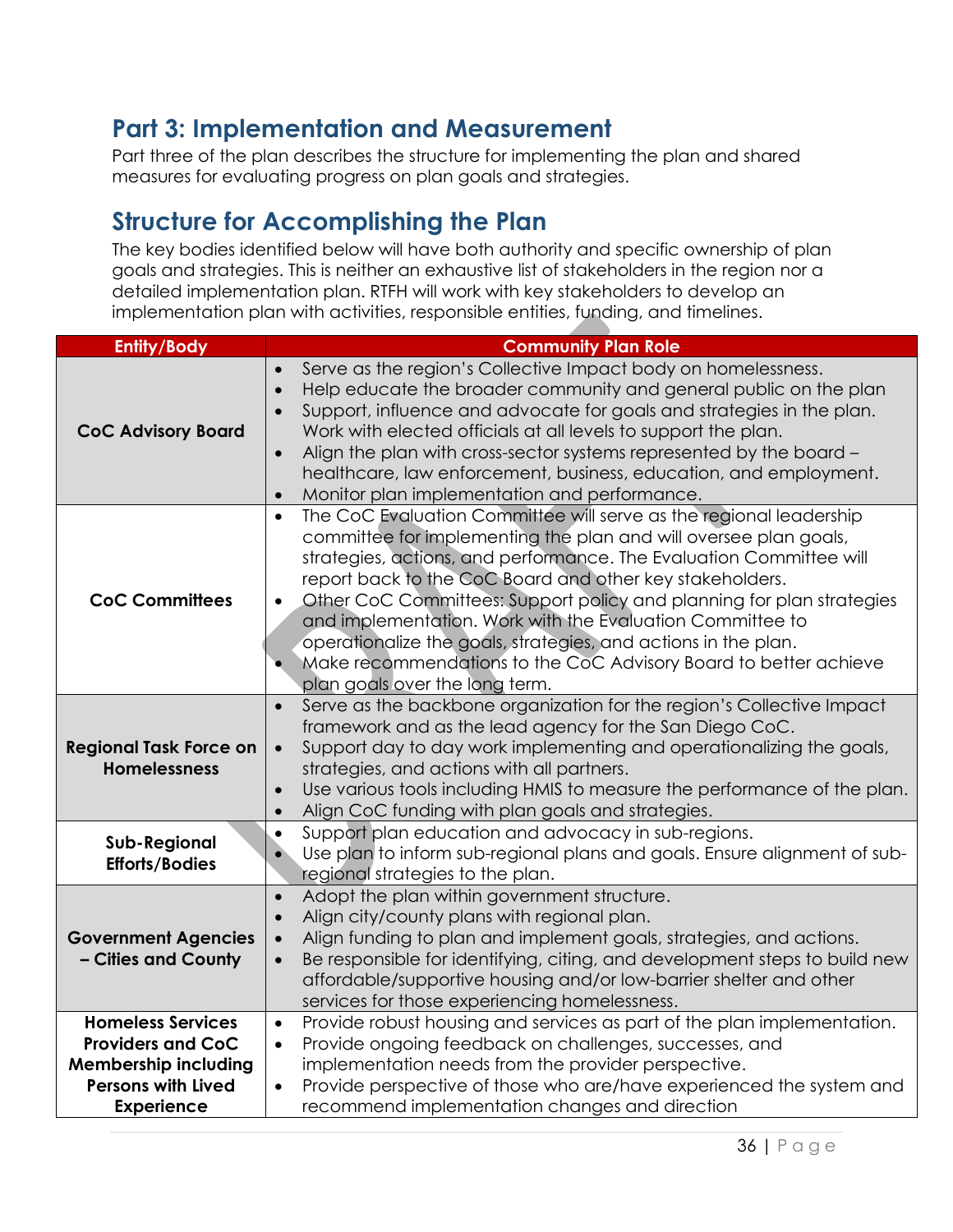# Part 3: Implementation and Measurement

Part three of the plan describes the structure for implementing the plan and shared measures for evaluating progress on plan goals and strategies.

## Structure for Accomplishing the Plan

The key bodies identified below will have both authority and specific ownership of plan goals and strategies. This is neither an exhaustive list of stakeholders in the region nor a detailed implementation plan. RTFH will work with key stakeholders to develop an implementation plan with activities, responsible entities, funding, and timelines.

| Entity/Body | Community Plan Role |
|---|---|
| **CoC Advisory Board** | • Serve as the region's Collective Impact body on homelessness.<br>• Help educate the broader community and general public on the plan<br>• Support, influence and advocate for goals and strategies in the plan. Work with elected officials at all levels to support the plan.<br>• Align the plan with cross-sector systems represented by the board – healthcare, law enforcement, business, education, and employment.<br>• Monitor plan implementation and performance. |
| **CoC Committees** | • The CoC Evaluation Committee will serve as the regional leadership committee for implementing the plan and will oversee plan goals, strategies, actions, and performance. The Evaluation Committee will report back to the CoC Board and other key stakeholders.<br>• Other CoC Committees: Support policy and planning for plan strategies and implementation. Work with the Evaluation Committee to operationalize the goals, strategies, and actions in the plan.<br>• Make recommendations to the CoC Advisory Board to better achieve plan goals over the long term. |
| **Regional Task Force on Homelessness** | • Serve as the backbone organization for the region's Collective Impact framework and as the lead agency for the San Diego CoC.<br>• Support day to day work implementing and operationalizing the goals, strategies, and actions with all partners.<br>• Use various tools including HMIS to measure the performance of the plan.<br>• Align CoC funding with plan goals and strategies. |
| **Sub-Regional Efforts/Bodies** | • Support plan education and advocacy in sub-regions.<br>• Use plan to inform sub-regional plans and goals. Ensure alignment of sub-regional strategies to the plan. |
| **Government Agencies – Cities and County** | • Adopt the plan within government structure.<br>• Align city/county plans with regional plan.<br>• Align funding to plan and implement goals, strategies, and actions.<br>• Be responsible for identifying, citing, and development steps to build new affordable/supportive housing and/or low-barrier shelter and other services for those experiencing homelessness. |
| **Homeless Services Providers and CoC Membership including Persons with Lived Experience** | • Provide robust housing and services as part of the plan implementation.<br>• Provide ongoing feedback on challenges, successes, and implementation needs from the provider perspective.<br>• Provide perspective of those who are/have experienced the system and recommend implementation changes and direction |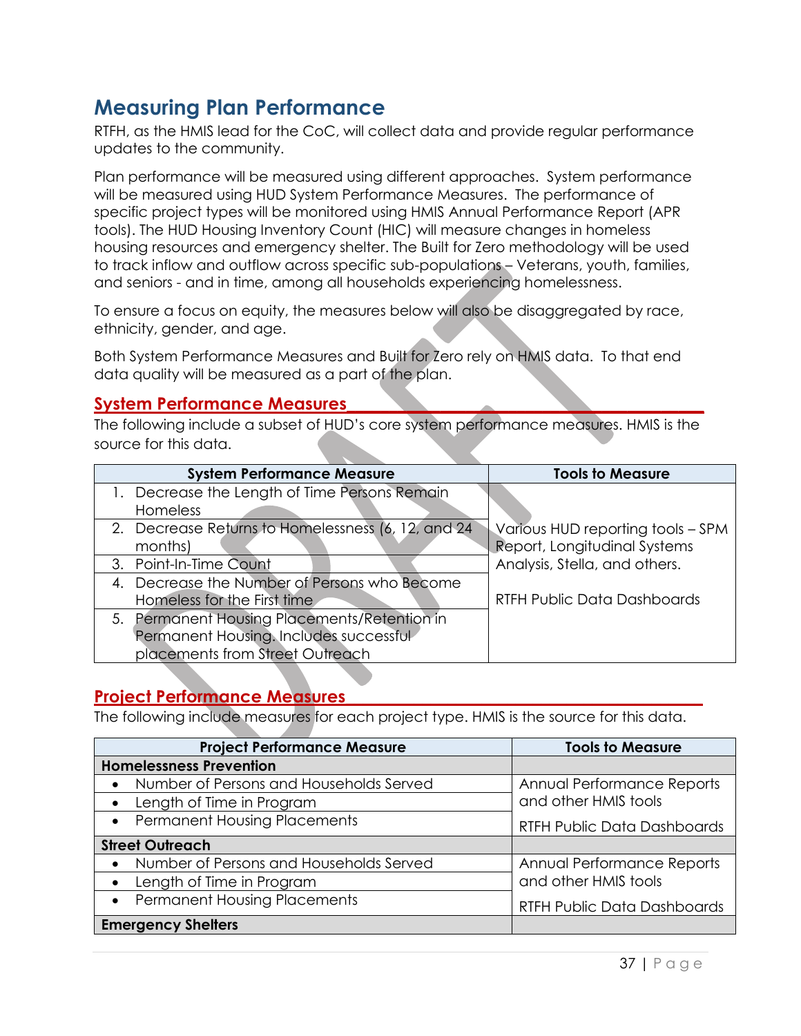# Measuring Plan Performance

RTFH, as the HMIS lead for the CoC, will collect data and provide regular performance updates to the community.

Plan performance will be measured using different approaches. System performance will be measured using HUD System Performance Measures. The performance of specific project types will be monitored using HMIS Annual Performance Report (APR tools). The HUD Housing Inventory Count (HIC) will measure changes in homeless housing resources and emergency shelter. The Built for Zero methodology will be used to track inflow and outflow across specific sub-populations – Veterans, youth, families, and seniors - and in time, among all households experiencing homelessness.

To ensure a focus on equity, the measures below will also be disaggregated by race, ethnicity, gender, and age.

Both System Performance Measures and Built for Zero rely on HMIS data. To that end data quality will be measured as a part of the plan.

## System Performance Measures

The following include a subset of HUD's core system performance measures. HMIS is the source for this data.

| System Performance Measure | Tools to Measure |
|---|---|
| 1. Decrease the Length of Time Persons Remain Homeless | Various HUD reporting tools – SPM Report, Longitudinal Systems Analysis, Stella, and others.<br><br>RTFH Public Data Dashboards |
| 2. Decrease Returns to Homelessness (6, 12, and 24 months) | |
| 3. Point-In-Time Count | |
| 4. Decrease the Number of Persons who Become Homeless for the First time | |
| 5. Permanent Housing Placements/Retention in Permanent Housing. Includes successful placements from Street Outreach | |

## Project Performance Measures

The following include measures for each project type. HMIS is the source for this data.

| Project Performance Measure | Tools to Measure |
|---|---|
| **Homelessness Prevention** | |
| • Number of Persons and Households Served | Annual Performance Reports and other HMIS tools<br><br>RTFH Public Data Dashboards |
| • Length of Time in Program | |
| • Permanent Housing Placements | |
| **Street Outreach** | |
| • Number of Persons and Households Served | Annual Performance Reports and other HMIS tools<br><br>RTFH Public Data Dashboards |
| • Length of Time in Program | |
| • Permanent Housing Placements | |
| **Emergency Shelters** | |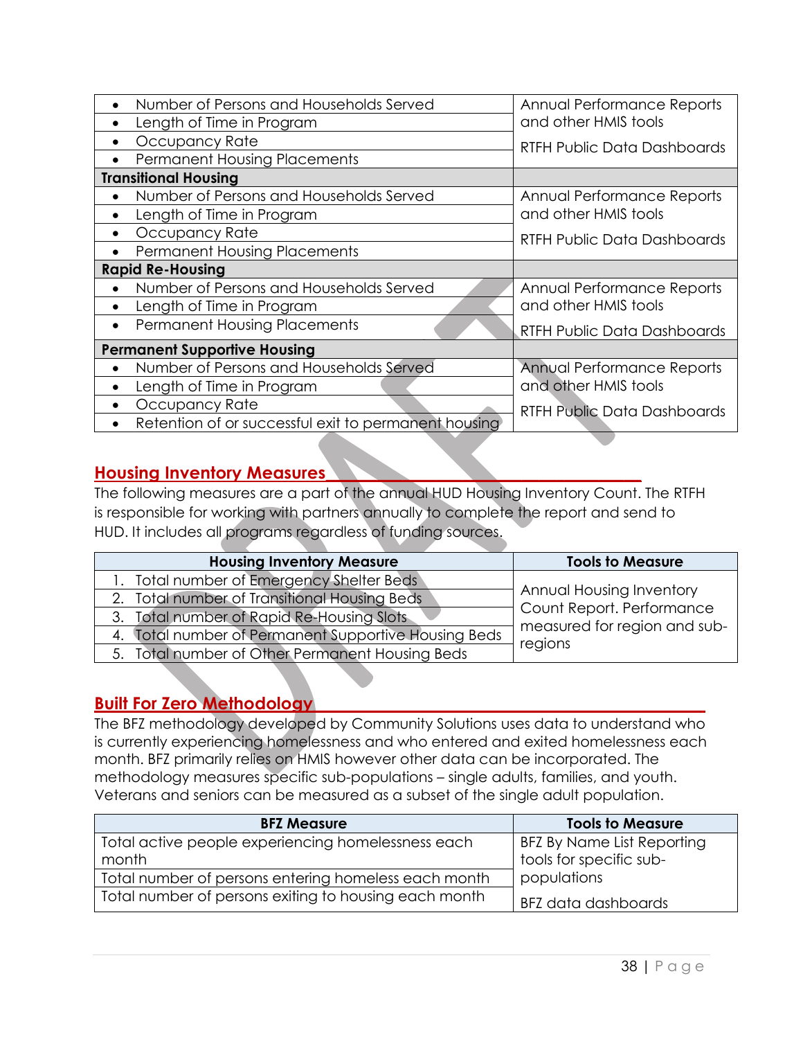| | |
|---|---|
| • Number of Persons and Households Served<br>• Length of Time in Program<br>• Occupancy Rate<br>• Permanent Housing Placements | Annual Performance Reports and other HMIS tools<br>RTFH Public Data Dashboards |
| **Transitional Housing** | |
| • Number of Persons and Households Served<br>• Length of Time in Program<br>• Occupancy Rate<br>• Permanent Housing Placements | Annual Performance Reports and other HMIS tools<br>RTFH Public Data Dashboards |
| **Rapid Re-Housing** | |
| • Number of Persons and Households Served<br>• Length of Time in Program<br>• Permanent Housing Placements | Annual Performance Reports and other HMIS tools<br>RTFH Public Data Dashboards |
| **Permanent Supportive Housing** | |
| • Number of Persons and Households Served<br>• Length of Time in Program<br>• Occupancy Rate<br>• Retention of or successful exit to permanent housing | Annual Performance Reports and other HMIS tools<br>RTFH Public Data Dashboards |

## Housing Inventory Measures

The following measures are a part of the annual HUD Housing Inventory Count. The RTFH is responsible for working with partners annually to complete the report and send to HUD. It includes all programs regardless of funding sources.

| Housing Inventory Measure | Tools to Measure |
|---|---|
| 1. Total number of Emergency Shelter Beds<br>2. Total number of Transitional Housing Beds<br>3. Total number of Rapid Re-Housing Slots<br>4. Total number of Permanent Supportive Housing Beds<br>5. Total number of Other Permanent Housing Beds | Annual Housing Inventory Count Report. Performance measured for region and sub-regions |

## Built For Zero Methodology

The BFZ methodology developed by Community Solutions uses data to understand who is currently experiencing homelessness and who entered and exited homelessness each month. BFZ primarily relies on HMIS however other data can be incorporated. The methodology measures specific sub-populations – single adults, families, and youth. Veterans and seniors can be measured as a subset of the single adult population.

| BFZ Measure | Tools to Measure |
|---|---|
| Total active people experiencing homelessness each month<br>Total number of persons entering homeless each month<br>Total number of persons exiting to housing each month | BFZ By Name List Reporting tools for specific sub-populations<br>BFZ data dashboards |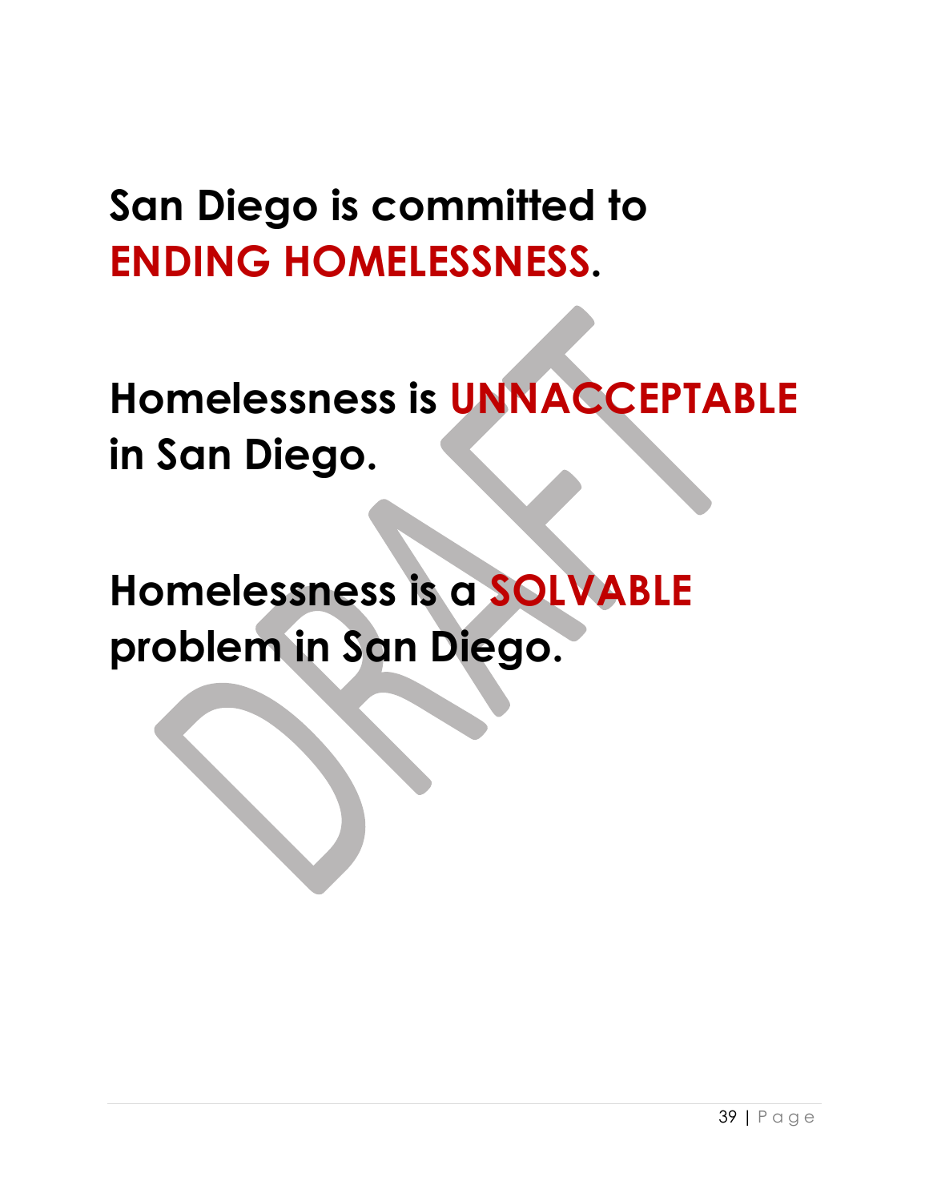**San Diego is committed to ENDING HOMELESSNESS.**

**Homelessness is UNNACCEPTABLE in San Diego.**

**Homelessness is a SOLVABLE problem in San Diego.**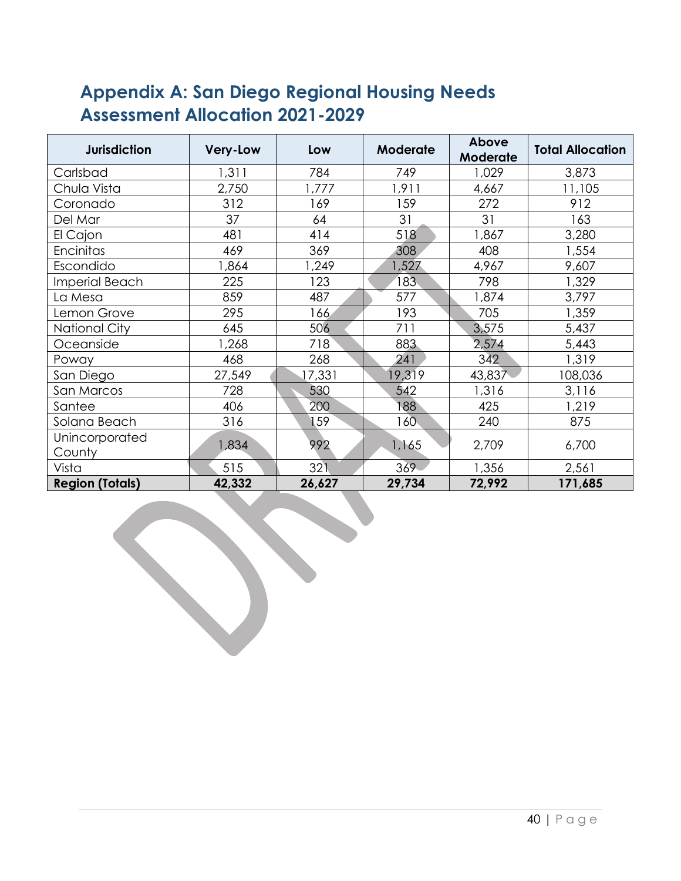## Appendix A: San Diego Regional Housing Needs Assessment Allocation 2021-2029

| Jurisdiction | Very-Low | Low | Moderate | Above Moderate | Total Allocation |
|---|---|---|---|---|---|
| Carlsbad | 1,311 | 784 | 749 | 1,029 | 3,873 |
| Chula Vista | 2,750 | 1,777 | 1,911 | 4,667 | 11,105 |
| Coronado | 312 | 169 | 159 | 272 | 912 |
| Del Mar | 37 | 64 | 31 | 31 | 163 |
| El Cajon | 481 | 414 | 518 | 1,867 | 3,280 |
| Encinitas | 469 | 369 | 308 | 408 | 1,554 |
| Escondido | 1,864 | 1,249 | 1,527 | 4,967 | 9,607 |
| Imperial Beach | 225 | 123 | 183 | 798 | 1,329 |
| La Mesa | 859 | 487 | 577 | 1,874 | 3,797 |
| Lemon Grove | 295 | 166 | 193 | 705 | 1,359 |
| National City | 645 | 506 | 711 | 3,575 | 5,437 |
| Oceanside | 1,268 | 718 | 883 | 2,574 | 5,443 |
| Poway | 468 | 268 | 241 | 342 | 1,319 |
| San Diego | 27,549 | 17,331 | 19,319 | 43,837 | 108,036 |
| San Marcos | 728 | 530 | 542 | 1,316 | 3,116 |
| Santee | 406 | 200 | 188 | 425 | 1,219 |
| Solana Beach | 316 | 159 | 160 | 240 | 875 |
| Unincorporated County | 1,834 | 992 | 1,165 | 2,709 | 6,700 |
| Vista | 515 | 321 | 369 | 1,356 | 2,561 |
| **Region (Totals)** | **42,332** | **26,627** | **29,734** | **72,992** | **171,685** |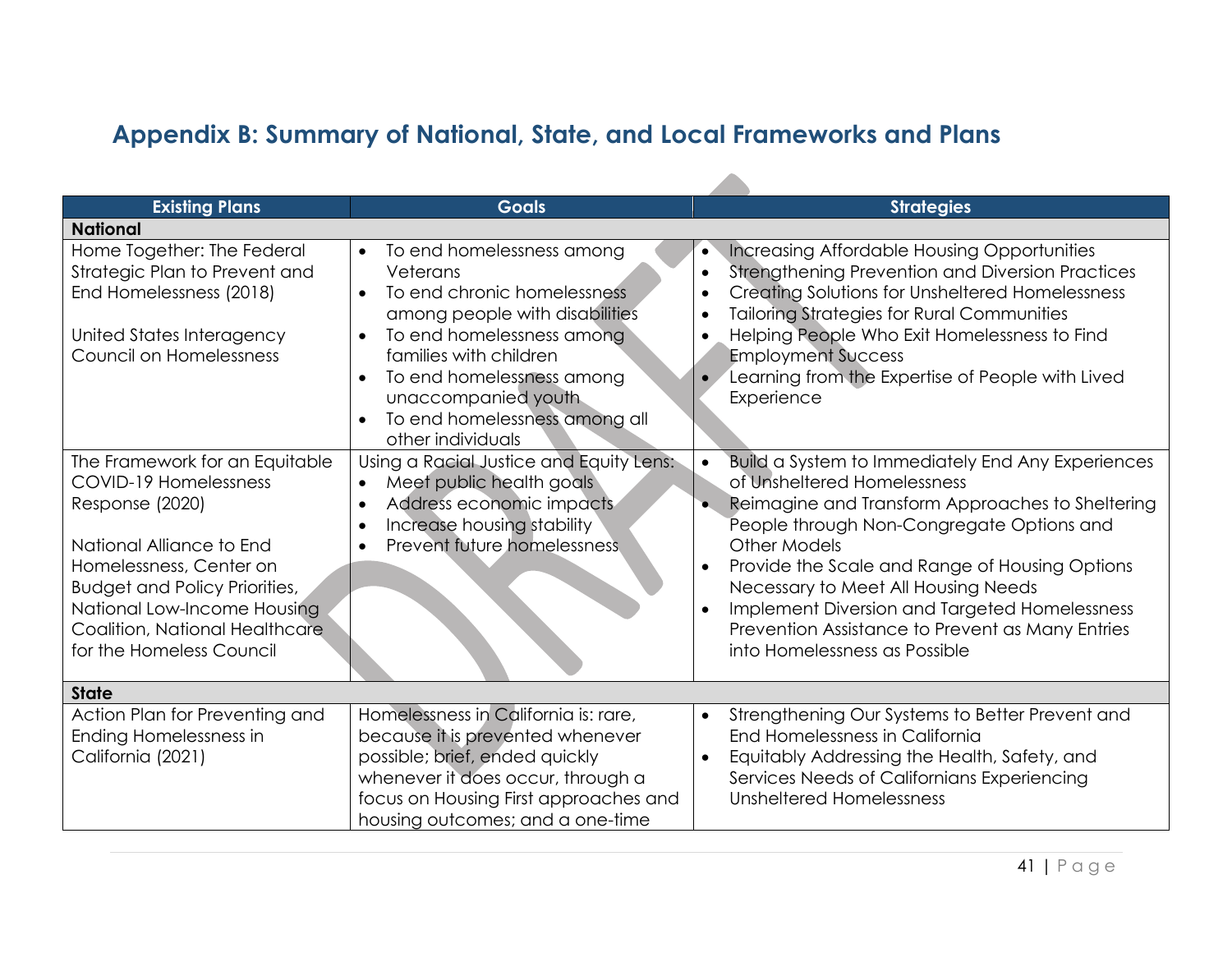## Appendix B: Summary of National, State, and Local Frameworks and Plans

| Existing Plans | Goals | Strategies |
|---|---|---|
| **National** | | |
| Home Together: The Federal Strategic Plan to Prevent and End Homelessness (2018)<br><br>United States Interagency Council on Homelessness | • To end homelessness among Veterans<br>• To end chronic homelessness among people with disabilities<br>• To end homelessness among families with children<br>• To end homelessness among unaccompanied youth<br>• To end homelessness among all other individuals | • Increasing Affordable Housing Opportunities<br>• Strengthening Prevention and Diversion Practices<br>• Creating Solutions for Unsheltered Homelessness<br>• Tailoring Strategies for Rural Communities<br>• Helping People Who Exit Homelessness to Find Employment Success<br>• Learning from the Expertise of People with Lived Experience |
| The Framework for an Equitable COVID-19 Homelessness Response (2020)<br><br>National Alliance to End Homelessness, Center on Budget and Policy Priorities, National Low-Income Housing Coalition, National Healthcare for the Homeless Council | Using a Racial Justice and Equity Lens:<br>• Meet public health goals<br>• Address economic impacts<br>• Increase housing stability<br>• Prevent future homelessness | • Build a System to Immediately End Any Experiences of Unsheltered Homelessness<br>• Reimagine and Transform Approaches to Sheltering People through Non-Congregate Options and Other Models<br>• Provide the Scale and Range of Housing Options Necessary to Meet All Housing Needs<br>• Implement Diversion and Targeted Homelessness Prevention Assistance to Prevent as Many Entries into Homelessness as Possible |
| **State** | | |
| Action Plan for Preventing and Ending Homelessness in California (2021) | Homelessness in California is: rare, because it is prevented whenever possible; brief, ended quickly whenever it does occur, through a focus on Housing First approaches and housing outcomes; and a one-time | • Strengthening Our Systems to Better Prevent and End Homelessness in California<br>• Equitably Addressing the Health, Safety, and Services Needs of Californians Experiencing Unsheltered Homelessness |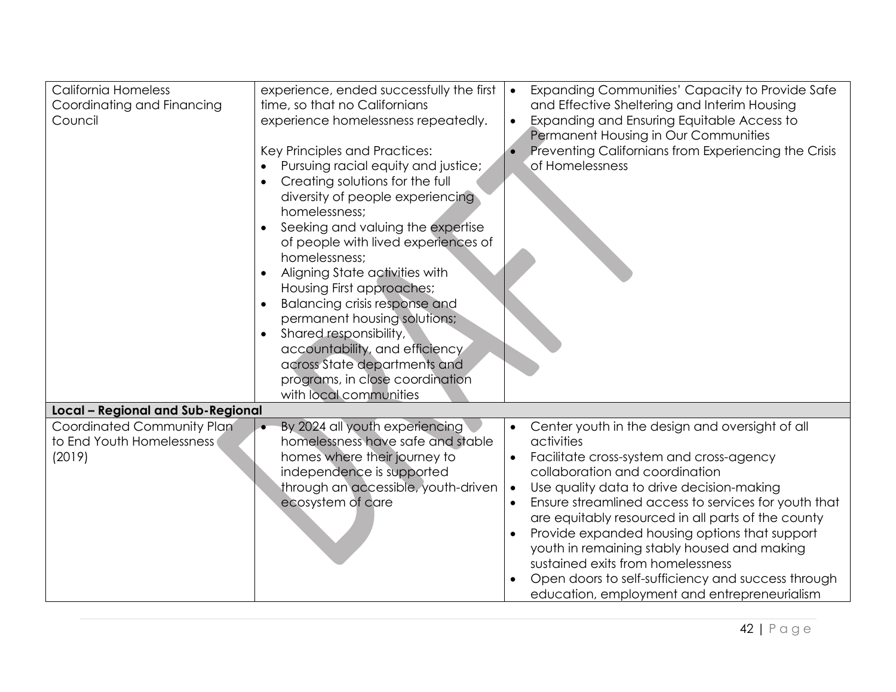| | | |
|---|---|---|
| California Homeless Coordinating and Financing Council | experience, ended successfully the first time, so that no Californians experience homelessness repeatedly.<br><br>Key Principles and Practices:<br>• Pursuing racial equity and justice;<br>• Creating solutions for the full diversity of people experiencing homelessness;<br>• Seeking and valuing the expertise of people with lived experiences of homelessness;<br>• Aligning State activities with Housing First approaches;<br>• Balancing crisis response and permanent housing solutions;<br>• Shared responsibility, accountability, and efficiency across State departments and programs, in close coordination with local communities | • Expanding Communities' Capacity to Provide Safe and Effective Sheltering and Interim Housing<br>• Expanding and Ensuring Equitable Access to Permanent Housing in Our Communities<br>• Preventing Californians from Experiencing the Crisis of Homelessness |
| **Local – Regional and Sub-Regional** | | |
| Coordinated Community Plan to End Youth Homelessness (2019) | • By 2024 all youth experiencing homelessness have safe and stable homes where their journey to independence is supported through an accessible, youth-driven ecosystem of care | • Center youth in the design and oversight of all activities<br>• Facilitate cross-system and cross-agency collaboration and coordination<br>• Use quality data to drive decision-making<br>• Ensure streamlined access to services for youth that are equitably resourced in all parts of the county<br>• Provide expanded housing options that support youth in remaining stably housed and making sustained exits from homelessness<br>• Open doors to self-sufficiency and success through education, employment and entrepreneurialism |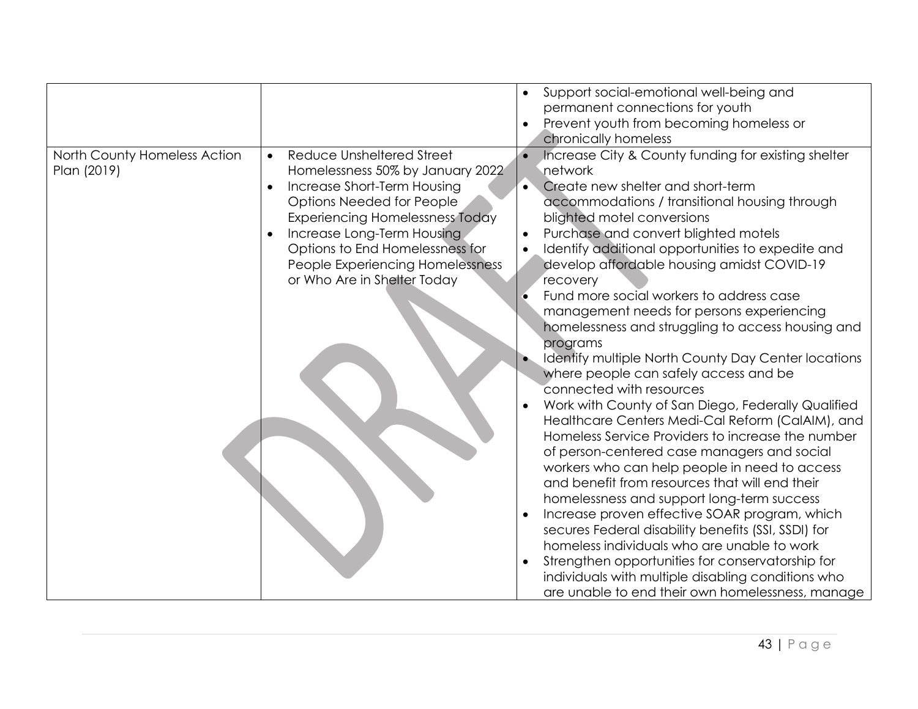| | | |
|---|---|---|
| | | • Support social-emotional well-being and permanent connections for youth<br>• Prevent youth from becoming homeless or chronically homeless |
| North County Homeless Action Plan (2019) | • Reduce Unsheltered Street Homelessness 50% by January 2022<br>• Increase Short-Term Housing Options Needed for People Experiencing Homelessness Today<br>• Increase Long-Term Housing Options to End Homelessness for People Experiencing Homelessness or Who Are in Shelter Today | • Increase City & County funding for existing shelter network<br>• Create new shelter and short-term accommodations / transitional housing through blighted motel conversions<br>• Purchase and convert blighted motels<br>• Identify additional opportunities to expedite and develop affordable housing amidst COVID-19 recovery<br>• Fund more social workers to address case management needs for persons experiencing homelessness and struggling to access housing and programs<br>• Identify multiple North County Day Center locations where people can safely access and be connected with resources<br>• Work with County of San Diego, Federally Qualified Healthcare Centers Medi-Cal Reform (CalAIM), and Homeless Service Providers to increase the number of person-centered case managers and social workers who can help people in need to access and benefit from resources that will end their homelessness and support long-term success<br>• Increase proven effective SOAR program, which secures Federal disability benefits (SSI, SSDI) for homeless individuals who are unable to work<br>• Strengthen opportunities for conservatorship for individuals with multiple disabling conditions who are unable to end their own homelessness, manage |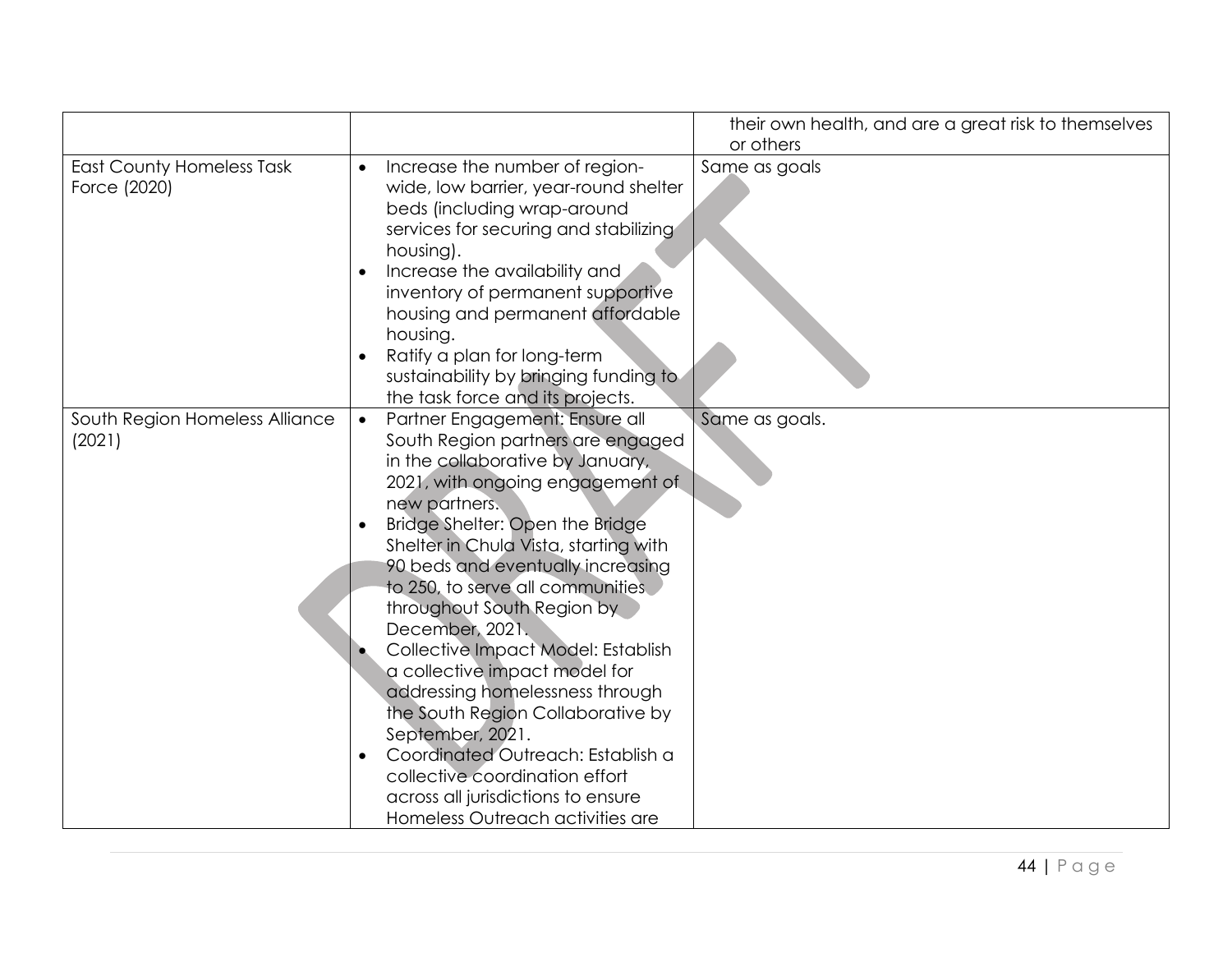| | | |
|---|---|---|
| | | their own health, and are a great risk to themselves or others |
| East County Homeless Task Force (2020) | • Increase the number of region-wide, low barrier, year-round shelter beds (including wrap-around services for securing and stabilizing housing).<br>• Increase the availability and inventory of permanent supportive housing and permanent affordable housing.<br>• Ratify a plan for long-term sustainability by bringing funding to the task force and its projects. | Same as goals |
| South Region Homeless Alliance (2021) | • Partner Engagement: Ensure all South Region partners are engaged in the collaborative by January, 2021, with ongoing engagement of new partners.<br>• Bridge Shelter: Open the Bridge Shelter in Chula Vista, starting with 90 beds and eventually increasing to 250, to serve all communities throughout South Region by December, 2021.<br>• Collective Impact Model: Establish a collective impact model for addressing homelessness through the South Region Collaborative by September, 2021.<br>• Coordinated Outreach: Establish a collective coordination effort across all jurisdictions to ensure Homeless Outreach activities are | Same as goals. |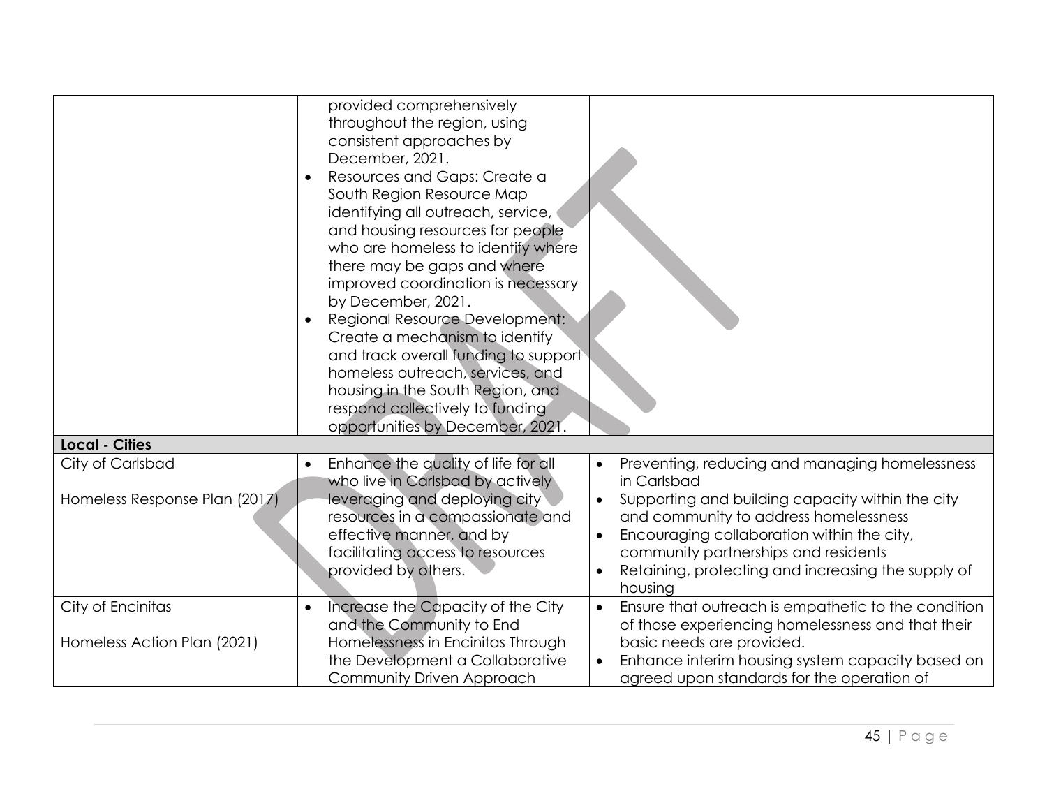| | | |
|---|---|---|
| | provided comprehensively throughout the region, using consistent approaches by December, 2021.<br>• Resources and Gaps: Create a South Region Resource Map identifying all outreach, service, and housing resources for people who are homeless to identify where there may be gaps and where improved coordination is necessary by December, 2021.<br>• Regional Resource Development: Create a mechanism to identify and track overall funding to support homeless outreach, services, and housing in the South Region, and respond collectively to funding opportunities by December, 2021. | |
| **Local - Cities** | | |
| City of Carlsbad<br><br>Homeless Response Plan (2017) | • Enhance the quality of life for all who live in Carlsbad by actively leveraging and deploying city resources in a compassionate and effective manner, and by facilitating access to resources provided by others. | • Preventing, reducing and managing homelessness in Carlsbad<br>• Supporting and building capacity within the city and community to address homelessness<br>• Encouraging collaboration within the city, community partnerships and residents<br>• Retaining, protecting and increasing the supply of housing |
| City of Encinitas<br><br>Homeless Action Plan (2021) | • Increase the Capacity of the City and the Community to End Homelessness in Encinitas Through the Development a Collaborative Community Driven Approach | • Ensure that outreach is empathetic to the condition of those experiencing homelessness and that their basic needs are provided.<br>• Enhance interim housing system capacity based on agreed upon standards for the operation of |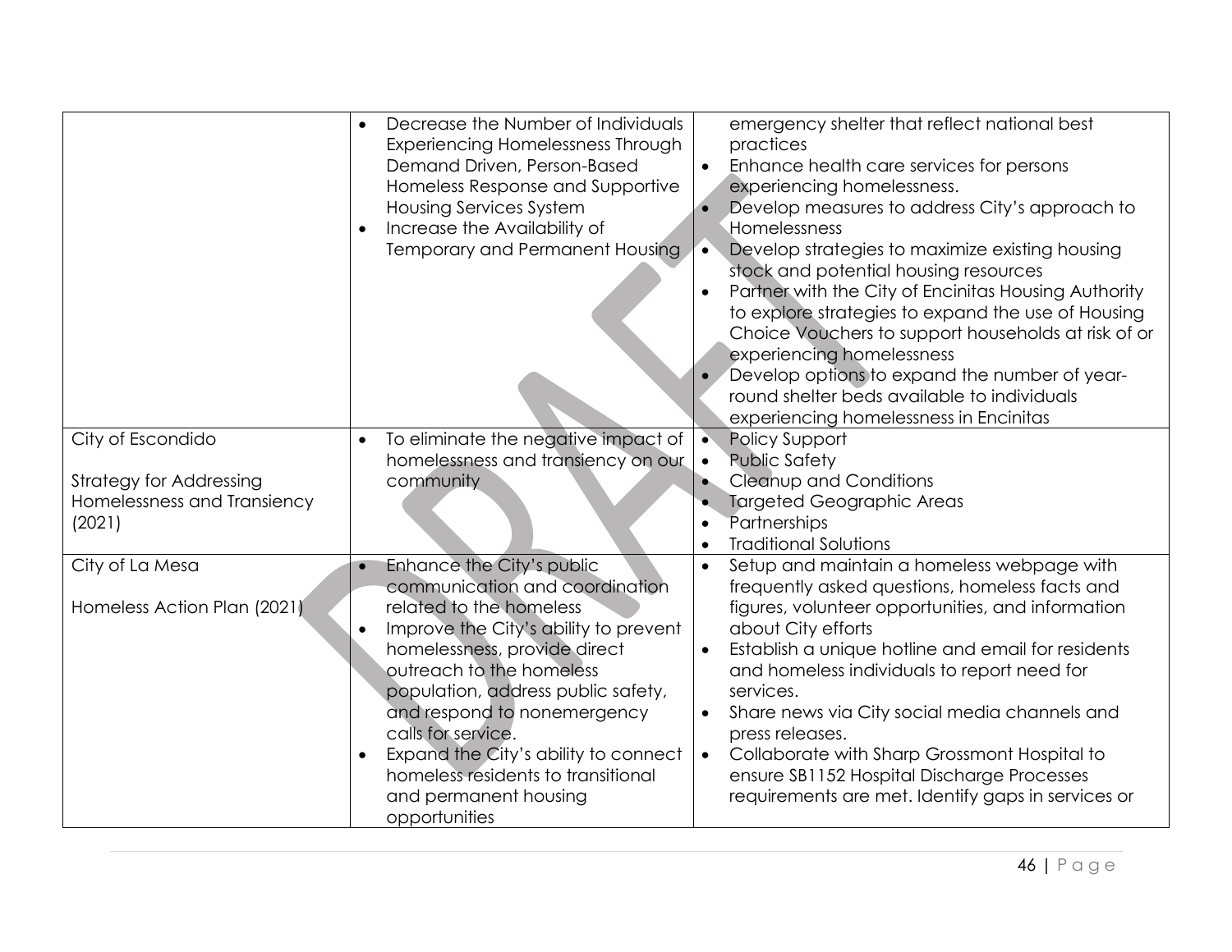| | | |
|---|---|---|
| | • Decrease the Number of Individuals Experiencing Homelessness Through Demand Driven, Person-Based Homeless Response and Supportive Housing Services System<br>• Increase the Availability of Temporary and Permanent Housing | emergency shelter that reflect national best practices<br>• Enhance health care services for persons experiencing homelessness.<br>• Develop measures to address City's approach to Homelessness<br>• Develop strategies to maximize existing housing stock and potential housing resources<br>• Partner with the City of Encinitas Housing Authority to explore strategies to expand the use of Housing Choice Vouchers to support households at risk of or experiencing homelessness<br>• Develop options to expand the number of year-round shelter beds available to individuals experiencing homelessness in Encinitas |
| City of Escondido<br><br>Strategy for Addressing Homelessness and Transiency (2021) | • To eliminate the negative impact of homelessness and transiency on our community | • Policy Support<br>• Public Safety<br>• Cleanup and Conditions<br>• Targeted Geographic Areas<br>• Partnerships<br>• Traditional Solutions |
| City of La Mesa<br><br>Homeless Action Plan (2021) | • Enhance the City's public communication and coordination related to the homeless<br>• Improve the City's ability to prevent homelessness, provide direct outreach to the homeless population, address public safety, and respond to nonemergency calls for service.<br>• Expand the City's ability to connect homeless residents to transitional and permanent housing opportunities | • Setup and maintain a homeless webpage with frequently asked questions, homeless facts and figures, volunteer opportunities, and information about City efforts<br>• Establish a unique hotline and email for residents and homeless individuals to report need for services.<br>• Share news via City social media channels and press releases.<br>• Collaborate with Sharp Grossmont Hospital to ensure SB1152 Hospital Discharge Processes requirements are met. Identify gaps in services or |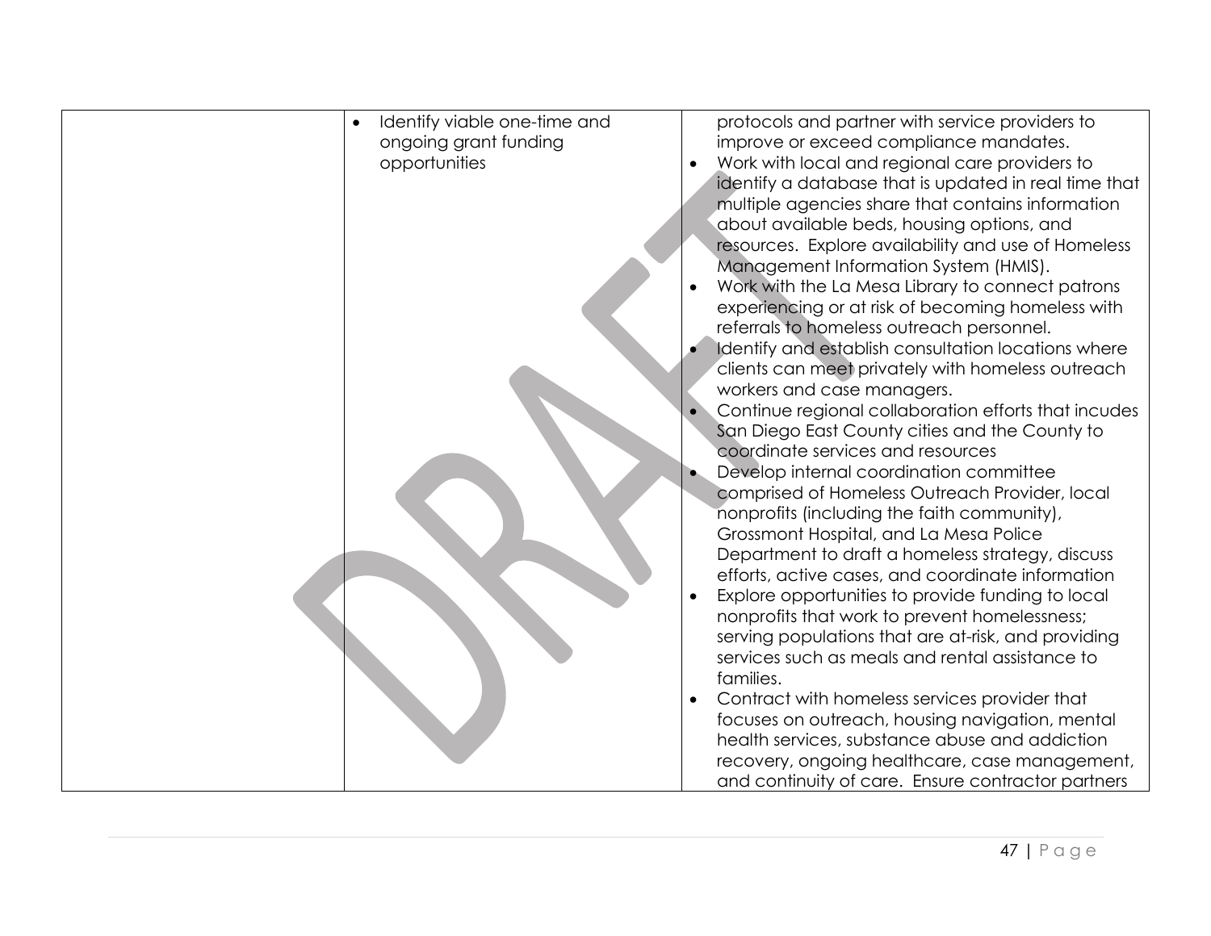| | | |
|---|---|---|
| | • Identify viable one-time and ongoing grant funding opportunities | protocols and partner with service providers to improve or exceed compliance mandates.<br>• Work with local and regional care providers to identify a database that is updated in real time that multiple agencies share that contains information about available beds, housing options, and resources. Explore availability and use of Homeless Management Information System (HMIS).<br>• Work with the La Mesa Library to connect patrons experiencing or at risk of becoming homeless with referrals to homeless outreach personnel.<br>• Identify and establish consultation locations where clients can meet privately with homeless outreach workers and case managers.<br>• Continue regional collaboration efforts that incudes San Diego East County cities and the County to coordinate services and resources<br>• Develop internal coordination committee comprised of Homeless Outreach Provider, local nonprofits (including the faith community), Grossmont Hospital, and La Mesa Police Department to draft a homeless strategy, discuss efforts, active cases, and coordinate information<br>• Explore opportunities to provide funding to local nonprofits that work to prevent homelessness; serving populations that are at-risk, and providing services such as meals and rental assistance to families.<br>• Contract with homeless services provider that focuses on outreach, housing navigation, mental health services, substance abuse and addiction recovery, ongoing healthcare, case management, and continuity of care. Ensure contractor partners |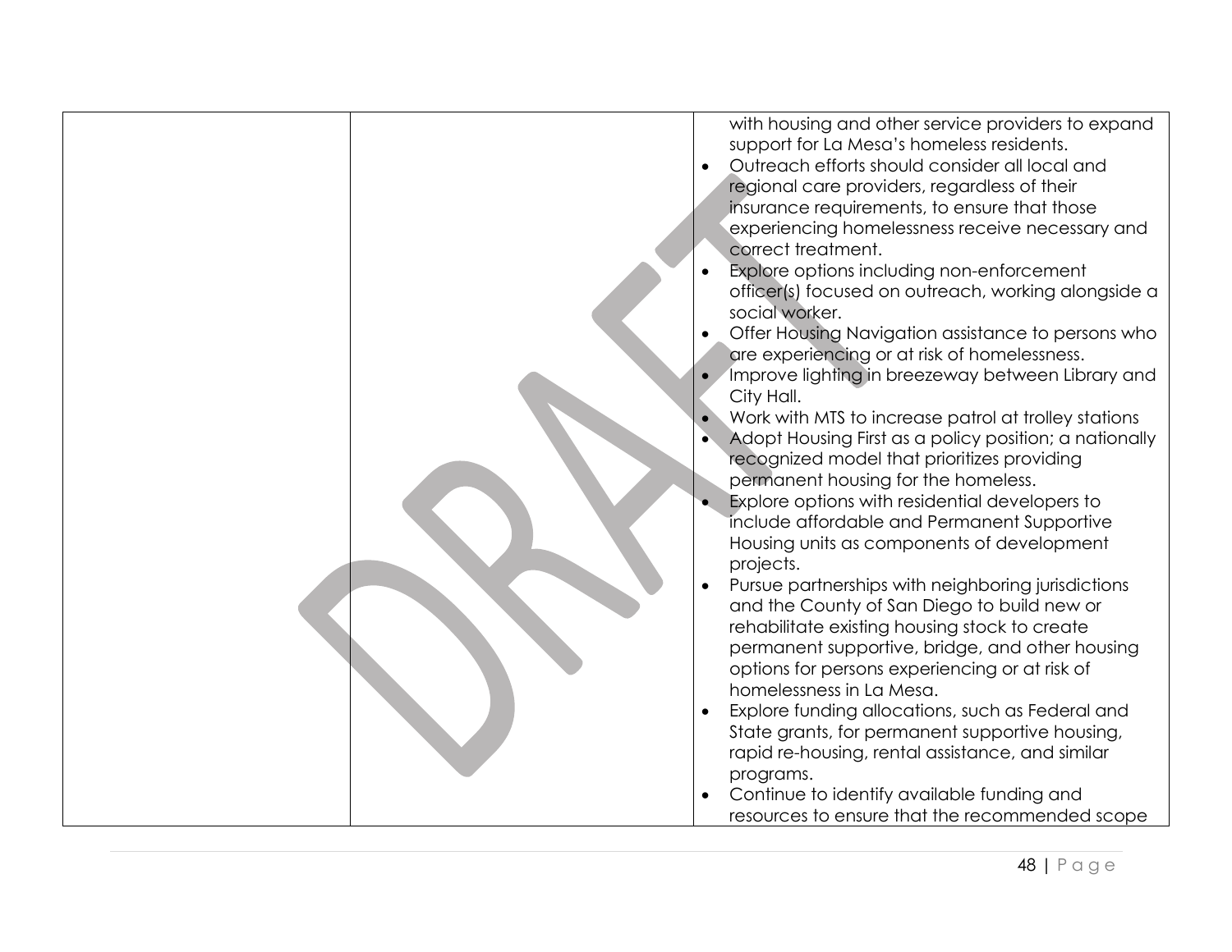|  |  | with housing and other service providers to expand support for La Mesa's homeless residents.<br>• Outreach efforts should consider all local and regional care providers, regardless of their insurance requirements, to ensure that those experiencing homelessness receive necessary and correct treatment.<br>• Explore options including non-enforcement officer(s) focused on outreach, working alongside a social worker.<br>• Offer Housing Navigation assistance to persons who are experiencing or at risk of homelessness.<br>• Improve lighting in breezeway between Library and City Hall.<br>• Work with MTS to increase patrol at trolley stations<br>• Adopt Housing First as a policy position; a nationally recognized model that prioritizes providing permanent housing for the homeless.<br>• Explore options with residential developers to include affordable and Permanent Supportive Housing units as components of development projects.<br>• Pursue partnerships with neighboring jurisdictions and the County of San Diego to build new or rehabilitate existing housing stock to create permanent supportive, bridge, and other housing options for persons experiencing or at risk of homelessness in La Mesa.<br>• Explore funding allocations, such as Federal and State grants, for permanent supportive housing, rapid re-housing, rental assistance, and similar programs.<br>• Continue to identify available funding and resources to ensure that the recommended scope |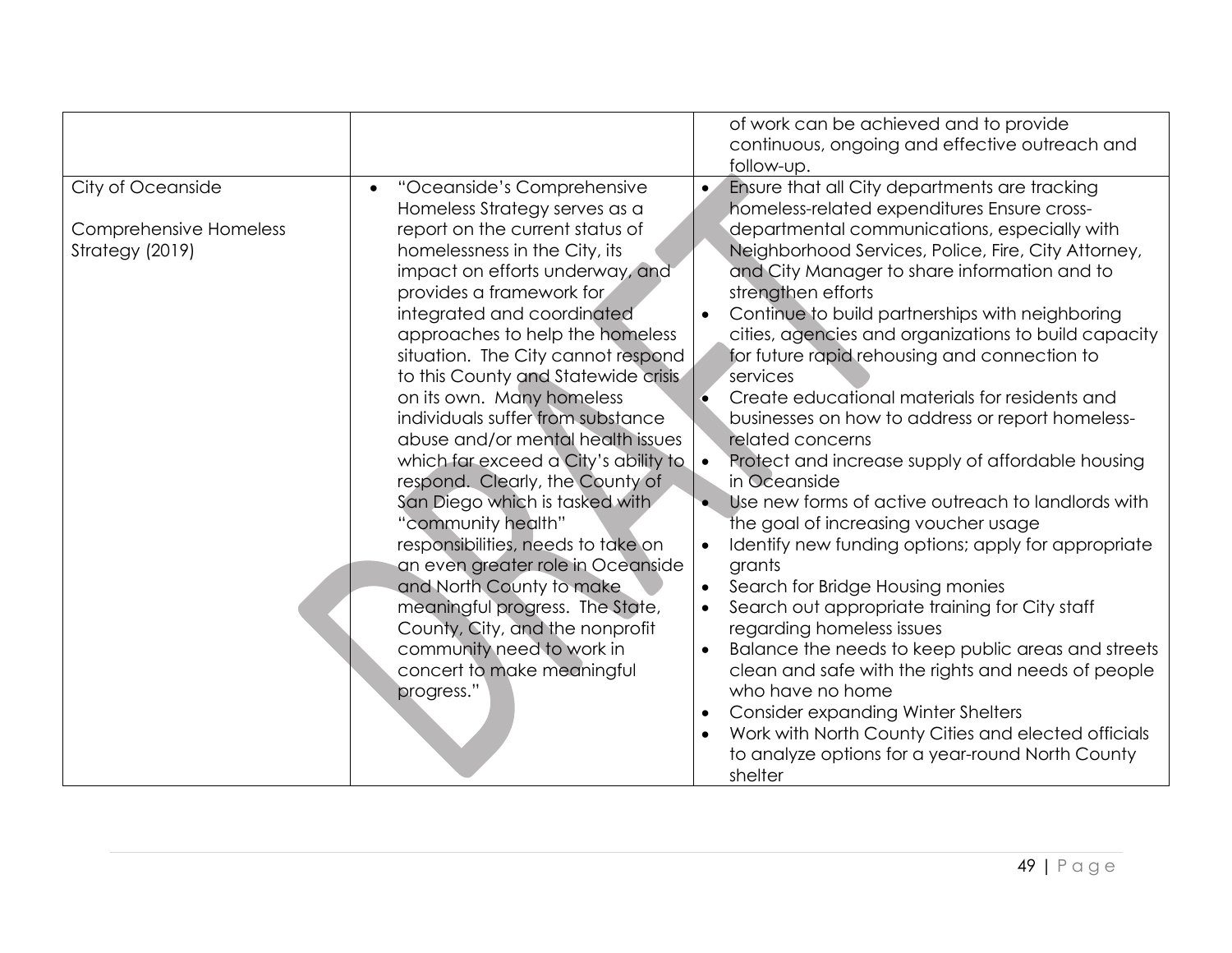| | | |
|---|---|---|
| | | of work can be achieved and to provide continuous, ongoing and effective outreach and follow-up. |
| City of Oceanside<br><br>Comprehensive Homeless Strategy (2019) | • "Oceanside's Comprehensive Homeless Strategy serves as a report on the current status of homelessness in the City, its impact on efforts underway, and provides a framework for integrated and coordinated approaches to help the homeless situation. The City cannot respond to this County and Statewide crisis on its own. Many homeless individuals suffer from substance abuse and/or mental health issues which far exceed a City's ability to respond. Clearly, the County of San Diego which is tasked with "community health" responsibilities, needs to take on an even greater role in Oceanside and North County to make meaningful progress. The State, County, City, and the nonprofit community need to work in concert to make meaningful progress." | • Ensure that all City departments are tracking homeless-related expenditures Ensure cross-departmental communications, especially with Neighborhood Services, Police, Fire, City Attorney, and City Manager to share information and to strengthen efforts<br>• Continue to build partnerships with neighboring cities, agencies and organizations to build capacity for future rapid rehousing and connection to services<br>• Create educational materials for residents and businesses on how to address or report homeless-related concerns<br>• Protect and increase supply of affordable housing in Oceanside<br>• Use new forms of active outreach to landlords with the goal of increasing voucher usage<br>• Identify new funding options; apply for appropriate grants<br>• Search for Bridge Housing monies<br>• Search out appropriate training for City staff regarding homeless issues<br>• Balance the needs to keep public areas and streets clean and safe with the rights and needs of people who have no home<br>• Consider expanding Winter Shelters<br>• Work with North County Cities and elected officials to analyze options for a year-round North County shelter |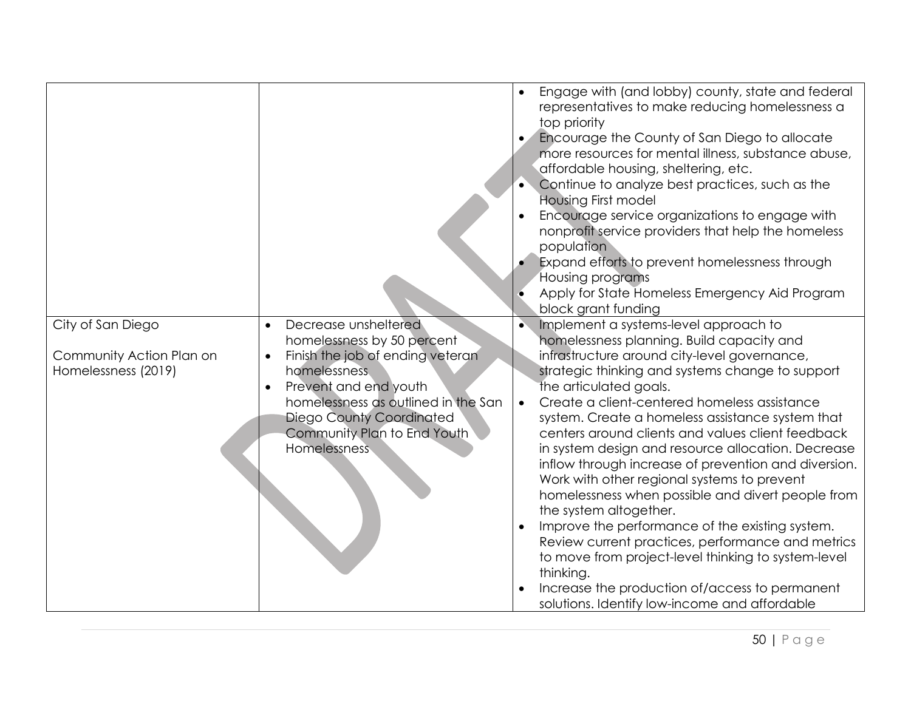| | | |
|---|---|---|
| | | • Engage with (and lobby) county, state and federal representatives to make reducing homelessness a top priority<br>• Encourage the County of San Diego to allocate more resources for mental illness, substance abuse, affordable housing, sheltering, etc.<br>• Continue to analyze best practices, such as the Housing First model<br>• Encourage service organizations to engage with nonprofit service providers that help the homeless population<br>• Expand efforts to prevent homelessness through Housing programs<br>• Apply for State Homeless Emergency Aid Program block grant funding |
| City of San Diego<br><br>Community Action Plan on Homelessness (2019) | • Decrease unsheltered homelessness by 50 percent<br>• Finish the job of ending veteran homelessness<br>• Prevent and end youth homelessness as outlined in the San Diego County Coordinated Community Plan to End Youth Homelessness | • Implement a systems-level approach to homelessness planning. Build capacity and infrastructure around city-level governance, strategic thinking and systems change to support the articulated goals.<br>• Create a client-centered homeless assistance system. Create a homeless assistance system that centers around clients and values client feedback in system design and resource allocation. Decrease inflow through increase of prevention and diversion. Work with other regional systems to prevent homelessness when possible and divert people from the system altogether.<br>• Improve the performance of the existing system. Review current practices, performance and metrics to move from project-level thinking to system-level thinking.<br>• Increase the production of/access to permanent solutions. Identify low-income and affordable |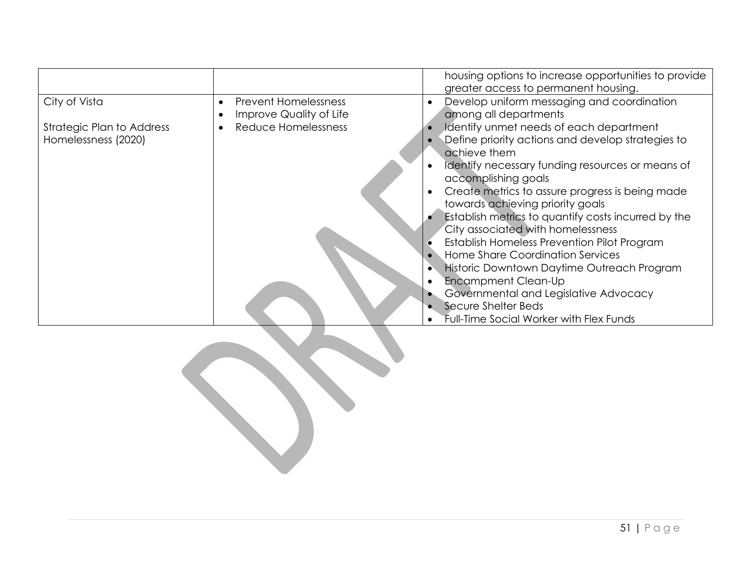| | | |
|---|---|---|
| | | housing options to increase opportunities to provide greater access to permanent housing. |
| City of Vista<br><br>Strategic Plan to Address Homelessness (2020) | • Prevent Homelessness<br>• Improve Quality of Life<br>• Reduce Homelessness | • Develop uniform messaging and coordination among all departments<br>• Identify unmet needs of each department<br>• Define priority actions and develop strategies to achieve them<br>• Identify necessary funding resources or means of accomplishing goals<br>• Create metrics to assure progress is being made towards achieving priority goals<br>• Establish metrics to quantify costs incurred by the City associated with homelessness<br>• Establish Homeless Prevention Pilot Program<br>• Home Share Coordination Services<br>• Historic Downtown Daytime Outreach Program<br>• Encampment Clean-Up<br>• Governmental and Legislative Advocacy<br>• Secure Shelter Beds<br>• Full-Time Social Worker with Flex Funds |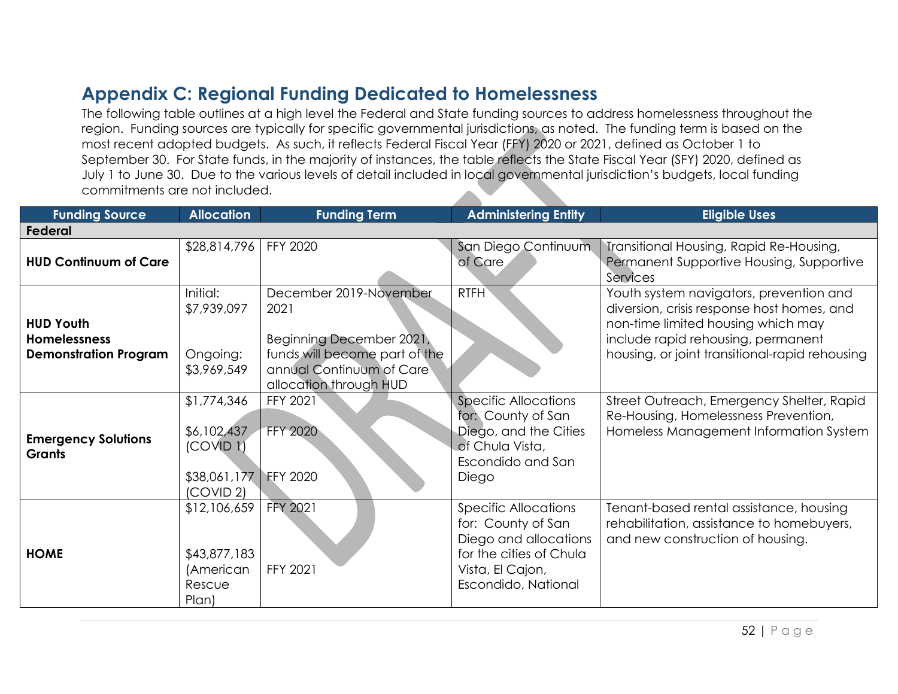## Appendix C: Regional Funding Dedicated to Homelessness

The following table outlines at a high level the Federal and State funding sources to address homelessness throughout the region. Funding sources are typically for specific governmental jurisdictions, as noted. The funding term is based on the most recent adopted budgets. As such, it reflects Federal Fiscal Year (FFY) 2020 or 2021, defined as October 1 to September 30. For State funds, in the majority of instances, the table reflects the State Fiscal Year (SFY) 2020, defined as July 1 to June 30. Due to the various levels of detail included in local governmental jurisdiction's budgets, local funding commitments are not included.

| Funding Source | Allocation | Funding Term | Administering Entity | Eligible Uses |
|---|---|---|---|---|
| **Federal** | | | | |
| **HUD Continuum of Care** | $28,814,796 | FFY 2020 | San Diego Continuum of Care | Transitional Housing, Rapid Re-Housing, Permanent Supportive Housing, Supportive Services |
| **HUD Youth Homelessness Demonstration Program** | Initial: $7,939,097<br><br>Ongoing: $3,969,549 | December 2019-November 2021<br><br>Beginning December 2021, funds will become part of the annual Continuum of Care allocation through HUD | RTFH | Youth system navigators, prevention and diversion, crisis response host homes, and non-time limited housing which may include rapid rehousing, permanent housing, or joint transitional-rapid rehousing |
| **Emergency Solutions Grants** | $1,774,346<br><br>$6,102,437 (COVID 1)<br><br>$38,061,177 (COVID 2) | FFY 2021<br><br>FFY 2020<br><br>FFY 2020 | Specific Allocations for: County of San Diego, and the Cities of Chula Vista, Escondido and San Diego | Street Outreach, Emergency Shelter, Rapid Re-Housing, Homelessness Prevention, Homeless Management Information System |
| **HOME** | $12,106,659<br><br>$43,877,183 (American Rescue Plan) | FFY 2021<br><br>FFY 2021 | Specific Allocations for: County of San Diego and allocations for the cities of Chula Vista, El Cajon, Escondido, National | Tenant-based rental assistance, housing rehabilitation, assistance to homebuyers, and new construction of housing. |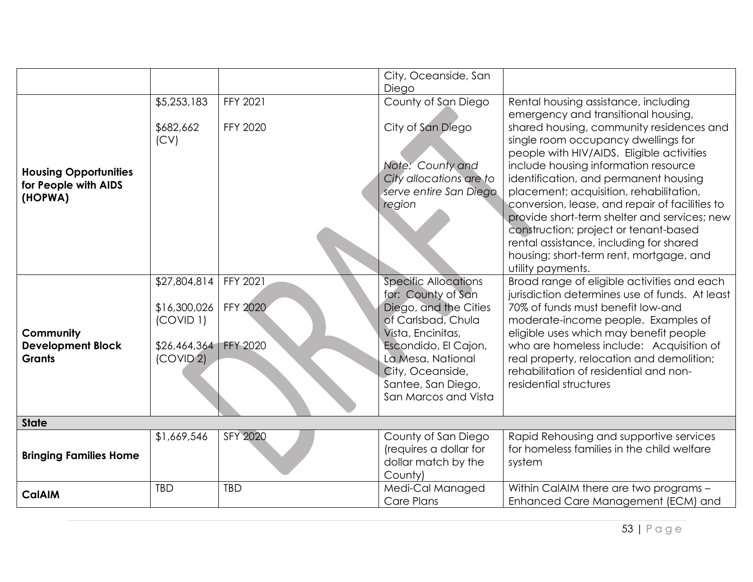| | | | | |
|---|---|---|---|---|
| | | | City, Oceanside, San Diego | |
| **Housing Opportunities for People with AIDS (HOPWA)** | $5,253,183<br><br>$682,662 (CV) | FFY 2021<br><br>FFY 2020 | County of San Diego<br><br>City of San Diego<br><br>*Note: County and City allocations are to serve entire San Diego region* | Rental housing assistance, including emergency and transitional housing, shared housing, community residences and single room occupancy dwellings for people with HIV/AIDS. Eligible activities include housing information resource identification, and permanent housing placement; acquisition, rehabilitation, conversion, lease, and repair of facilities to provide short-term shelter and services; new construction; project or tenant-based rental assistance, including for shared housing; short-term rent, mortgage, and utility payments. |
| **Community Development Block Grants** | $27,804,814<br><br>$16,300,026 (COVID 1)<br><br>$26,464,364 (COVID 2) | FFY 2021<br><br>FFY 2020<br><br>FFY 2020 | Specific Allocations for: County of San Diego, and the Cities of Carlsbad, Chula Vista, Encinitas, Escondido, El Cajon, La Mesa, National City, Oceanside, Santee, San Diego, San Marcos and Vista | Broad range of eligible activities and each jurisdiction determines use of funds. At least 70% of funds must benefit low-and moderate-income people. Examples of eligible uses which may benefit people who are homeless include: Acquisition of real property, relocation and demolition; rehabilitation of residential and non-residential structures |
| **State** | | | | |
| **Bringing Families Home** | $1,669,546 | SFY 2020 | County of San Diego (requires a dollar for dollar match by the County) | Rapid Rehousing and supportive services for homeless families in the child welfare system |
| **CalAIM** | TBD | TBD | Medi-Cal Managed Care Plans | Within CalAIM there are two programs – Enhanced Care Management (ECM) and |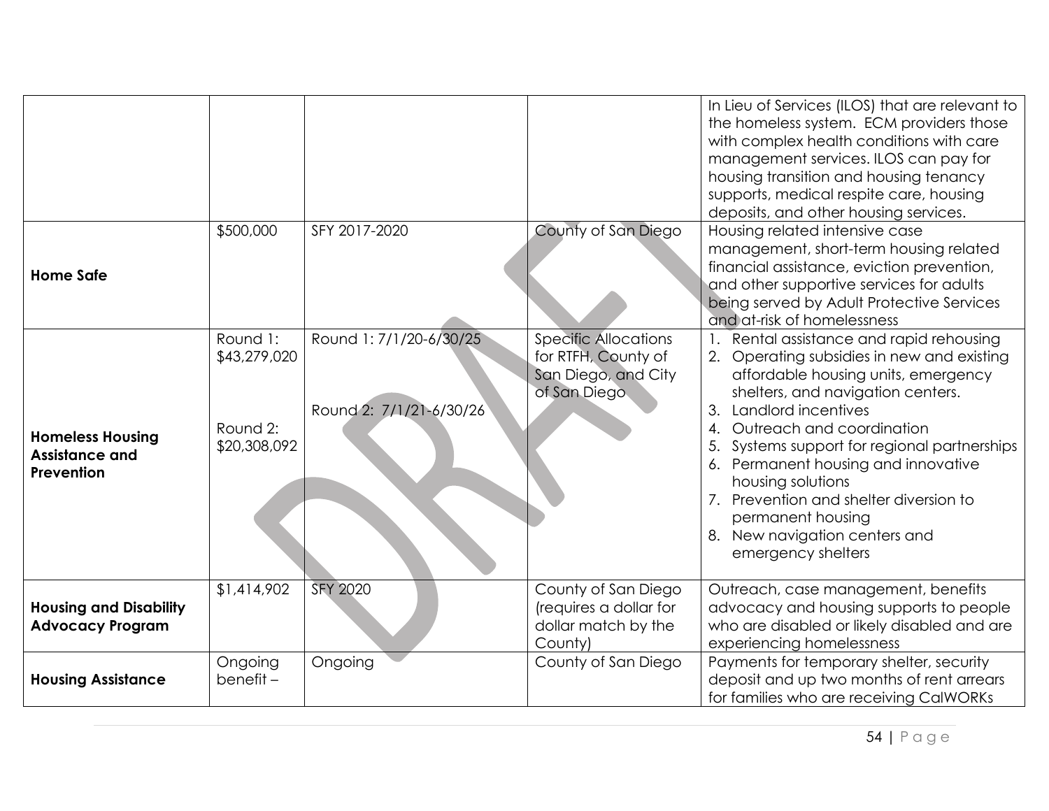| | | | | |
|---|---|---|---|---|
| | | | | In Lieu of Services (ILOS) that are relevant to the homeless system. ECM providers those with complex health conditions with care management services. ILOS can pay for housing transition and housing tenancy supports, medical respite care, housing deposits, and other housing services. |
| **Home Safe** | $500,000 | SFY 2017-2020 | County of San Diego | Housing related intensive case management, short-term housing related financial assistance, eviction prevention, and other supportive services for adults being served by Adult Protective Services and at-risk of homelessness |
| **Homeless Housing Assistance and Prevention** | Round 1: $43,279,020<br><br>Round 2: $20,308,092 | Round 1: 7/1/20-6/30/25<br><br>Round 2: 7/1/21-6/30/26 | Specific Allocations for RTFH, County of San Diego, and City of San Diego | 1. Rental assistance and rapid rehousing<br>2. Operating subsidies in new and existing affordable housing units, emergency shelters, and navigation centers.<br>3. Landlord incentives<br>4. Outreach and coordination<br>5. Systems support for regional partnerships<br>6. Permanent housing and innovative housing solutions<br>7. Prevention and shelter diversion to permanent housing<br>8. New navigation centers and emergency shelters |
| **Housing and Disability Advocacy Program** | $1,414,902 | SFY 2020 | County of San Diego (requires a dollar for dollar match by the County) | Outreach, case management, benefits advocacy and housing supports to people who are disabled or likely disabled and are experiencing homelessness |
| **Housing Assistance** | Ongoing benefit – | Ongoing | County of San Diego | Payments for temporary shelter, security deposit and up two months of rent arrears for families who are receiving CalWORKs |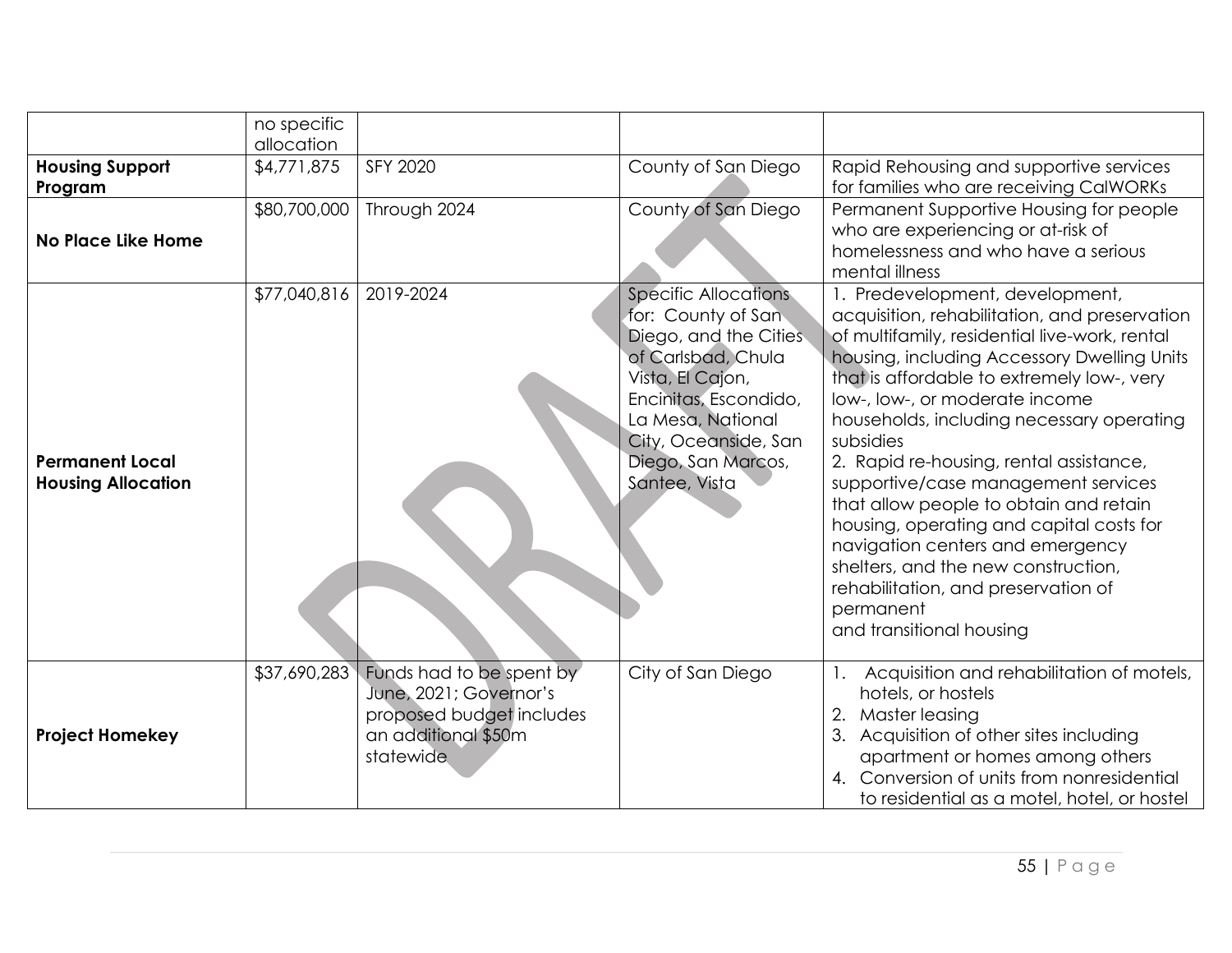| | | | | |
|---|---|---|---|---|
| | no specific allocation | | | |
| **Housing Support Program** | $4,771,875 | SFY 2020 | County of San Diego | Rapid Rehousing and supportive services for families who are receiving CalWORKs |
| **No Place Like Home** | $80,700,000 | Through 2024 | County of San Diego | Permanent Supportive Housing for people who are experiencing or at-risk of homelessness and who have a serious mental illness |
| **Permanent Local Housing Allocation** | $77,040,816 | 2019-2024 | Specific Allocations for: County of San Diego, and the Cities of Carlsbad, Chula Vista, El Cajon, Encinitas, Escondido, La Mesa, National City, Oceanside, San Diego, San Marcos, Santee, Vista | 1. Predevelopment, development, acquisition, rehabilitation, and preservation of multifamily, residential live-work, rental housing, including Accessory Dwelling Units that is affordable to extremely low-, very low-, low-, or moderate income households, including necessary operating subsidies<br>2. Rapid re-housing, rental assistance, supportive/case management services that allow people to obtain and retain housing, operating and capital costs for navigation centers and emergency shelters, and the new construction, rehabilitation, and preservation of permanent and transitional housing |
| **Project Homekey** | $37,690,283 | Funds had to be spent by June, 2021; Governor's proposed budget includes an additional $50m statewide | City of San Diego | 1. Acquisition and rehabilitation of motels, hotels, or hostels<br>2. Master leasing<br>3. Acquisition of other sites including apartment or homes among others<br>4. Conversion of units from nonresidential to residential as a motel, hotel, or hostel |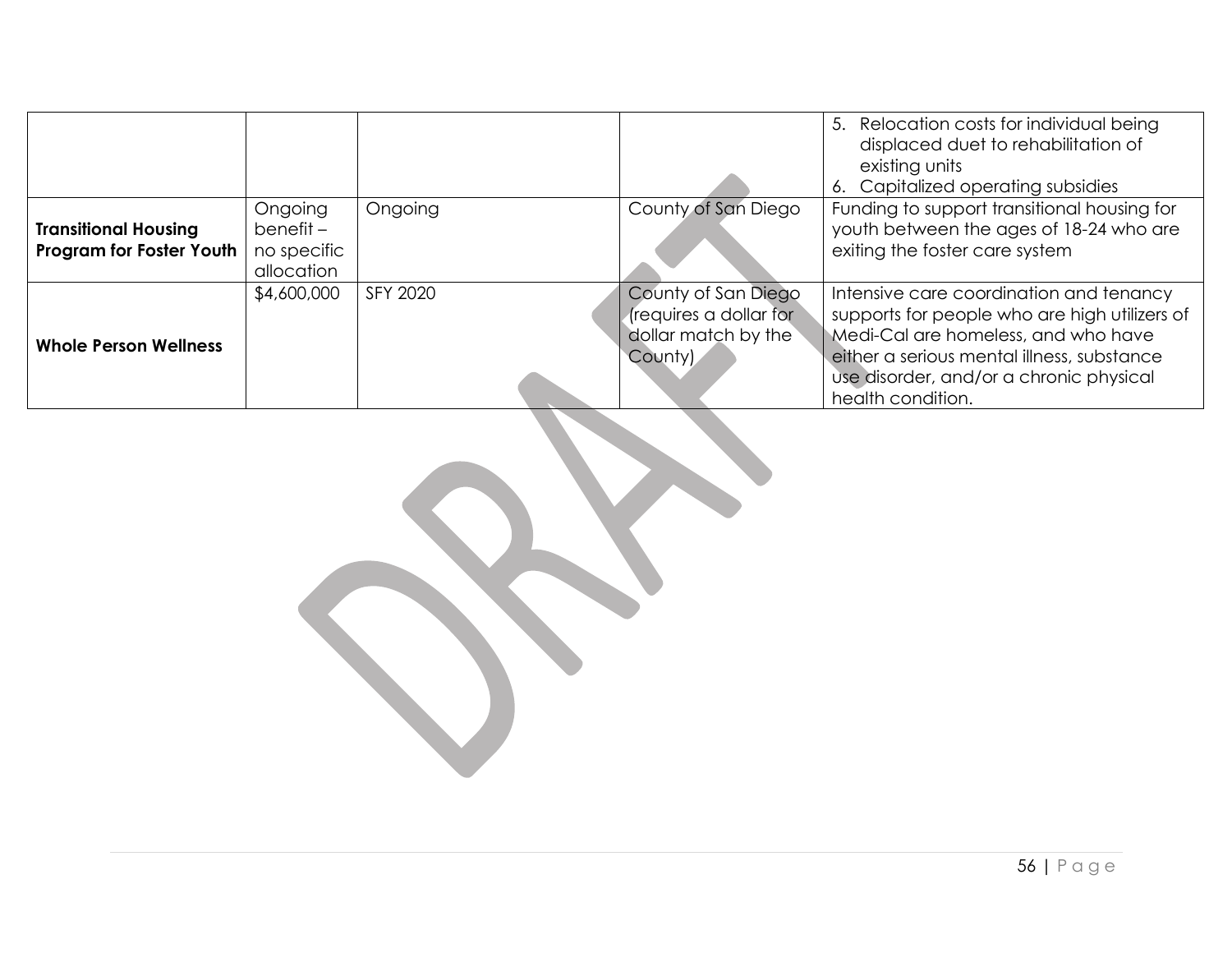| | | | | |
|---|---|---|---|---|
| | | | | 5. Relocation costs for individual being displaced duet to rehabilitation of existing units<br>6. Capitalized operating subsidies |
| **Transitional Housing Program for Foster Youth** | Ongoing benefit – no specific allocation | Ongoing | County of San Diego | Funding to support transitional housing for youth between the ages of 18-24 who are exiting the foster care system |
| **Whole Person Wellness** | $4,600,000 | SFY 2020 | County of San Diego (requires a dollar for dollar match by the County) | Intensive care coordination and tenancy supports for people who are high utilizers of Medi-Cal are homeless, and who have either a serious mental illness, substance use disorder, and/or a chronic physical health condition. |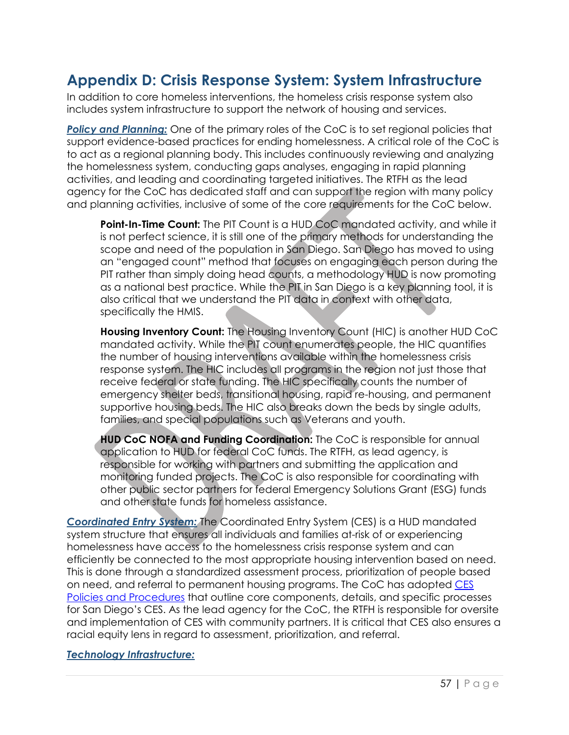# Appendix D: Crisis Response System: System Infrastructure

In addition to core homeless interventions, the homeless crisis response system also includes system infrastructure to support the network of housing and services.

***Policy and Planning:*** One of the primary roles of the CoC is to set regional policies that support evidence-based practices for ending homelessness. A critical role of the CoC is to act as a regional planning body. This includes continuously reviewing and analyzing the homelessness system, conducting gaps analyses, engaging in rapid planning activities, and leading and coordinating targeted initiatives. The RTFH as the lead agency for the CoC has dedicated staff and can support the region with many policy and planning activities, inclusive of some of the core requirements for the CoC below.

> **Point-In-Time Count:** The PIT Count is a HUD CoC mandated activity, and while it is not perfect science, it is still one of the primary methods for understanding the scope and need of the population in San Diego. San Diego has moved to using an "engaged count" method that focuses on engaging each person during the PIT rather than simply doing head counts, a methodology HUD is now promoting as a national best practice. While the PIT in San Diego is a key planning tool, it is also critical that we understand the PIT data in context with other data, specifically the HMIS.
>
> **Housing Inventory Count:** The Housing Inventory Count (HIC) is another HUD CoC mandated activity. While the PIT count enumerates people, the HIC quantifies the number of housing interventions available within the homelessness crisis response system. The HIC includes all programs in the region not just those that receive federal or state funding. The HIC specifically counts the number of emergency shelter beds, transitional housing, rapid re-housing, and permanent supportive housing beds. The HIC also breaks down the beds by single adults, families, and special populations such as Veterans and youth.
>
> **HUD CoC NOFA and Funding Coordination:** The CoC is responsible for annual application to HUD for federal CoC funds. The RTFH, as lead agency, is responsible for working with partners and submitting the application and monitoring funded projects. The CoC is also responsible for coordinating with other public sector partners for federal Emergency Solutions Grant (ESG) funds and other state funds for homeless assistance.

***Coordinated Entry System:*** The Coordinated Entry System (CES) is a HUD mandated system structure that ensures all individuals and families at-risk of or experiencing homelessness have access to the homelessness crisis response system and can efficiently be connected to the most appropriate housing intervention based on need. This is done through a standardized assessment process, prioritization of people based on need, and referral to permanent housing programs. The CoC has adopted CES Policies and Procedures that outline core components, details, and specific processes for San Diego's CES. As the lead agency for the CoC, the RTFH is responsible for oversite and implementation of CES with community partners. It is critical that CES also ensures a racial equity lens in regard to assessment, prioritization, and referral.

***Technology Infrastructure:***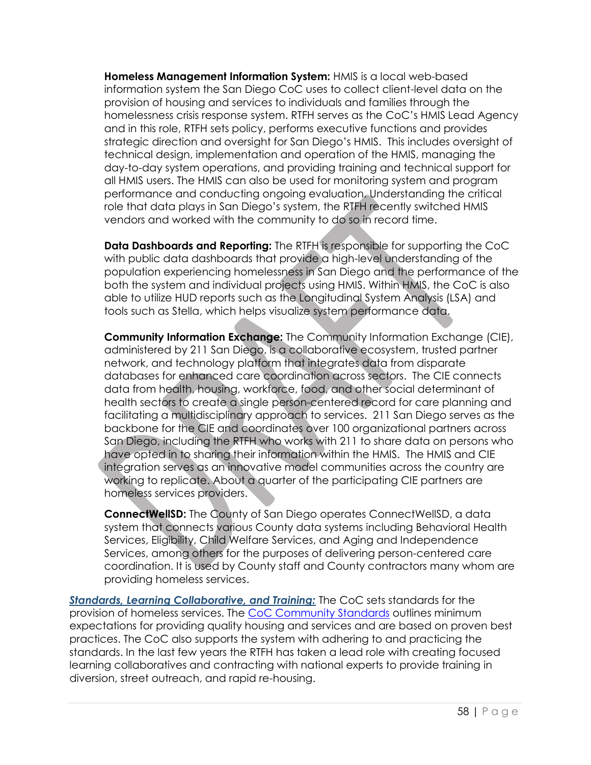**Homeless Management Information System:** HMIS is a local web-based information system the San Diego CoC uses to collect client-level data on the provision of housing and services to individuals and families through the homelessness crisis response system. RTFH serves as the CoC's HMIS Lead Agency and in this role, RTFH sets policy, performs executive functions and provides strategic direction and oversight for San Diego's HMIS. This includes oversight of technical design, implementation and operation of the HMIS, managing the day-to-day system operations, and providing training and technical support for all HMIS users. The HMIS can also be used for monitoring system and program performance and conducting ongoing evaluation. Understanding the critical role that data plays in San Diego's system, the RTFH recently switched HMIS vendors and worked with the community to do so in record time.

**Data Dashboards and Reporting:** The RTFH is responsible for supporting the CoC with public data dashboards that provide a high-level understanding of the population experiencing homelessness in San Diego and the performance of the both the system and individual projects using HMIS. Within HMIS, the CoC is also able to utilize HUD reports such as the Longitudinal System Analysis (LSA) and tools such as Stella, which helps visualize system performance data.

**Community Information Exchange:** The Community Information Exchange (CIE), administered by 211 San Diego, is a collaborative ecosystem, trusted partner network, and technology platform that integrates data from disparate databases for enhanced care coordination across sectors. The CIE connects data from health, housing, workforce, food, and other social determinant of health sectors to create a single person-centered record for care planning and facilitating a multidisciplinary approach to services. 211 San Diego serves as the backbone for the CIE and coordinates over 100 organizational partners across San Diego, including the RTFH who works with 211 to share data on persons who have opted in to sharing their information within the HMIS. The HMIS and CIE integration serves as an innovative model communities across the country are working to replicate. About a quarter of the participating CIE partners are homeless services providers.

**ConnectWellSD:** The County of San Diego operates ConnectWellSD, a data system that connects various County data systems including Behavioral Health Services, Eligibility, Child Welfare Services, and Aging and Independence Services, among others for the purposes of delivering person-centered care coordination. It is used by County staff and County contractors many whom are providing homeless services.

***Standards, Learning Collaborative, and Training:*** The CoC sets standards for the provision of homeless services. The CoC Community Standards outlines minimum expectations for providing quality housing and services and are based on proven best practices. The CoC also supports the system with adhering to and practicing the standards. In the last few years the RTFH has taken a lead role with creating focused learning collaboratives and contracting with national experts to provide training in diversion, street outreach, and rapid re-housing.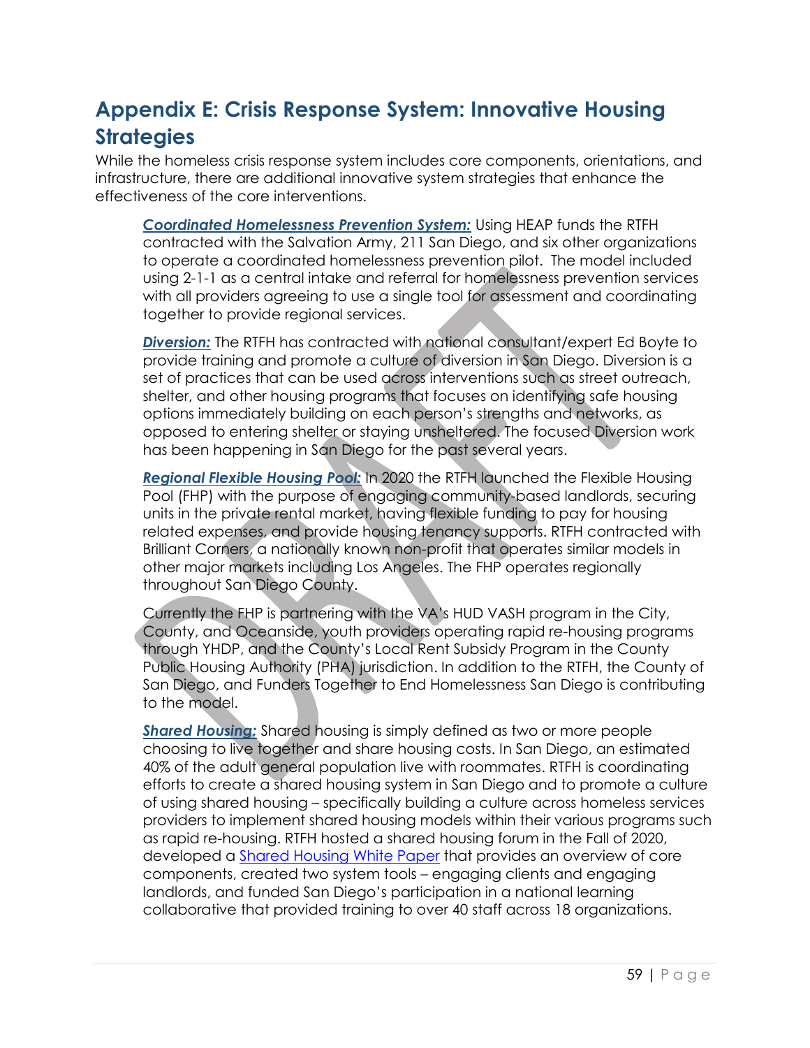# Appendix E: Crisis Response System: Innovative Housing Strategies

While the homeless crisis response system includes core components, orientations, and infrastructure, there are additional innovative system strategies that enhance the effectiveness of the core interventions.

***Coordinated Homelessness Prevention System:*** Using HEAP funds the RTFH contracted with the Salvation Army, 211 San Diego, and six other organizations to operate a coordinated homelessness prevention pilot. The model included using 2-1-1 as a central intake and referral for homelessness prevention services with all providers agreeing to use a single tool for assessment and coordinating together to provide regional services.

***Diversion:*** The RTFH has contracted with national consultant/expert Ed Boyte to provide training and promote a culture of diversion in San Diego. Diversion is a set of practices that can be used across interventions such as street outreach, shelter, and other housing programs that focuses on identifying safe housing options immediately building on each person's strengths and networks, as opposed to entering shelter or staying unsheltered. The focused Diversion work has been happening in San Diego for the past several years.

***Regional Flexible Housing Pool:*** In 2020 the RTFH launched the Flexible Housing Pool (FHP) with the purpose of engaging community-based landlords, securing units in the private rental market, having flexible funding to pay for housing related expenses, and provide housing tenancy supports. RTFH contracted with Brilliant Corners, a nationally known non-profit that operates similar models in other major markets including Los Angeles. The FHP operates regionally throughout San Diego County.

Currently the FHP is partnering with the VA's HUD VASH program in the City, County, and Oceanside, youth providers operating rapid re-housing programs through YHDP, and the County's Local Rent Subsidy Program in the County Public Housing Authority (PHA) jurisdiction. In addition to the RTFH, the County of San Diego, and Funders Together to End Homelessness San Diego is contributing to the model.

***Shared Housing:*** Shared housing is simply defined as two or more people choosing to live together and share housing costs. In San Diego, an estimated 40% of the adult general population live with roommates. RTFH is coordinating efforts to create a shared housing system in San Diego and to promote a culture of using shared housing – specifically building a culture across homeless services providers to implement shared housing models within their various programs such as rapid re-housing. RTFH hosted a shared housing forum in the Fall of 2020, developed a Shared Housing White Paper that provides an overview of core components, created two system tools – engaging clients and engaging landlords, and funded San Diego's participation in a national learning collaborative that provided training to over 40 staff across 18 organizations.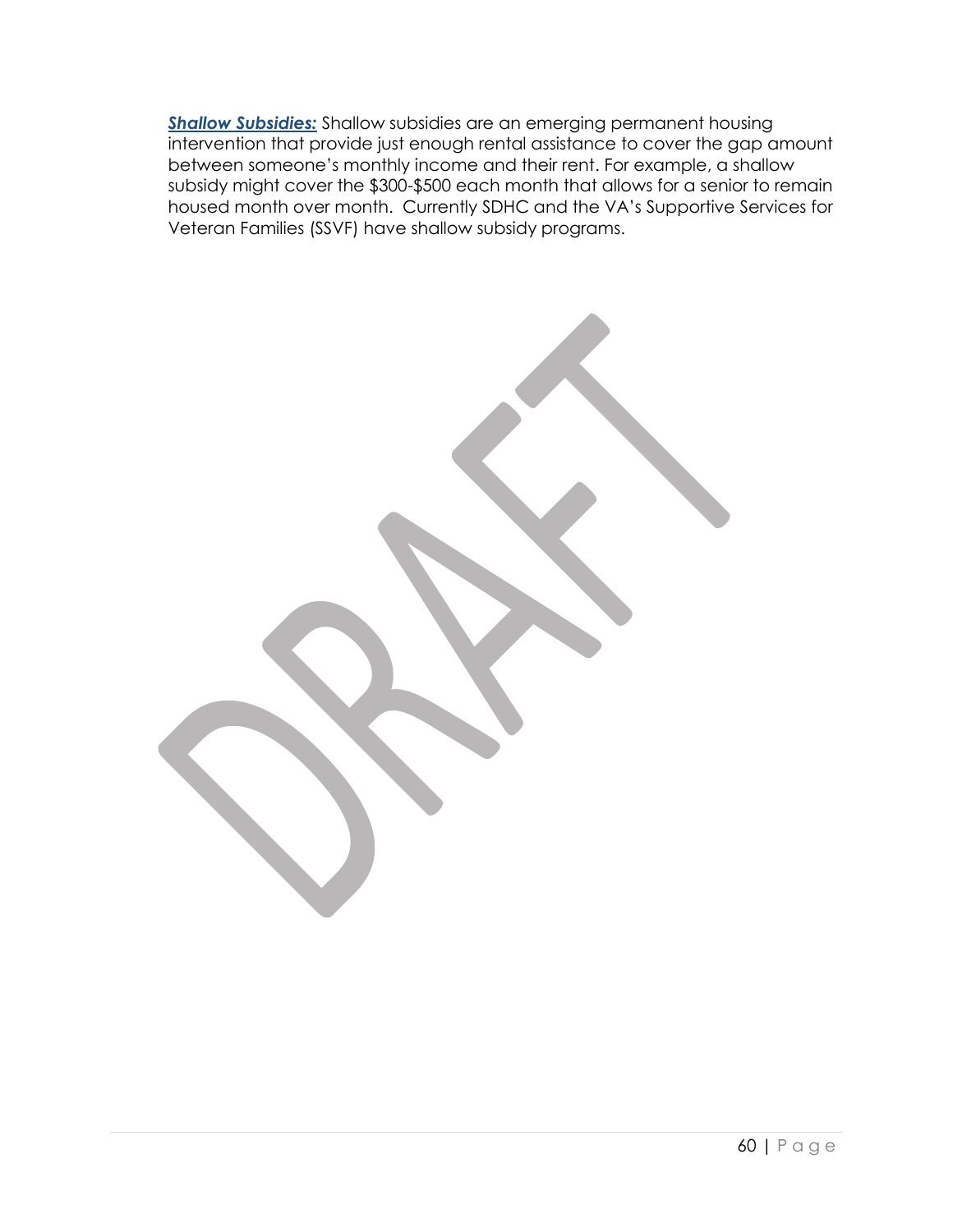***Shallow Subsidies:*** Shallow subsidies are an emerging permanent housing intervention that provide just enough rental assistance to cover the gap amount between someone's monthly income and their rent. For example, a shallow subsidy might cover the $300-$500 each month that allows for a senior to remain housed month over month. Currently SDHC and the VA's Supportive Services for Veteran Families (SSVF) have shallow subsidy programs.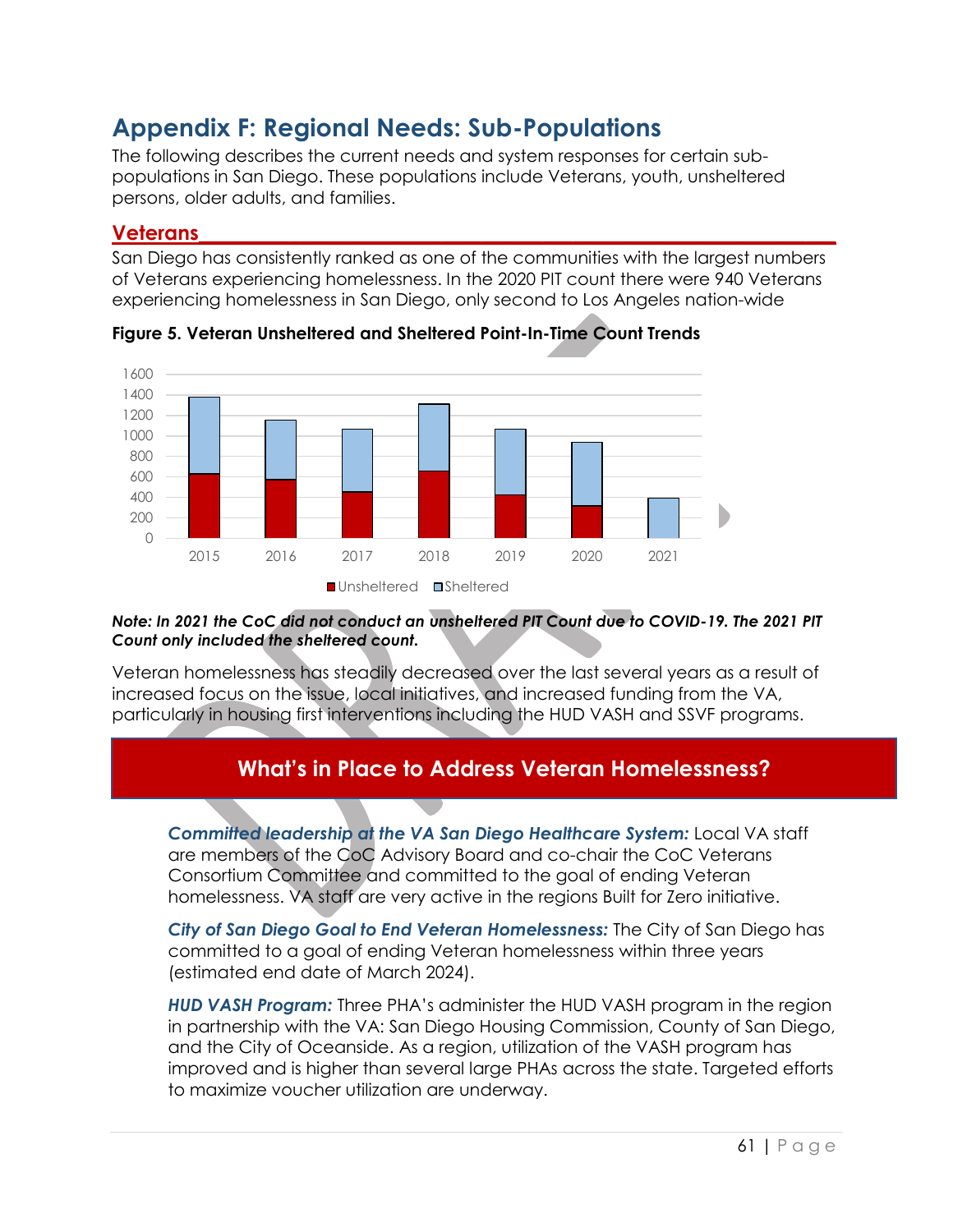# Appendix F: Regional Needs: Sub-Populations

The following describes the current needs and system responses for certain sub-populations in San Diego. These populations include Veterans, youth, unsheltered persons, older adults, and families.

## Veterans

San Diego has consistently ranked as one of the communities with the largest numbers of Veterans experiencing homelessness. In the 2020 PIT count there were 940 Veterans experiencing homelessness in San Diego, only second to Los Angeles nation-wide

**Figure 5. Veteran Unsheltered and Sheltered Point-In-Time Count Trends**

***Note: In 2021 the CoC did not conduct an unsheltered PIT Count due to COVID-19. The 2021 PIT Count only included the sheltered count.***

Veteran homelessness has steadily decreased over the last several years as a result of increased focus on the issue, local initiatives, and increased funding from the VA, particularly in housing first interventions including the HUD VASH and SSVF programs.

### What's in Place to Address Veteran Homelessness?

***Committed leadership at the VA San Diego Healthcare System:*** Local VA staff are members of the CoC Advisory Board and co-chair the CoC Veterans Consortium Committee and committed to the goal of ending Veteran homelessness. VA staff are very active in the regions Built for Zero initiative.

***City of San Diego Goal to End Veteran Homelessness:*** The City of San Diego has committed to a goal of ending Veteran homelessness within three years (estimated end date of March 2024).

***HUD VASH Program:*** Three PHA's administer the HUD VASH program in the region in partnership with the VA: San Diego Housing Commission, County of San Diego, and the City of Oceanside. As a region, utilization of the VASH program has improved and is higher than several large PHAs across the state. Targeted efforts to maximize voucher utilization are underway.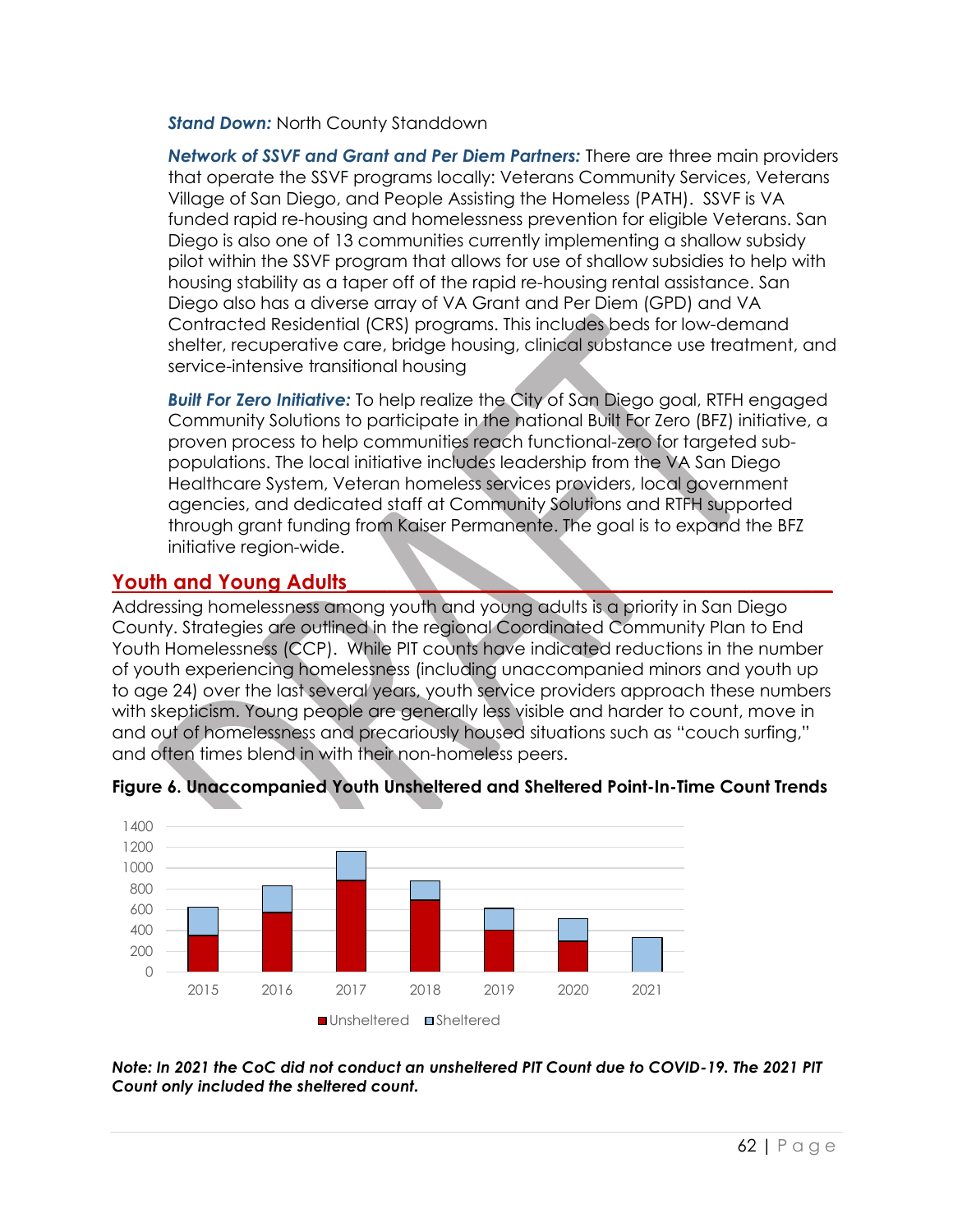***Stand Down:*** North County Standdown

***Network of SSVF and Grant and Per Diem Partners:*** There are three main providers that operate the SSVF programs locally: Veterans Community Services, Veterans Village of San Diego, and People Assisting the Homeless (PATH). SSVF is VA funded rapid re-housing and homelessness prevention for eligible Veterans. San Diego is also one of 13 communities currently implementing a shallow subsidy pilot within the SSVF program that allows for use of shallow subsidies to help with housing stability as a taper off of the rapid re-housing rental assistance. San Diego also has a diverse array of VA Grant and Per Diem (GPD) and VA Contracted Residential (CRS) programs. This includes beds for low-demand shelter, recuperative care, bridge housing, clinical substance use treatment, and service-intensive transitional housing

***Built For Zero Initiative:*** To help realize the City of San Diego goal, RTFH engaged Community Solutions to participate in the national Built For Zero (BFZ) initiative, a proven process to help communities reach functional-zero for targeted sub-populations. The local initiative includes leadership from the VA San Diego Healthcare System, Veteran homeless services providers, local government agencies, and dedicated staff at Community Solutions and RTFH supported through grant funding from Kaiser Permanente. The goal is to expand the BFZ initiative region-wide.

## Youth and Young Adults

Addressing homelessness among youth and young adults is a priority in San Diego County. Strategies are outlined in the regional Coordinated Community Plan to End Youth Homelessness (CCP). While PIT counts have indicated reductions in the number of youth experiencing homelessness (including unaccompanied minors and youth up to age 24) over the last several years, youth service providers approach these numbers with skepticism. Young people are generally less visible and harder to count, move in and out of homelessness and precariously housed situations such as "couch surfing," and often times blend in with their non-homeless peers.

**Figure 6. Unaccompanied Youth Unsheltered and Sheltered Point-In-Time Count Trends**

***Note: In 2021 the CoC did not conduct an unsheltered PIT Count due to COVID-19. The 2021 PIT Count only included the sheltered count.***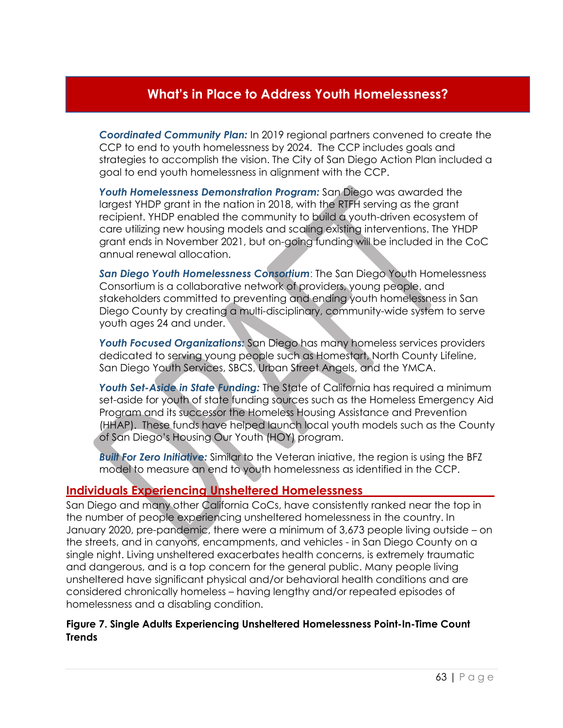## What's in Place to Address Youth Homelessness?

***Coordinated Community Plan:*** In 2019 regional partners convened to create the CCP to end to youth homelessness by 2024. The CCP includes goals and strategies to accomplish the vision. The City of San Diego Action Plan included a goal to end youth homelessness in alignment with the CCP.

***Youth Homelessness Demonstration Program:*** San Diego was awarded the largest YHDP grant in the nation in 2018, with the RTFH serving as the grant recipient. YHDP enabled the community to build a youth-driven ecosystem of care utilizing new housing models and scaling existing interventions. The YHDP grant ends in November 2021, but on-going funding will be included in the CoC annual renewal allocation.

***San Diego Youth Homelessness Consortium***: The San Diego Youth Homelessness Consortium is a collaborative network of providers, young people, and stakeholders committed to preventing and ending youth homelessness in San Diego County by creating a multi-disciplinary, community-wide system to serve youth ages 24 and under.

***Youth Focused Organizations:*** San Diego has many homeless services providers dedicated to serving young people such as Homestart, North County Lifeline, San Diego Youth Services, SBCS, Urban Street Angels, and the YMCA.

***Youth Set-Aside in State Funding:*** The State of California has required a minimum set-aside for youth of state funding sources such as the Homeless Emergency Aid Program and its successor the Homeless Housing Assistance and Prevention (HHAP). These funds have helped launch local youth models such as the County of San Diego's Housing Our Youth (HOY) program.

***Built For Zero Initiative:*** Similar to the Veteran iniative, the region is using the BFZ model to measure an end to youth homelessness as identified in the CCP.

## Individuals Experiencing Unsheltered Homelessness

San Diego and many other California CoCs, have consistently ranked near the top in the number of people experiencing unsheltered homelessness in the country. In January 2020, pre-pandemic, there were a minimum of 3,673 people living outside – on the streets, and in canyons, encampments, and vehicles - in San Diego County on a single night. Living unsheltered exacerbates health concerns, is extremely traumatic and dangerous, and is a top concern for the general public. Many people living unsheltered have significant physical and/or behavioral health conditions and are considered chronically homeless – having lengthy and/or repeated episodes of homelessness and a disabling condition.

**Figure 7. Single Adults Experiencing Unsheltered Homelessness Point-In-Time Count Trends**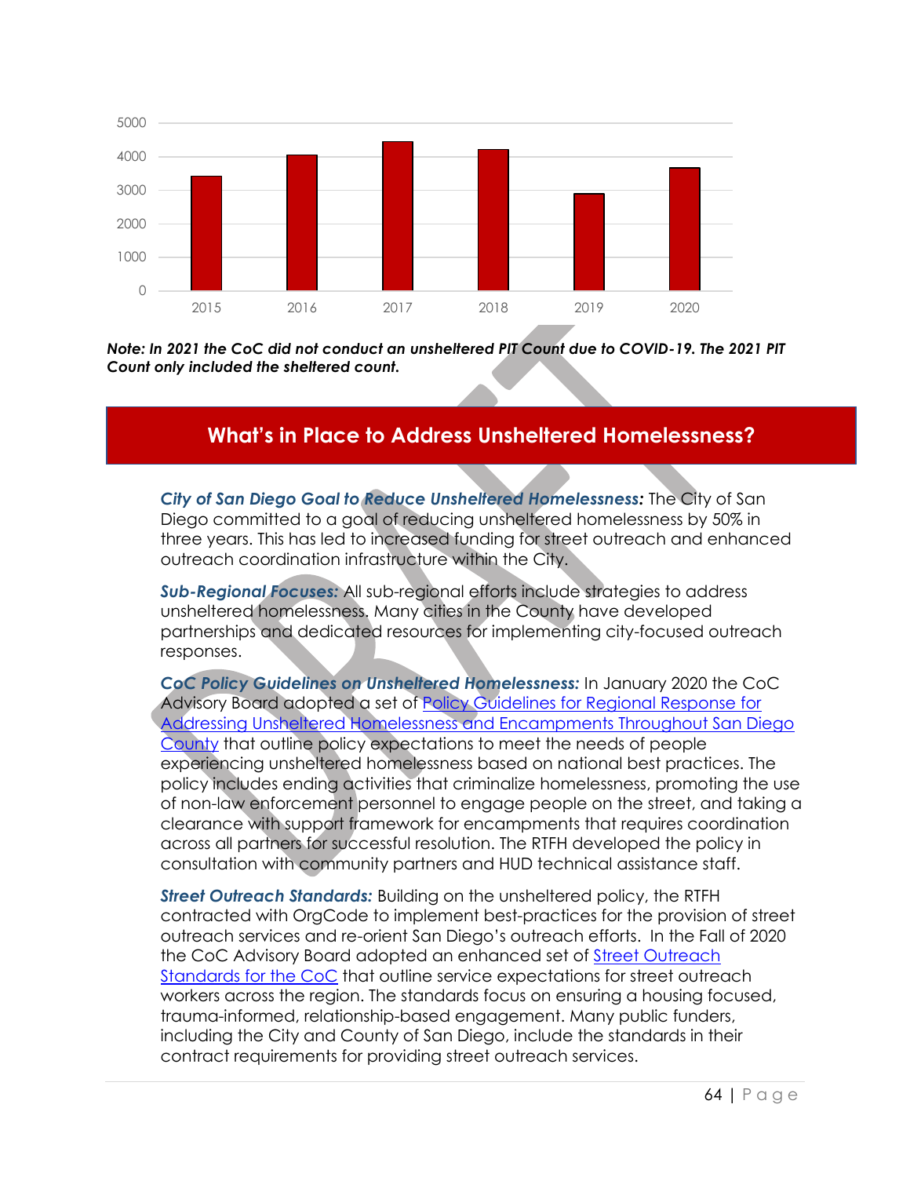***Note: In 2021 the CoC did not conduct an unsheltered PIT Count due to COVID-19. The 2021 PIT Count only included the sheltered count.***

## What's in Place to Address Unsheltered Homelessness?

***City of San Diego Goal to Reduce Unsheltered Homelessness:*** The City of San Diego committed to a goal of reducing unsheltered homelessness by 50% in three years. This has led to increased funding for street outreach and enhanced outreach coordination infrastructure within the City.

***Sub-Regional Focuses:*** All sub-regional efforts include strategies to address unsheltered homelessness. Many cities in the County have developed partnerships and dedicated resources for implementing city-focused outreach responses.

***CoC Policy Guidelines on Unsheltered Homelessness:*** In January 2020 the CoC Advisory Board adopted a set of Policy Guidelines for Regional Response for Addressing Unsheltered Homelessness and Encampments Throughout San Diego County that outline policy expectations to meet the needs of people experiencing unsheltered homelessness based on national best practices. The policy includes ending activities that criminalize homelessness, promoting the use of non-law enforcement personnel to engage people on the street, and taking a clearance with support framework for encampments that requires coordination across all partners for successful resolution. The RTFH developed the policy in consultation with community partners and HUD technical assistance staff.

***Street Outreach Standards:*** Building on the unsheltered policy, the RTFH contracted with OrgCode to implement best-practices for the provision of street outreach services and re-orient San Diego's outreach efforts. In the Fall of 2020 the CoC Advisory Board adopted an enhanced set of Street Outreach Standards for the CoC that outline service expectations for street outreach workers across the region. The standards focus on ensuring a housing focused, trauma-informed, relationship-based engagement. Many public funders, including the City and County of San Diego, include the standards in their contract requirements for providing street outreach services.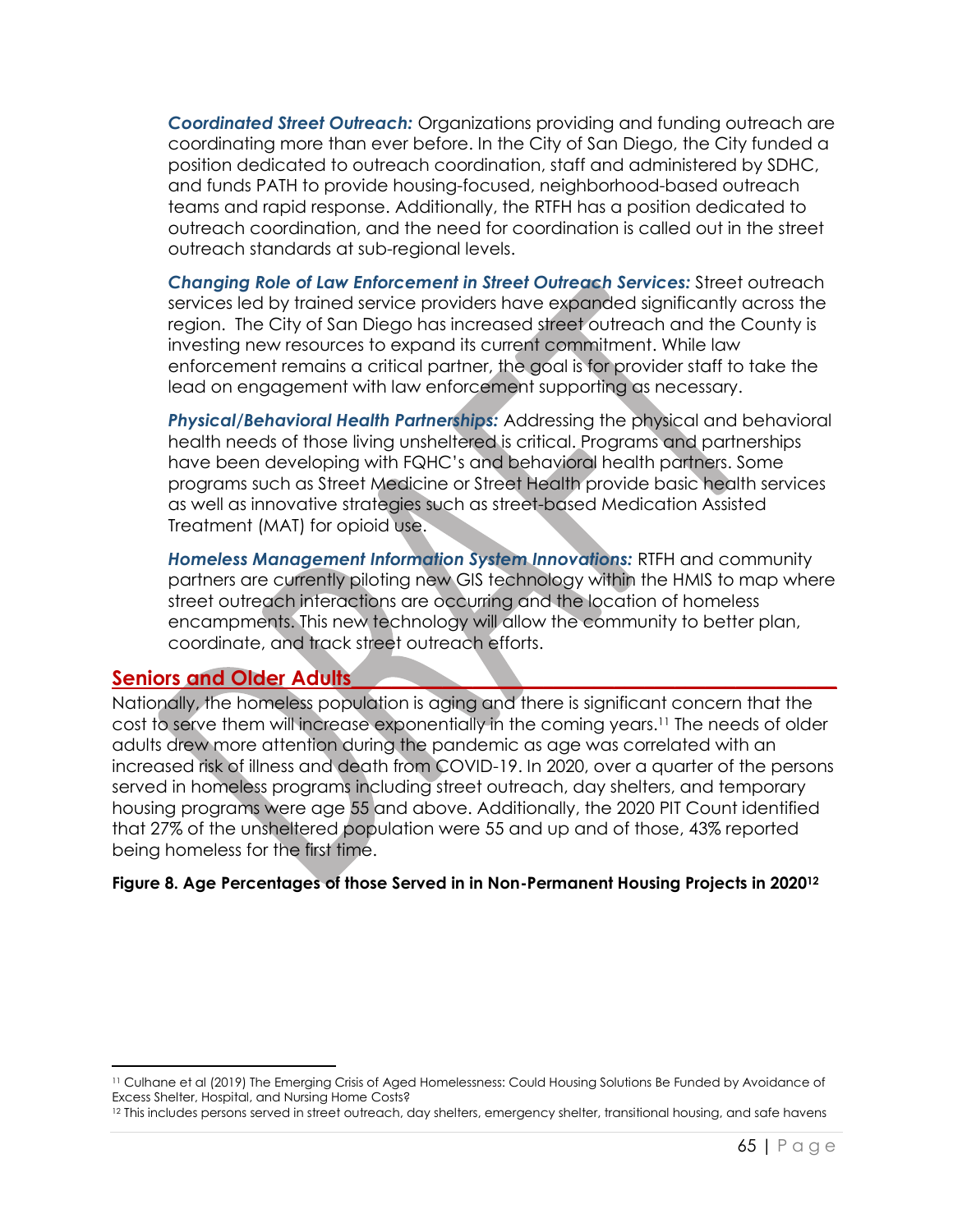***Coordinated Street Outreach:*** Organizations providing and funding outreach are coordinating more than ever before. In the City of San Diego, the City funded a position dedicated to outreach coordination, staff and administered by SDHC, and funds PATH to provide housing-focused, neighborhood-based outreach teams and rapid response. Additionally, the RTFH has a position dedicated to outreach coordination, and the need for coordination is called out in the street outreach standards at sub-regional levels.

***Changing Role of Law Enforcement in Street Outreach Services:*** Street outreach services led by trained service providers have expanded significantly across the region. The City of San Diego has increased street outreach and the County is investing new resources to expand its current commitment. While law enforcement remains a critical partner, the goal is for provider staff to take the lead on engagement with law enforcement supporting as necessary.

***Physical/Behavioral Health Partnerships:*** Addressing the physical and behavioral health needs of those living unsheltered is critical. Programs and partnerships have been developing with FQHC's and behavioral health partners. Some programs such as Street Medicine or Street Health provide basic health services as well as innovative strategies such as street-based Medication Assisted Treatment (MAT) for opioid use.

***Homeless Management Information System Innovations:*** RTFH and community partners are currently piloting new GIS technology within the HMIS to map where street outreach interactions are occurring and the location of homeless encampments. This new technology will allow the community to better plan, coordinate, and track street outreach efforts.

## Seniors and Older Adults

Nationally, the homeless population is aging and there is significant concern that the cost to serve them will increase exponentially in the coming years.[11] The needs of older adults drew more attention during the pandemic as age was correlated with an increased risk of illness and death from COVID-19. In 2020, over a quarter of the persons served in homeless programs including street outreach, day shelters, and temporary housing programs were age 55 and above. Additionally, the 2020 PIT Count identified that 27% of the unsheltered population were 55 and up and of those, 43% reported being homeless for the first time.

**Figure 8. Age Percentages of those Served in in Non-Permanent Housing Projects in 2020[12]**

[11] Culhane et al (2019) The Emerging Crisis of Aged Homelessness: Could Housing Solutions Be Funded by Avoidance of Excess Shelter, Hospital, and Nursing Home Costs?

[12] This includes persons served in street outreach, day shelters, emergency shelter, transitional housing, and safe havens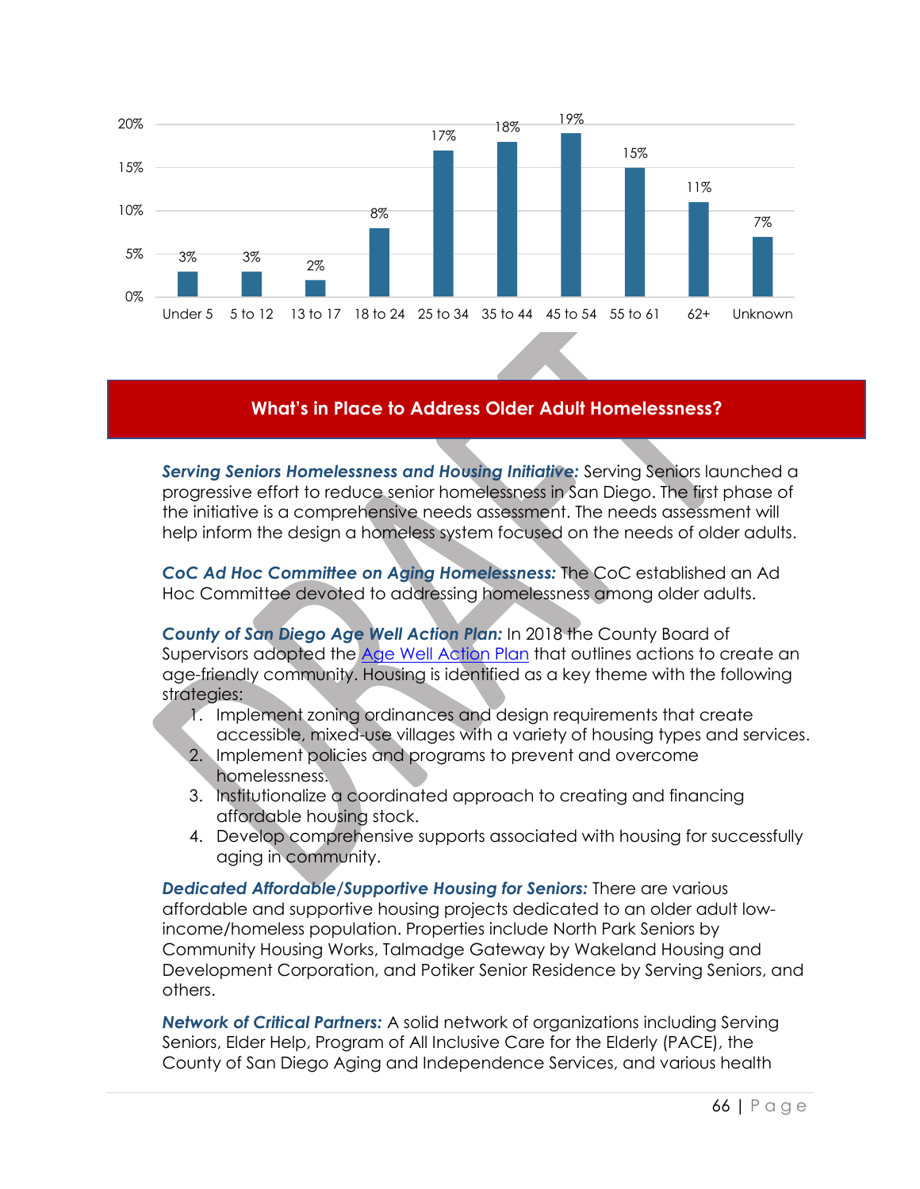| Age group | Percent |
|---|---|
| Under 5 | 3% |
| 5 to 12 | 3% |
| 13 to 17 | 2% |
| 18 to 24 | 8% |
| 25 to 34 | 17% |
| 35 to 44 | 18% |
| 45 to 54 | 19% |
| 55 to 61 | 15% |
| 62+ | 11% |
| Unknown | 7% |

## What's in Place to Address Older Adult Homelessness?

***Serving Seniors Homelessness and Housing Initiative:*** Serving Seniors launched a progressive effort to reduce senior homelessness in San Diego. The first phase of the initiative is a comprehensive needs assessment. The needs assessment will help inform the design a homeless system focused on the needs of older adults.

***CoC Ad Hoc Committee on Aging Homelessness:*** The CoC established an Ad Hoc Committee devoted to addressing homelessness among older adults.

***County of San Diego Age Well Action Plan:*** In 2018 the County Board of Supervisors adopted the Age Well Action Plan that outlines actions to create an age-friendly community. Housing is identified as a key theme with the following strategies:

1. Implement zoning ordinances and design requirements that create accessible, mixed-use villages with a variety of housing types and services.
2. Implement policies and programs to prevent and overcome homelessness.
3. Institutionalize a coordinated approach to creating and financing affordable housing stock.
4. Develop comprehensive supports associated with housing for successfully aging in community.

***Dedicated Affordable/Supportive Housing for Seniors:*** There are various affordable and supportive housing projects dedicated to an older adult low-income/homeless population. Properties include North Park Seniors by Community Housing Works, Talmadge Gateway by Wakeland Housing and Development Corporation, and Potiker Senior Residence by Serving Seniors, and others.

***Network of Critical Partners:*** A solid network of organizations including Serving Seniors, Elder Help, Program of All Inclusive Care for the Elderly (PACE), the County of San Diego Aging and Independence Services, and various health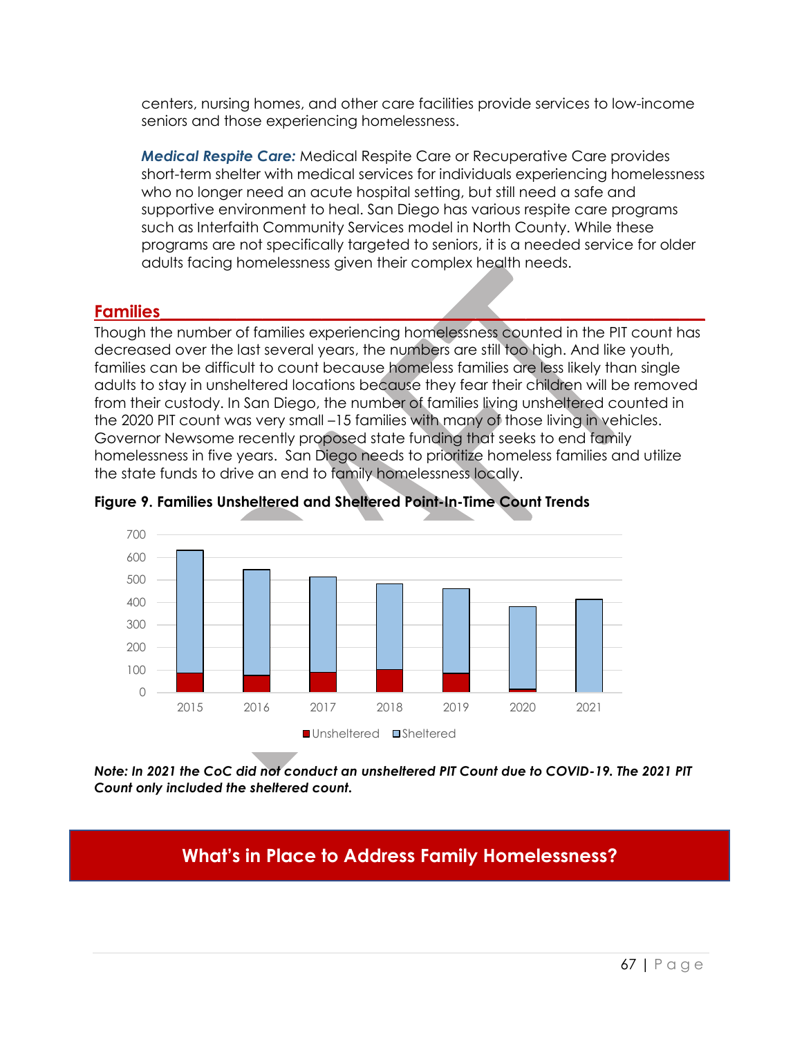centers, nursing homes, and other care facilities provide services to low-income seniors and those experiencing homelessness.

***Medical Respite Care:*** Medical Respite Care or Recuperative Care provides short-term shelter with medical services for individuals experiencing homelessness who no longer need an acute hospital setting, but still need a safe and supportive environment to heal. San Diego has various respite care programs such as Interfaith Community Services model in North County. While these programs are not specifically targeted to seniors, it is a needed service for older adults facing homelessness given their complex health needs.

## Families

Though the number of families experiencing homelessness counted in the PIT count has decreased over the last several years, the numbers are still too high. And like youth, families can be difficult to count because homeless families are less likely than single adults to stay in unsheltered locations because they fear their children will be removed from their custody. In San Diego, the number of families living unsheltered counted in the 2020 PIT count was very small –15 families with many of those living in vehicles. Governor Newsome recently proposed state funding that seeks to end family homelessness in five years. San Diego needs to prioritize homeless families and utilize the state funds to drive an end to family homelessness locally.

**Figure 9. Families Unsheltered and Sheltered Point-In-Time Count Trends**

***Note: In 2021 the CoC did not conduct an unsheltered PIT Count due to COVID-19. The 2021 PIT Count only included the sheltered count.***

## What's in Place to Address Family Homelessness?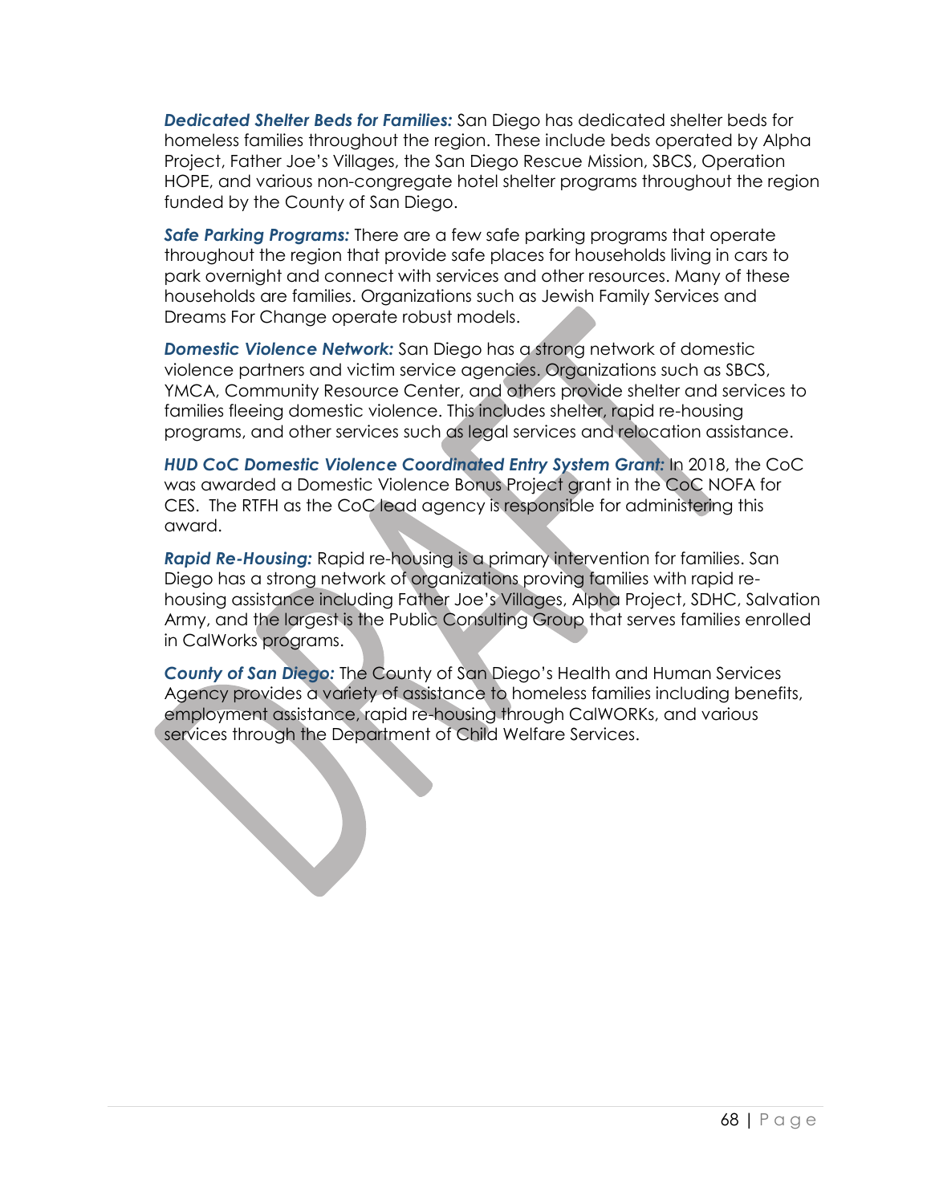***Dedicated Shelter Beds for Families:*** San Diego has dedicated shelter beds for homeless families throughout the region. These include beds operated by Alpha Project, Father Joe's Villages, the San Diego Rescue Mission, SBCS, Operation HOPE, and various non-congregate hotel shelter programs throughout the region funded by the County of San Diego.

***Safe Parking Programs:*** There are a few safe parking programs that operate throughout the region that provide safe places for households living in cars to park overnight and connect with services and other resources. Many of these households are families. Organizations such as Jewish Family Services and Dreams For Change operate robust models.

***Domestic Violence Network:*** San Diego has a strong network of domestic violence partners and victim service agencies. Organizations such as SBCS, YMCA, Community Resource Center, and others provide shelter and services to families fleeing domestic violence. This includes shelter, rapid re-housing programs, and other services such as legal services and relocation assistance.

***HUD CoC Domestic Violence Coordinated Entry System Grant:*** In 2018, the CoC was awarded a Domestic Violence Bonus Project grant in the CoC NOFA for CES. The RTFH as the CoC lead agency is responsible for administering this award.

***Rapid Re-Housing:*** Rapid re-housing is a primary intervention for families. San Diego has a strong network of organizations proving families with rapid re-housing assistance including Father Joe's Villages, Alpha Project, SDHC, Salvation Army, and the largest is the Public Consulting Group that serves families enrolled in CalWorks programs.

***County of San Diego:*** The County of San Diego's Health and Human Services Agency provides a variety of assistance to homeless families including benefits, employment assistance, rapid re-housing through CalWORKs, and various services through the Department of Child Welfare Services.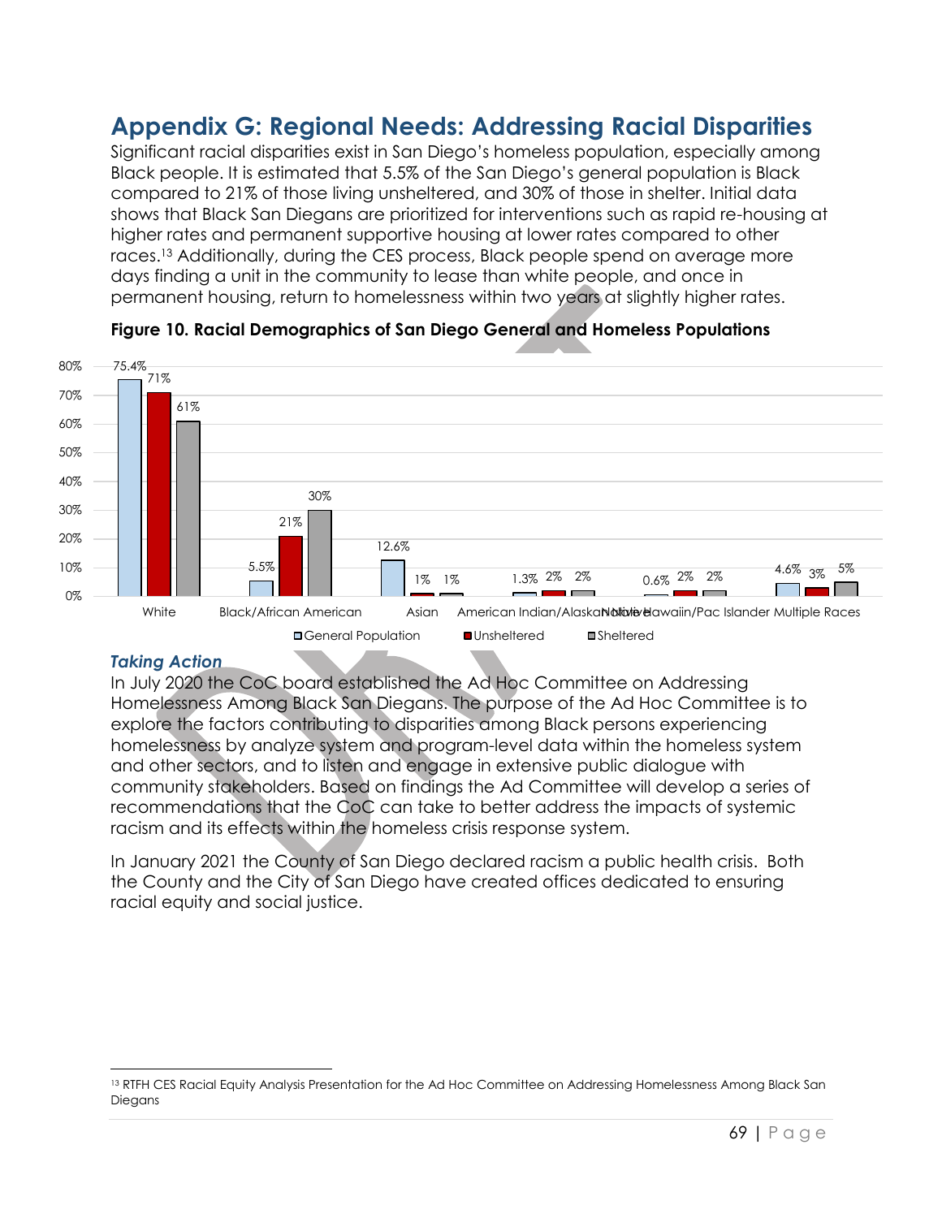# Appendix G: Regional Needs: Addressing Racial Disparities

Significant racial disparities exist in San Diego's homeless population, especially among Black people. It is estimated that 5.5% of the San Diego's general population is Black compared to 21% of those living unsheltered, and 30% of those in shelter. Initial data shows that Black San Diegans are prioritized for interventions such as rapid re-housing at higher rates and permanent supportive housing at lower rates compared to other races.[13] Additionally, during the CES process, Black people spend on average more days finding a unit in the community to lease than white people, and once in permanent housing, return to homelessness within two years at slightly higher rates.

**Figure 10. Racial Demographics of San Diego General and Homeless Populations**

| | General Population | Unsheltered | Sheltered |
|---|---|---|---|
| White | 75.4% | 71% | 61% |
| Black/African American | 5.5% | 21% | 30% |
| Asian | 12.6% | 1% | 1% |
| American Indian/Alaska Native | 1.3% | 2% | 2% |
| Native Hawaiin/Pac Islander | 0.6% | 2% | 2% |
| Multiple Races | 4.6% | 3% | 5% |

### *Taking Action*

In July 2020 the CoC board established the Ad Hoc Committee on Addressing Homelessness Among Black San Diegans. The purpose of the Ad Hoc Committee is to explore the factors contributing to disparities among Black persons experiencing homelessness by analyze system and program-level data within the homeless system and other sectors, and to listen and engage in extensive public dialogue with community stakeholders. Based on findings the Ad Committee will develop a series of recommendations that the CoC can take to better address the impacts of systemic racism and its effects within the homeless crisis response system.

In January 2021 the County of San Diego declared racism a public health crisis. Both the County and the City of San Diego have created offices dedicated to ensuring racial equity and social justice.

[13] RTFH CES Racial Equity Analysis Presentation for the Ad Hoc Committee on Addressing Homelessness Among Black San Diegans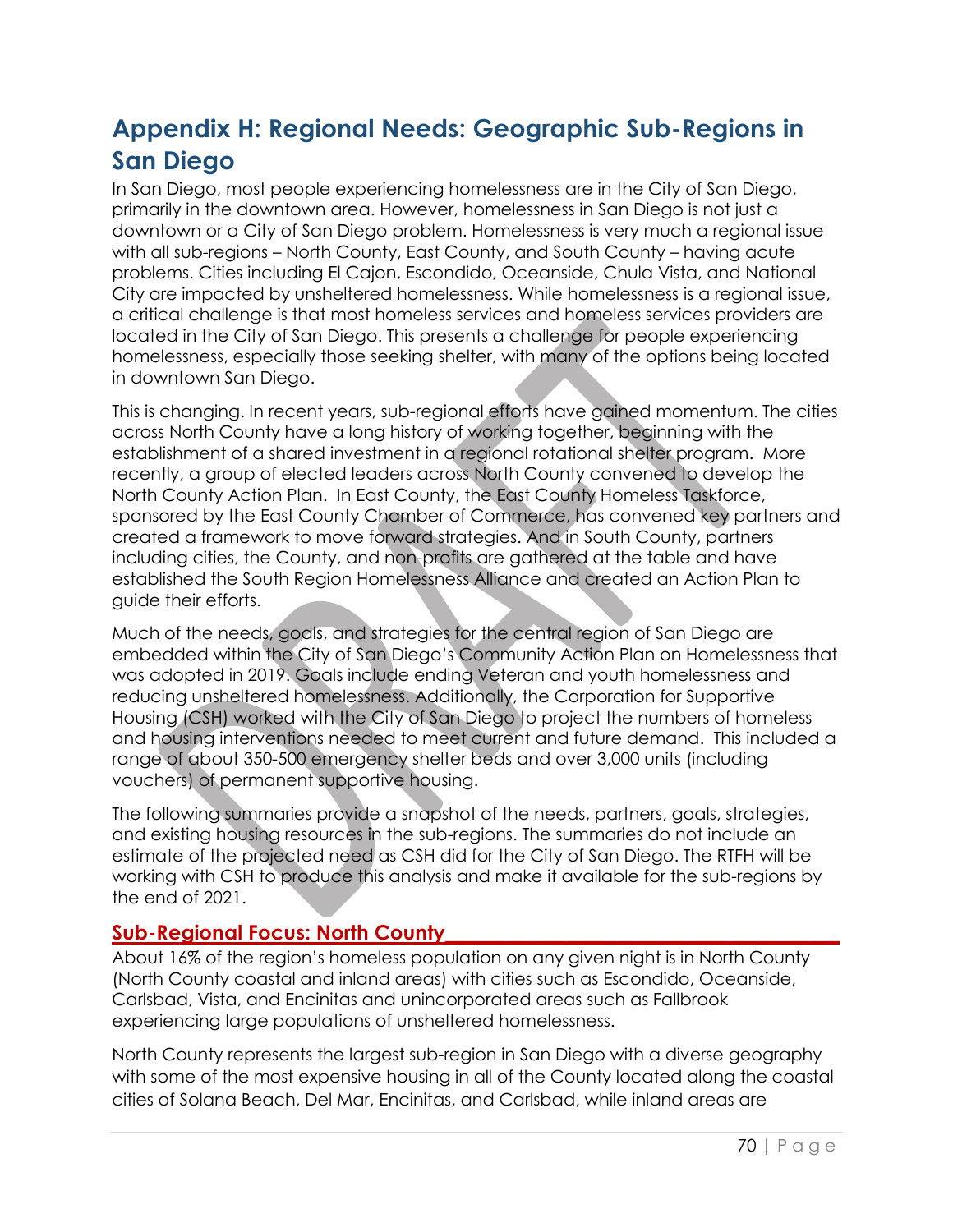# Appendix H: Regional Needs: Geographic Sub-Regions in San Diego

In San Diego, most people experiencing homelessness are in the City of San Diego, primarily in the downtown area. However, homelessness in San Diego is not just a downtown or a City of San Diego problem. Homelessness is very much a regional issue with all sub-regions – North County, East County, and South County – having acute problems. Cities including El Cajon, Escondido, Oceanside, Chula Vista, and National City are impacted by unsheltered homelessness. While homelessness is a regional issue, a critical challenge is that most homeless services and homeless services providers are located in the City of San Diego. This presents a challenge for people experiencing homelessness, especially those seeking shelter, with many of the options being located in downtown San Diego.

This is changing. In recent years, sub-regional efforts have gained momentum. The cities across North County have a long history of working together, beginning with the establishment of a shared investment in a regional rotational shelter program. More recently, a group of elected leaders across North County convened to develop the North County Action Plan. In East County, the East County Homeless Taskforce, sponsored by the East County Chamber of Commerce, has convened key partners and created a framework to move forward strategies. And in South County, partners including cities, the County, and non-profits are gathered at the table and have established the South Region Homelessness Alliance and created an Action Plan to guide their efforts.

Much of the needs, goals, and strategies for the central region of San Diego are embedded within the City of San Diego's Community Action Plan on Homelessness that was adopted in 2019. Goals include ending Veteran and youth homelessness and reducing unsheltered homelessness. Additionally, the Corporation for Supportive Housing (CSH) worked with the City of San Diego to project the numbers of homeless and housing interventions needed to meet current and future demand. This included a range of about 350-500 emergency shelter beds and over 3,000 units (including vouchers) of permanent supportive housing.

The following summaries provide a snapshot of the needs, partners, goals, strategies, and existing housing resources in the sub-regions. The summaries do not include an estimate of the projected need as CSH did for the City of San Diego. The RTFH will be working with CSH to produce this analysis and make it available for the sub-regions by the end of 2021.

## Sub-Regional Focus: North County

About 16% of the region's homeless population on any given night is in North County (North County coastal and inland areas) with cities such as Escondido, Oceanside, Carlsbad, Vista, and Encinitas and unincorporated areas such as Fallbrook experiencing large populations of unsheltered homelessness.

North County represents the largest sub-region in San Diego with a diverse geography with some of the most expensive housing in all of the County located along the coastal cities of Solana Beach, Del Mar, Encinitas, and Carlsbad, while inland areas are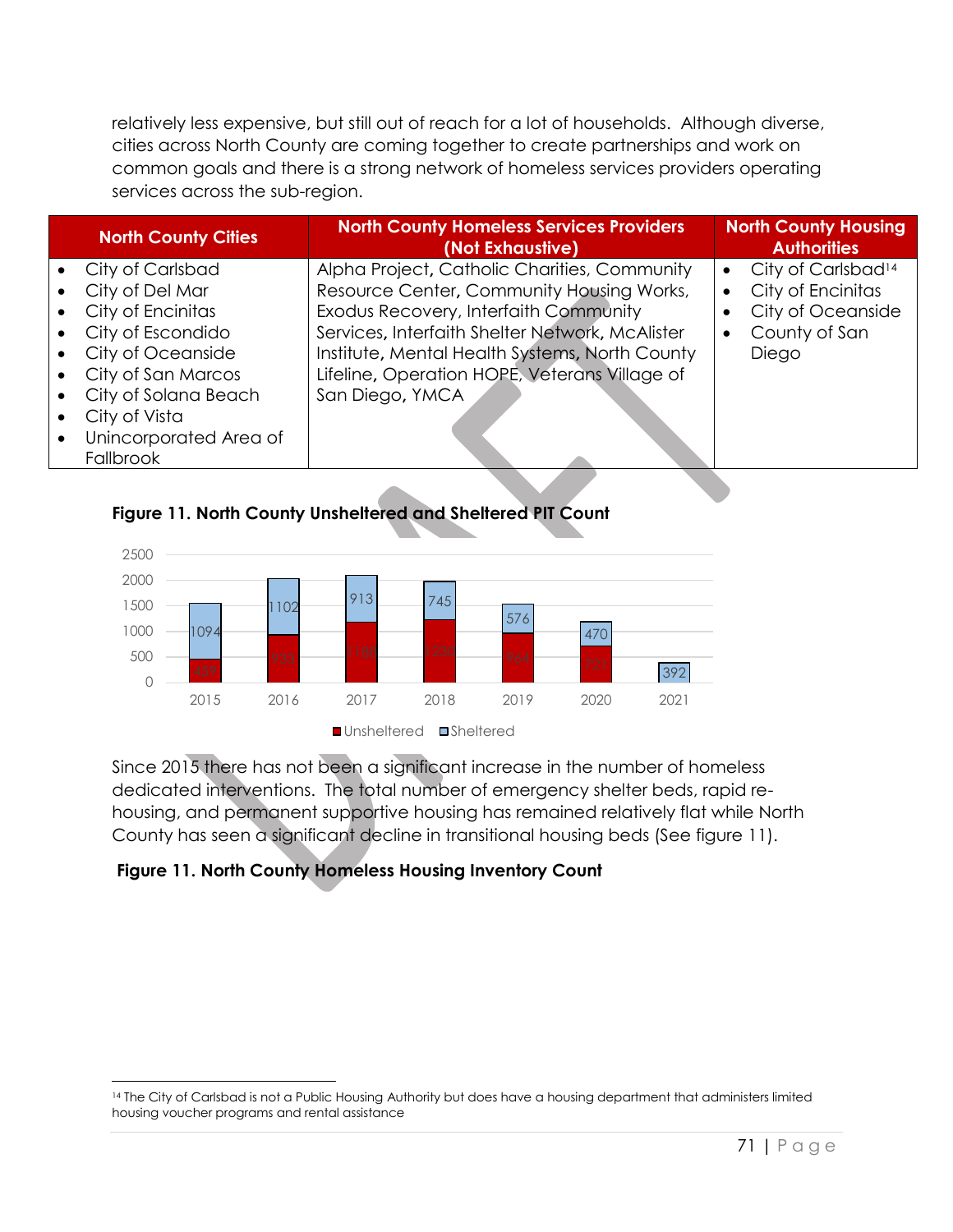relatively less expensive, but still out of reach for a lot of households. Although diverse, cities across North County are coming together to create partnerships and work on common goals and there is a strong network of homeless services providers operating services across the sub-region.

| North County Cities | North County Homeless Services Providers (Not Exhaustive) | North County Housing Authorities |
|---|---|---|
| • City of Carlsbad<br>• City of Del Mar<br>• City of Encinitas<br>• City of Escondido<br>• City of Oceanside<br>• City of San Marcos<br>• City of Solana Beach<br>• City of Vista<br>• Unincorporated Area of Fallbrook | Alpha Project, Catholic Charities, Community Resource Center, Community Housing Works, Exodus Recovery, Interfaith Community Services, Interfaith Shelter Network, McAlister Institute, Mental Health Systems, North County Lifeline, Operation HOPE, Veterans Village of San Diego, YMCA | • City of Carlsbad[14]<br>• City of Encinitas<br>• City of Oceanside<br>• County of San Diego |

**Figure 11. North County Unsheltered and Sheltered PIT Count**

| Year | Unsheltered | Sheltered |
|---|---|---|
| 2015 | 457 | 1094 |
| 2016 | 933 | 1102 |
| 2017 | 1183 | 913 |
| 2018 | 1230 | 745 |
| 2019 | 964 | 576 |
| 2020 | 721 | 470 |
| 2021 | | 392 |

■ Unsheltered ■ Sheltered

Since 2015 there has not been a significant increase in the number of homeless dedicated interventions. The total number of emergency shelter beds, rapid re-housing, and permanent supportive housing has remained relatively flat while North County has seen a significant decline in transitional housing beds (See figure 11).

**Figure 11. North County Homeless Housing Inventory Count**

[14] The City of Carlsbad is not a Public Housing Authority but does have a housing department that administers limited housing voucher programs and rental assistance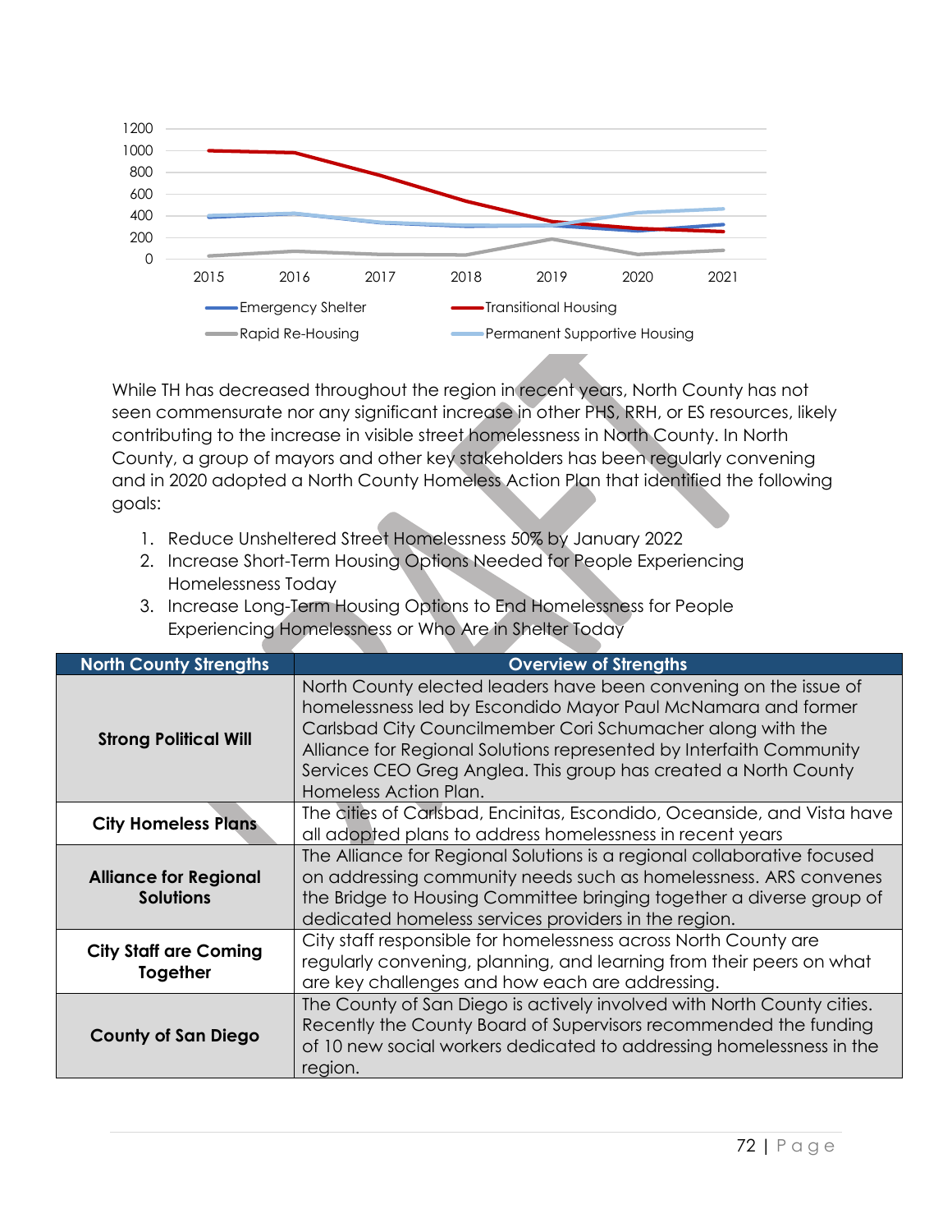While TH has decreased throughout the region in recent years, North County has not seen commensurate nor any significant increase in other PHS, RRH, or ES resources, likely contributing to the increase in visible street homelessness in North County. In North County, a group of mayors and other key stakeholders has been regularly convening and in 2020 adopted a North County Homeless Action Plan that identified the following goals:

1. Reduce Unsheltered Street Homelessness 50% by January 2022
2. Increase Short-Term Housing Options Needed for People Experiencing Homelessness Today
3. Increase Long-Term Housing Options to End Homelessness for People Experiencing Homelessness or Who Are in Shelter Today

| North County Strengths | Overview of Strengths |
|---|---|
| **Strong Political Will** | North County elected leaders have been convening on the issue of homelessness led by Escondido Mayor Paul McNamara and former Carlsbad City Councilmember Cori Schumacher along with the Alliance for Regional Solutions represented by Interfaith Community Services CEO Greg Anglea. This group has created a North County Homeless Action Plan. |
| **City Homeless Plans** | The cities of Carlsbad, Encinitas, Escondido, Oceanside, and Vista have all adopted plans to address homelessness in recent years |
| **Alliance for Regional Solutions** | The Alliance for Regional Solutions is a regional collaborative focused on addressing community needs such as homelessness. ARS convenes the Bridge to Housing Committee bringing together a diverse group of dedicated homeless services providers in the region. |
| **City Staff are Coming Together** | City staff responsible for homelessness across North County are regularly convening, planning, and learning from their peers on what are key challenges and how each are addressing. |
| **County of San Diego** | The County of San Diego is actively involved with North County cities. Recently the County Board of Supervisors recommended the funding of 10 new social workers dedicated to addressing homelessness in the region. |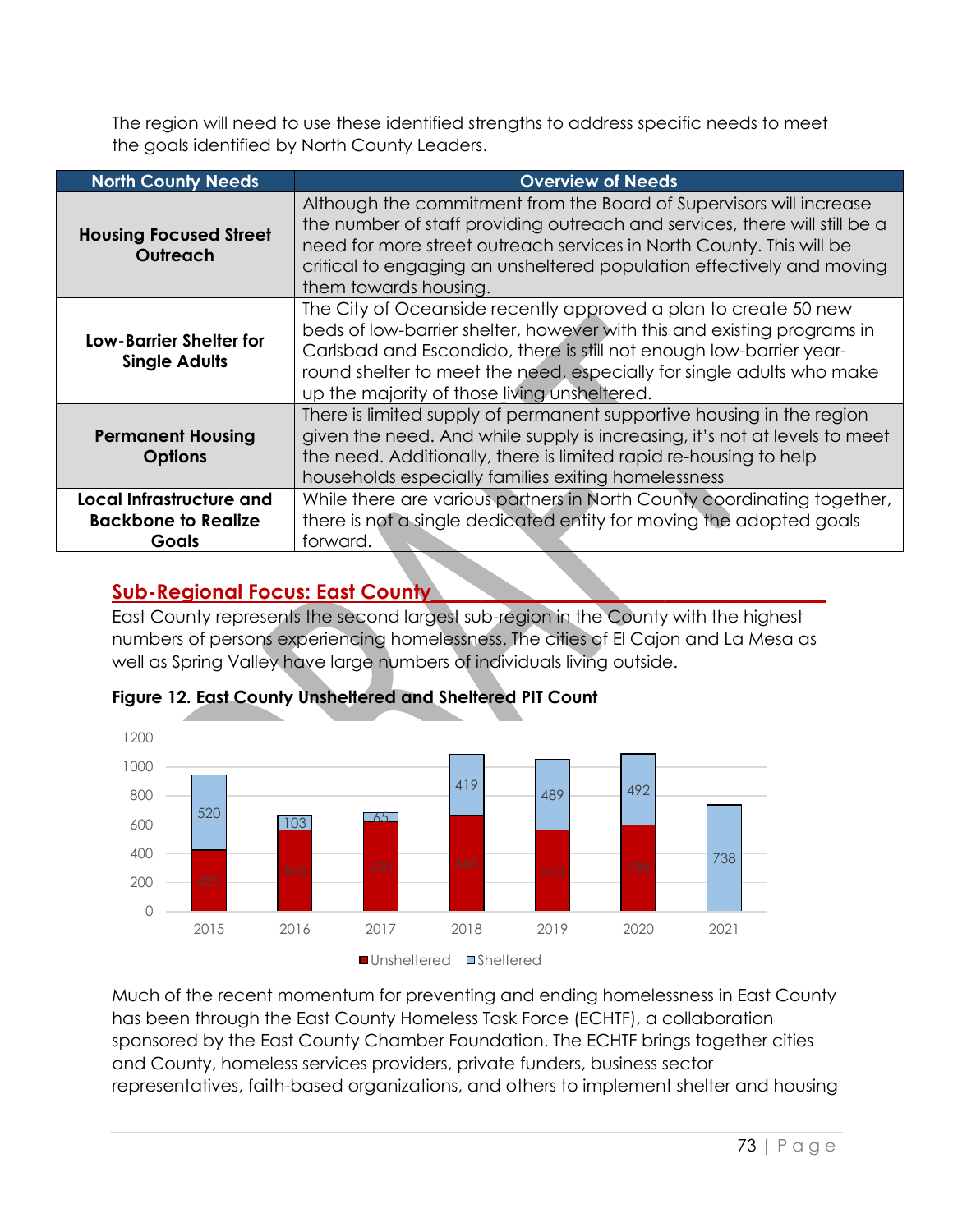The region will need to use these identified strengths to address specific needs to meet the goals identified by North County Leaders.

| North County Needs | Overview of Needs |
|---|---|
| **Housing Focused Street Outreach** | Although the commitment from the Board of Supervisors will increase the number of staff providing outreach and services, there will still be a need for more street outreach services in North County. This will be critical to engaging an unsheltered population effectively and moving them towards housing. |
| **Low-Barrier Shelter for Single Adults** | The City of Oceanside recently approved a plan to create 50 new beds of low-barrier shelter, however with this and existing programs in Carlsbad and Escondido, there is still not enough low-barrier year-round shelter to meet the need, especially for single adults who make up the majority of those living unsheltered. |
| **Permanent Housing Options** | There is limited supply of permanent supportive housing in the region given the need. And while supply is increasing, it's not at levels to meet the need. Additionally, there is limited rapid re-housing to help households especially families exiting homelessness |
| **Local Infrastructure and Backbone to Realize Goals** | While there are various partners in North County coordinating together, there is not a single dedicated entity for moving the adopted goals forward. |

## Sub-Regional Focus: East County

East County represents the second largest sub-region in the County with the highest numbers of persons experiencing homelessness. The cities of El Cajon and La Mesa as well as Spring Valley have large numbers of individuals living outside.

**Figure 12. East County Unsheltered and Sheltered PIT Count**

| Year | Unsheltered | Sheltered |
|---|---|---|
| 2015 | 425 | 520 |
| 2016 | 565 | 103 |
| 2017 | 620 | 65 |
| 2018 | 668 | 419 |
| 2019 | 563 | 489 |
| 2020 | 596 | 492 |
| 2021 | | 738 |

Much of the recent momentum for preventing and ending homelessness in East County has been through the East County Homeless Task Force (ECHTF), a collaboration sponsored by the East County Chamber Foundation. The ECHTF brings together cities and County, homeless services providers, private funders, business sector representatives, faith-based organizations, and others to implement shelter and housing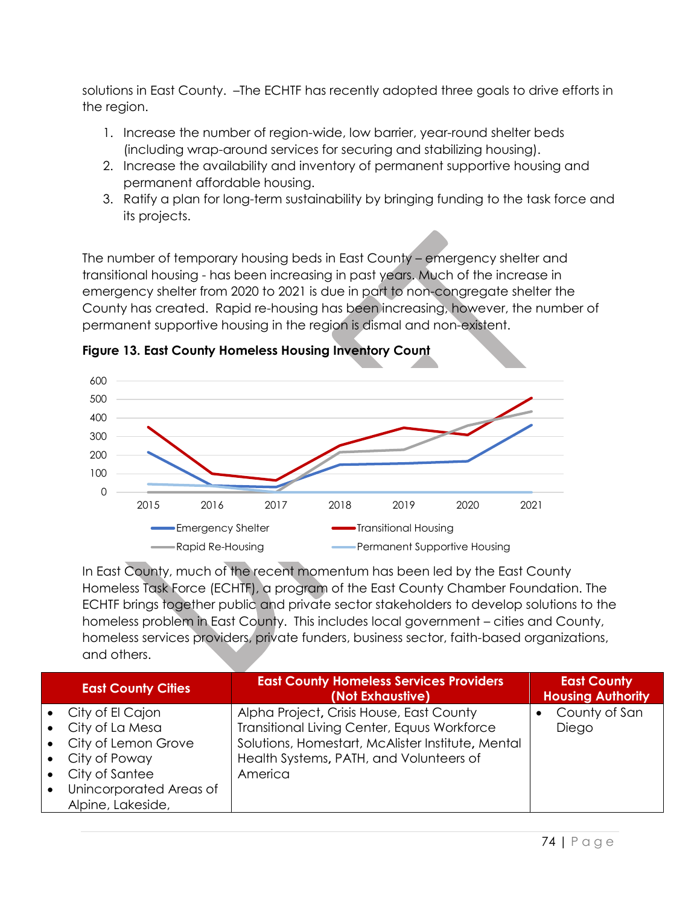solutions in East County. –The ECHTF has recently adopted three goals to drive efforts in the region.

1. Increase the number of region-wide, low barrier, year-round shelter beds (including wrap-around services for securing and stabilizing housing).
2. Increase the availability and inventory of permanent supportive housing and permanent affordable housing.
3. Ratify a plan for long-term sustainability by bringing funding to the task force and its projects.

The number of temporary housing beds in East County – emergency shelter and transitional housing - has been increasing in past years. Much of the increase in emergency shelter from 2020 to 2021 is due in part to non-congregate shelter the County has created. Rapid re-housing has been increasing, however, the number of permanent supportive housing in the region is dismal and non-existent.

**Figure 13. East County Homeless Housing Inventory Count**

In East County, much of the recent momentum has been led by the East County Homeless Task Force (ECHTF), a program of the East County Chamber Foundation. The ECHTF brings together public and private sector stakeholders to develop solutions to the homeless problem in East County. This includes local government – cities and County, homeless services providers, private funders, business sector, faith-based organizations, and others.

| East County Cities | East County Homeless Services Providers (Not Exhaustive) | East County Housing Authority |
|---|---|---|
| • City of El Cajon<br>• City of La Mesa<br>• City of Lemon Grove<br>• City of Poway<br>• City of Santee<br>• Unincorporated Areas of Alpine, Lakeside, | Alpha Project, Crisis House, East County Transitional Living Center, Equus Workforce Solutions, Homestart, McAlister Institute, Mental Health Systems, PATH, and Volunteers of America | • County of San Diego |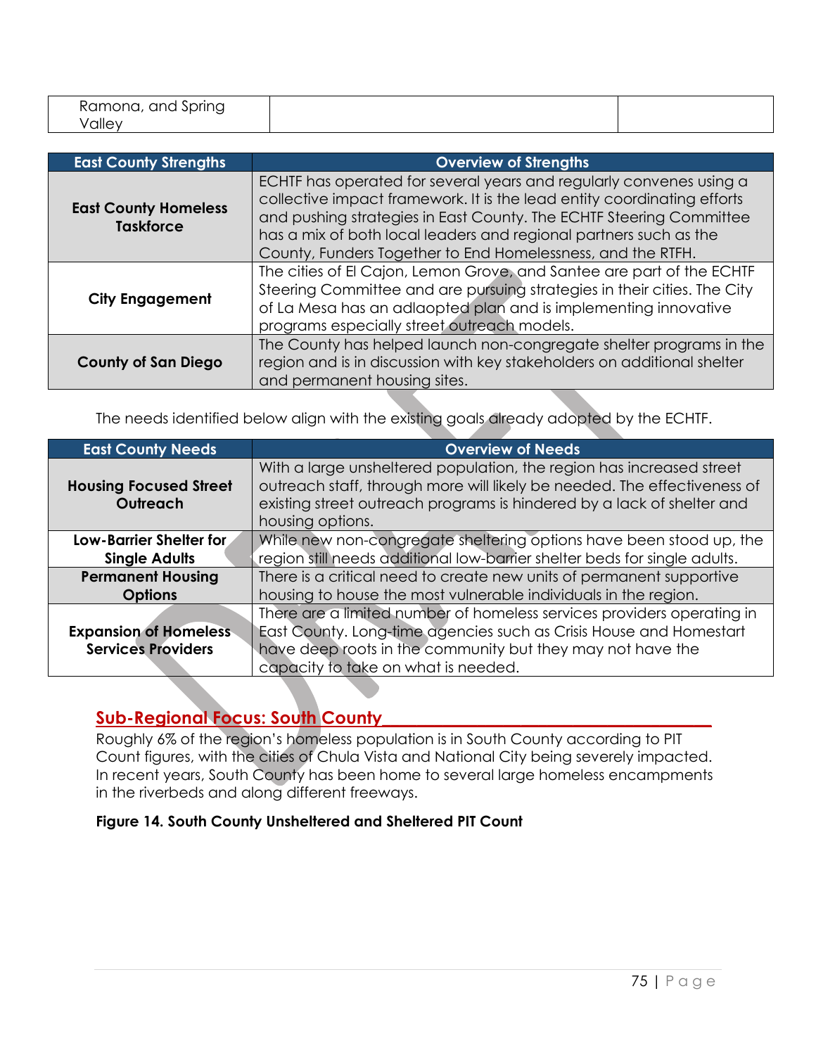| Ramona, and Spring Valley | | |
|---|---|---|

| East County Strengths | Overview of Strengths |
|---|---|
| **East County Homeless Taskforce** | ECHTF has operated for several years and regularly convenes using a collective impact framework. It is the lead entity coordinating efforts and pushing strategies in East County. The ECHTF Steering Committee has a mix of both local leaders and regional partners such as the County, Funders Together to End Homelessness, and the RTFH. |
| **City Engagement** | The cities of El Cajon, Lemon Grove, and Santee are part of the ECHTF Steering Committee and are pursuing strategies in their cities. The City of La Mesa has an adlaopted plan and is implementing innovative programs especially street outreach models. |
| **County of San Diego** | The County has helped launch non-congregate shelter programs in the region and is in discussion with key stakeholders on additional shelter and permanent housing sites. |

The needs identified below align with the existing goals already adopted by the ECHTF.

| East County Needs | Overview of Needs |
|---|---|
| **Housing Focused Street Outreach** | With a large unsheltered population, the region has increased street outreach staff, through more will likely be needed. The effectiveness of existing street outreach programs is hindered by a lack of shelter and housing options. |
| **Low-Barrier Shelter for Single Adults** | While new non-congregate sheltering options have been stood up, the region still needs additional low-barrier shelter beds for single adults. |
| **Permanent Housing Options** | There is a critical need to create new units of permanent supportive housing to house the most vulnerable individuals in the region. |
| **Expansion of Homeless Services Providers** | There are a limited number of homeless services providers operating in East County. Long-time agencies such as Crisis House and Homestart have deep roots in the community but they may not have the capacity to take on what is needed. |

## Sub-Regional Focus: South County

Roughly 6% of the region's homeless population is in South County according to PIT Count figures, with the cities of Chula Vista and National City being severely impacted. In recent years, South County has been home to several large homeless encampments in the riverbeds and along different freeways.

**Figure 14. South County Unsheltered and Sheltered PIT Count**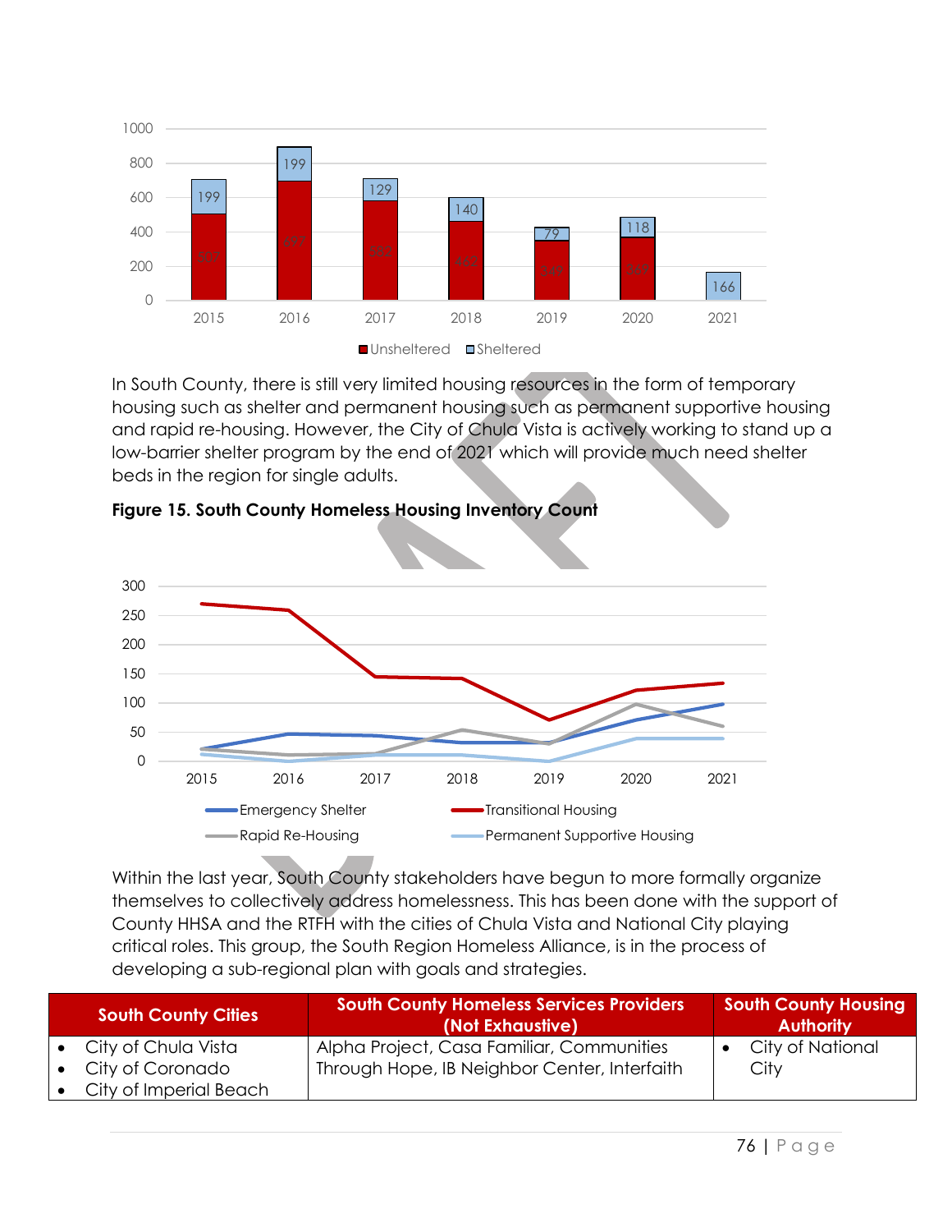In South County, there is still very limited housing resources in the form of temporary housing such as shelter and permanent housing such as permanent supportive housing and rapid re-housing. However, the City of Chula Vista is actively working to stand up a low-barrier shelter program by the end of 2021 which will provide much need shelter beds in the region for single adults.

**Figure 15. South County Homeless Housing Inventory Count**

Within the last year, South County stakeholders have begun to more formally organize themselves to collectively address homelessness. This has been done with the support of County HHSA and the RTFH with the cities of Chula Vista and National City playing critical roles. This group, the South Region Homeless Alliance, is in the process of developing a sub-regional plan with goals and strategies.

| South County Cities | South County Homeless Services Providers (Not Exhaustive) | South County Housing Authority |
|---|---|---|
| • City of Chula Vista<br>• City of Coronado<br>• City of Imperial Beach | Alpha Project, Casa Familiar, Communities Through Hope, IB Neighbor Center, Interfaith | • City of National City |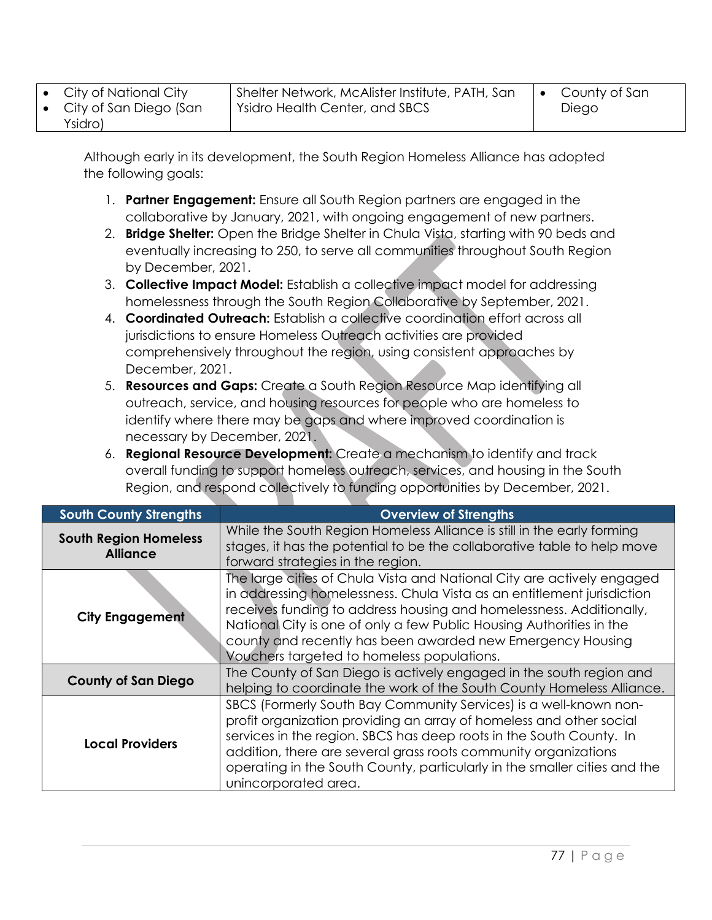| | | |
|---|---|---|
| • City of National City<br>• City of San Diego (San Ysidro) | Shelter Network, McAlister Institute, PATH, San Ysidro Health Center, and SBCS | • County of San Diego |

Although early in its development, the South Region Homeless Alliance has adopted the following goals:

1. **Partner Engagement:** Ensure all South Region partners are engaged in the collaborative by January, 2021, with ongoing engagement of new partners.
2. **Bridge Shelter:** Open the Bridge Shelter in Chula Vista, starting with 90 beds and eventually increasing to 250, to serve all communities throughout South Region by December, 2021.
3. **Collective Impact Model:** Establish a collective impact model for addressing homelessness through the South Region Collaborative by September, 2021.
4. **Coordinated Outreach:** Establish a collective coordination effort across all jurisdictions to ensure Homeless Outreach activities are provided comprehensively throughout the region, using consistent approaches by December, 2021.
5. **Resources and Gaps:** Create a South Region Resource Map identifying all outreach, service, and housing resources for people who are homeless to identify where there may be gaps and where improved coordination is necessary by December, 2021.
6. **Regional Resource Development:** Create a mechanism to identify and track overall funding to support homeless outreach, services, and housing in the South Region, and respond collectively to funding opportunities by December, 2021.

| South County Strengths | Overview of Strengths |
|---|---|
| **South Region Homeless Alliance** | While the South Region Homeless Alliance is still in the early forming stages, it has the potential to be the collaborative table to help move forward strategies in the region. |
| **City Engagement** | The large cities of Chula Vista and National City are actively engaged in addressing homelessness. Chula Vista as an entitlement jurisdiction receives funding to address housing and homelessness. Additionally, National City is one of only a few Public Housing Authorities in the county and recently has been awarded new Emergency Housing Vouchers targeted to homeless populations. |
| **County of San Diego** | The County of San Diego is actively engaged in the south region and helping to coordinate the work of the South County Homeless Alliance. |
| **Local Providers** | SBCS (Formerly South Bay Community Services) is a well-known non-profit organization providing an array of homeless and other social services in the region. SBCS has deep roots in the South County. In addition, there are several grass roots community organizations operating in the South County, particularly in the smaller cities and the unincorporated area. |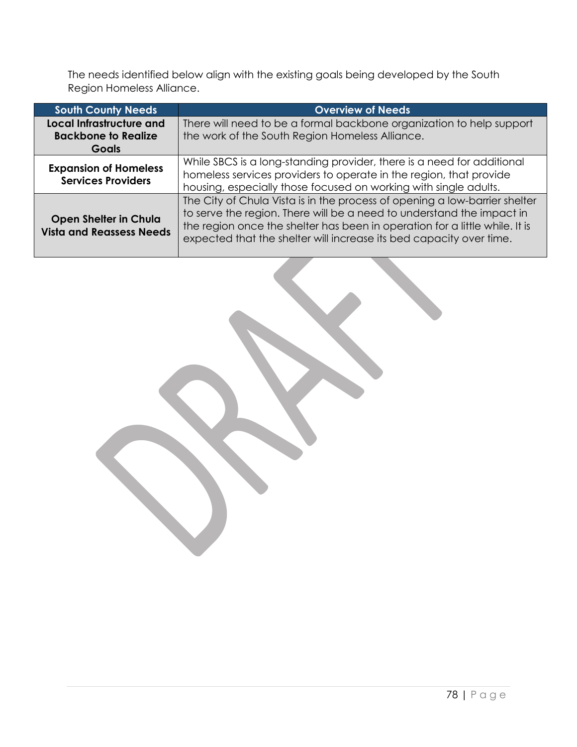The needs identified below align with the existing goals being developed by the South Region Homeless Alliance.

| South County Needs | Overview of Needs |
|---|---|
| **Local Infrastructure and Backbone to Realize Goals** | There will need to be a formal backbone organization to help support the work of the South Region Homeless Alliance. |
| **Expansion of Homeless Services Providers** | While SBCS is a long-standing provider, there is a need for additional homeless services providers to operate in the region, that provide housing, especially those focused on working with single adults. |
| **Open Shelter in Chula Vista and Reassess Needs** | The City of Chula Vista is in the process of opening a low-barrier shelter to serve the region. There will be a need to understand the impact in the region once the shelter has been in operation for a little while. It is expected that the shelter will increase its bed capacity over time. |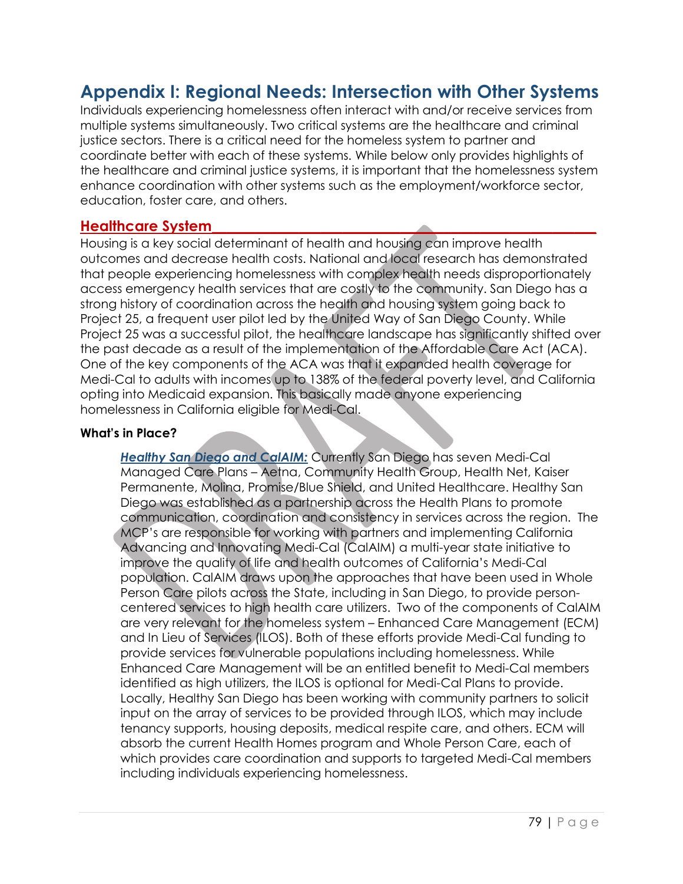# Appendix I: Regional Needs: Intersection with Other Systems

Individuals experiencing homelessness often interact with and/or receive services from multiple systems simultaneously. Two critical systems are the healthcare and criminal justice sectors. There is a critical need for the homeless system to partner and coordinate better with each of these systems. While below only provides highlights of the healthcare and criminal justice systems, it is important that the homelessness system enhance coordination with other systems such as the employment/workforce sector, education, foster care, and others.

## Healthcare System

Housing is a key social determinant of health and housing can improve health outcomes and decrease health costs. National and local research has demonstrated that people experiencing homelessness with complex health needs disproportionately access emergency health services that are costly to the community. San Diego has a strong history of coordination across the health and housing system going back to Project 25, a frequent user pilot led by the United Way of San Diego County. While Project 25 was a successful pilot, the healthcare landscape has significantly shifted over the past decade as a result of the implementation of the Affordable Care Act (ACA). One of the key components of the ACA was that it expanded health coverage for Medi-Cal to adults with incomes up to 138% of the federal poverty level, and California opting into Medicaid expansion. This basically made anyone experiencing homelessness in California eligible for Medi-Cal.

**What's in Place?**

***Healthy San Diego and CalAIM:*** Currently San Diego has seven Medi-Cal Managed Care Plans – Aetna, Community Health Group, Health Net, Kaiser Permanente, Molina, Promise/Blue Shield, and United Healthcare. Healthy San Diego was established as a partnership across the Health Plans to promote communication, coordination and consistency in services across the region. The MCP's are responsible for working with partners and implementing California Advancing and Innovating Medi-Cal (CalAIM) a multi-year state initiative to improve the quality of life and health outcomes of California's Medi-Cal population. CalAIM draws upon the approaches that have been used in Whole Person Care pilots across the State, including in San Diego, to provide person-centered services to high health care utilizers. Two of the components of CalAIM are very relevant for the homeless system – Enhanced Care Management (ECM) and In Lieu of Services (ILOS). Both of these efforts provide Medi-Cal funding to provide services for vulnerable populations including homelessness. While Enhanced Care Management will be an entitled benefit to Medi-Cal members identified as high utilizers, the ILOS is optional for Medi-Cal Plans to provide. Locally, Healthy San Diego has been working with community partners to solicit input on the array of services to be provided through ILOS, which may include tenancy supports, housing deposits, medical respite care, and others. ECM will absorb the current Health Homes program and Whole Person Care, each of which provides care coordination and supports to targeted Medi-Cal members including individuals experiencing homelessness.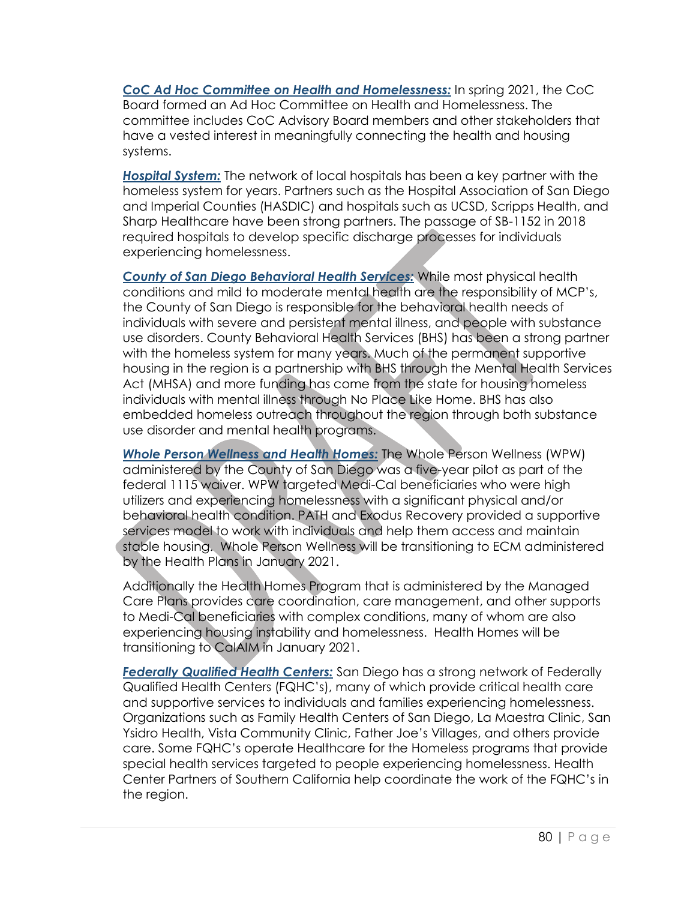***CoC Ad Hoc Committee on Health and Homelessness:*** In spring 2021, the CoC Board formed an Ad Hoc Committee on Health and Homelessness. The committee includes CoC Advisory Board members and other stakeholders that have a vested interest in meaningfully connecting the health and housing systems.

***Hospital System:*** The network of local hospitals has been a key partner with the homeless system for years. Partners such as the Hospital Association of San Diego and Imperial Counties (HASDIC) and hospitals such as UCSD, Scripps Health, and Sharp Healthcare have been strong partners. The passage of SB-1152 in 2018 required hospitals to develop specific discharge processes for individuals experiencing homelessness.

***County of San Diego Behavioral Health Services:*** While most physical health conditions and mild to moderate mental health are the responsibility of MCP's, the County of San Diego is responsible for the behavioral health needs of individuals with severe and persistent mental illness, and people with substance use disorders. County Behavioral Health Services (BHS) has been a strong partner with the homeless system for many years. Much of the permanent supportive housing in the region is a partnership with BHS through the Mental Health Services Act (MHSA) and more funding has come from the state for housing homeless individuals with mental illness through No Place Like Home. BHS has also embedded homeless outreach throughout the region through both substance use disorder and mental health programs.

***Whole Person Wellness and Health Homes:*** The Whole Person Wellness (WPW) administered by the County of San Diego was a five-year pilot as part of the federal 1115 waiver. WPW targeted Medi-Cal beneficiaries who were high utilizers and experiencing homelessness with a significant physical and/or behavioral health condition. PATH and Exodus Recovery provided a supportive services model to work with individuals and help them access and maintain stable housing. Whole Person Wellness will be transitioning to ECM administered by the Health Plans in January 2021.

Additionally the Health Homes Program that is administered by the Managed Care Plans provides care coordination, care management, and other supports to Medi-Cal beneficiaries with complex conditions, many of whom are also experiencing housing instability and homelessness. Health Homes will be transitioning to CalAIM in January 2021.

***Federally Qualified Health Centers:*** San Diego has a strong network of Federally Qualified Health Centers (FQHC's), many of which provide critical health care and supportive services to individuals and families experiencing homelessness. Organizations such as Family Health Centers of San Diego, La Maestra Clinic, San Ysidro Health, Vista Community Clinic, Father Joe's Villages, and others provide care. Some FQHC's operate Healthcare for the Homeless programs that provide special health services targeted to people experiencing homelessness. Health Center Partners of Southern California help coordinate the work of the FQHC's in the region.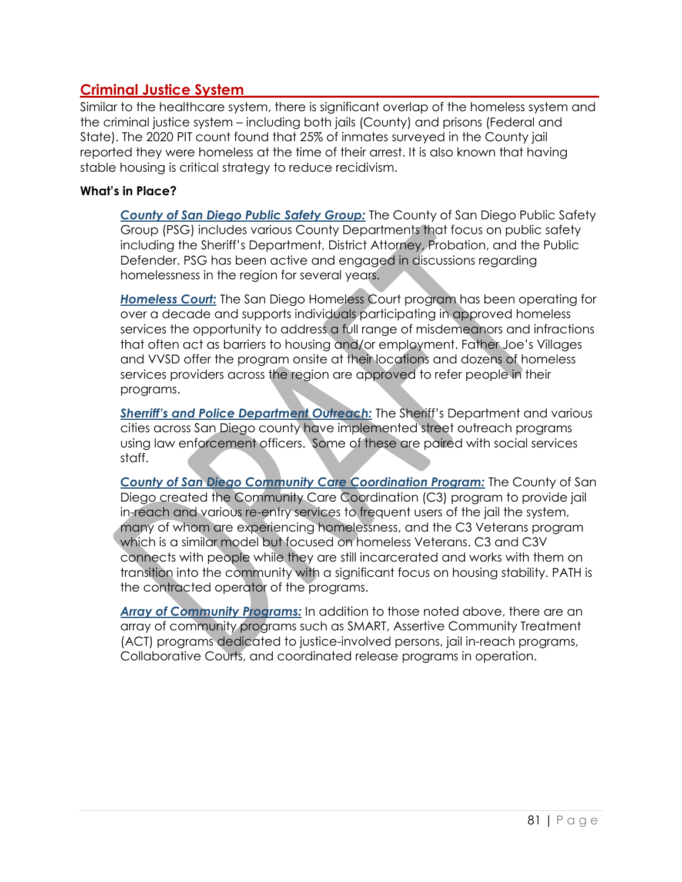## Criminal Justice System

Similar to the healthcare system, there is significant overlap of the homeless system and the criminal justice system – including both jails (County) and prisons (Federal and State). The 2020 PIT count found that 25% of inmates surveyed in the County jail reported they were homeless at the time of their arrest. It is also known that having stable housing is critical strategy to reduce recidivism.

**What's in Place?**

***County of San Diego Public Safety Group:*** The County of San Diego Public Safety Group (PSG) includes various County Departments that focus on public safety including the Sheriff's Department, District Attorney, Probation, and the Public Defender. PSG has been active and engaged in discussions regarding homelessness in the region for several years.

***Homeless Court:*** The San Diego Homeless Court program has been operating for over a decade and supports individuals participating in approved homeless services the opportunity to address a full range of misdemeanors and infractions that often act as barriers to housing and/or employment. Father Joe's Villages and VVSD offer the program onsite at their locations and dozens of homeless services providers across the region are approved to refer people in their programs.

***Sherriff's and Police Department Outreach:*** The Sheriff's Department and various cities across San Diego county have implemented street outreach programs using law enforcement officers. Some of these are paired with social services staff.

***County of San Diego Community Care Coordination Program:*** The County of San Diego created the Community Care Coordination (C3) program to provide jail in-reach and various re-entry services to frequent users of the jail the system, many of whom are experiencing homelessness, and the C3 Veterans program which is a similar model but focused on homeless Veterans. C3 and C3V connects with people while they are still incarcerated and works with them on transition into the community with a significant focus on housing stability. PATH is the contracted operator of the programs.

***Array of Community Programs:*** In addition to those noted above, there are an array of community programs such as SMART, Assertive Community Treatment (ACT) programs dedicated to justice-involved persons, jail in-reach programs, Collaborative Courts, and coordinated release programs in operation.